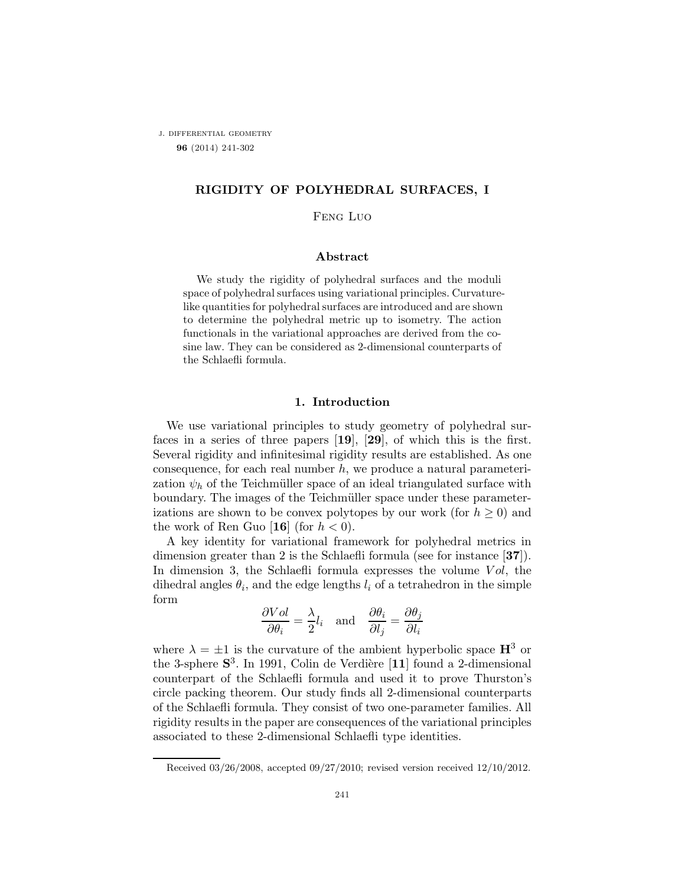# RIGIDITY OF POLYHEDRAL SURFACES, I

Feng Luo

## Abstract

We study the rigidity of polyhedral surfaces and the moduli space of polyhedral surfaces using variational principles. Curvature-like quantities for polyhedral surfaces are introduced and are shown to determine the polyhedral metric up to isometry. The action functionals in the variational approaches are derived from the cosine law. They can be considered as 2-dimensional counterparts of the Schlaefli formula.

## 1. Introduction

We use variational principles to study geometry of polyhedral surfaces in a series of three papers [**19**], [**29**], of which this is the first. Several rigidity and infinitesimal rigidity results are established. As one consequence, for each real number $h$, we produce a natural parameterization $\psi_h$ of the Teichmüller space of an ideal triangulated surface with boundary. The images of the Teichmüller space under these parameterizations are shown to be convex polytopes by our work (for $h \geq 0$) and the work of Ren Guo [**16**] (for $h < 0$).

A key identity for variational framework for polyhedral metrics in dimension greater than 2 is the Schlaefli formula (see for instance [**37**]). In dimension 3, the Schlaefli formula expresses the volume $Vol$, the dihedral angles $\theta_i$, and the edge lengths $l_i$ of a tetrahedron in the simple form

$$\frac{\partial Vol}{\partial \theta_i} = \frac{\lambda}{2} l_i \quad \text{and} \quad \frac{\partial \theta_i}{\partial l_j} = \frac{\partial \theta_j}{\partial l_i}$$

where $\lambda = \pm 1$ is the curvature of the ambient hyperbolic space $\mathbf{H}^3$ or the 3-sphere $\mathbf{S}^3$. In 1991, Colin de Verdière [**11**] found a 2-dimensional counterpart of the Schlaefli formula and used it to prove Thurston's circle packing theorem. Our study finds all 2-dimensional counterparts of the Schlaefli formula. They consist of two one-parameter families. All rigidity results in the paper are consequences of the variational principles associated to these 2-dimensional Schlaefli type identities.

Received 03/26/2008, accepted 09/27/2010; revised version received 12/10/2012.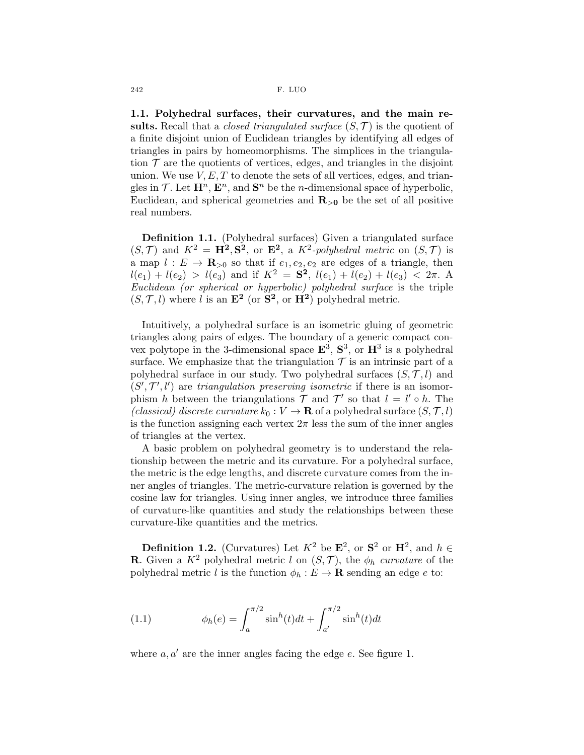**1.1. Polyhedral surfaces, their curvatures, and the main results.** Recall that a *closed triangulated surface* $(S, \mathcal{T})$ is the quotient of a finite disjoint union of Euclidean triangles by identifying all edges of triangles in pairs by homeomorphisms. The simplices in the triangulation $\mathcal{T}$ are the quotients of vertices, edges, and triangles in the disjoint union. We use $V, E, T$ to denote the sets of all vertices, edges, and triangles in $\mathcal{T}$. Let $\mathbf{H}^n$, $\mathbf{E}^n$, and $\mathbf{S}^n$ be the $n$-dimensional space of hyperbolic, Euclidean, and spherical geometries and $\mathbf{R}_{>0}$ be the set of all positive real numbers.

**Definition 1.1.** (Polyhedral surfaces) Given a triangulated surface $(S, \mathcal{T})$ and $K^2 = \mathbf{H^2}, \mathbf{S^2}$, or $\mathbf{E^2}$, a *$K^2$-polyhedral metric* on $(S, \mathcal{T})$ is a map $l : E \to \mathbf{R}_{>0}$ so that if $e_1, e_2, e_2$ are edges of a triangle, then $l(e_1) + l(e_2) > l(e_3)$ and if $K^2 = \mathbf{S^2}$, $l(e_1) + l(e_2) + l(e_3) < 2\pi$. A *Euclidean (or spherical or hyperbolic) polyhedral surface* is the triple $(S, \mathcal{T}, l)$ where $l$ is an $\mathbf{E^2}$ (or $\mathbf{S^2}$, or $\mathbf{H^2}$) polyhedral metric.

Intuitively, a polyhedral surface is an isometric gluing of geometric triangles along pairs of edges. The boundary of a generic compact convex polytope in the 3-dimensional space $\mathbf{E}^3$, $\mathbf{S}^3$, or $\mathbf{H}^3$ is a polyhedral surface. We emphasize that the triangulation $\mathcal{T}$ is an intrinsic part of a polyhedral surface in our study. Two polyhedral surfaces $(S, \mathcal{T}, l)$ and $(S', \mathcal{T}', l')$ are *triangulation preserving isometric* if there is an isomorphism $h$ between the triangulations $\mathcal{T}$ and $\mathcal{T}'$ so that $l = l' \circ h$. The *(classical) discrete curvature* $k_0 : V \to \mathbf{R}$ of a polyhedral surface $(S, \mathcal{T}, l)$ is the function assigning each vertex $2\pi$ less the sum of the inner angles of triangles at the vertex.

A basic problem on polyhedral geometry is to understand the relationship between the metric and its curvature. For a polyhedral surface, the metric is the edge lengths, and discrete curvature comes from the inner angles of triangles. The metric-curvature relation is governed by the cosine law for triangles. Using inner angles, we introduce three families of curvature-like quantities and study the relationships between these curvature-like quantities and the metrics.

**Definition 1.2.** (Curvatures) Let $K^2$ be $\mathbf{E}^2$, or $\mathbf{S}^2$ or $\mathbf{H}^2$, and $h \in \mathbf{R}$. Given a $K^2$ polyhedral metric $l$ on $(S, \mathcal{T})$, the *$\phi_h$ curvature* of the polyhedral metric $l$ is the function $\phi_h : E \to \mathbf{R}$ sending an edge $e$ to:

$$\phi_h(e) = \int_a^{\pi/2} \sin^h(t)dt + \int_{a'}^{\pi/2} \sin^h(t)dt \tag{1.1}$$

where $a, a'$ are the inner angles facing the edge $e$. See figure 1.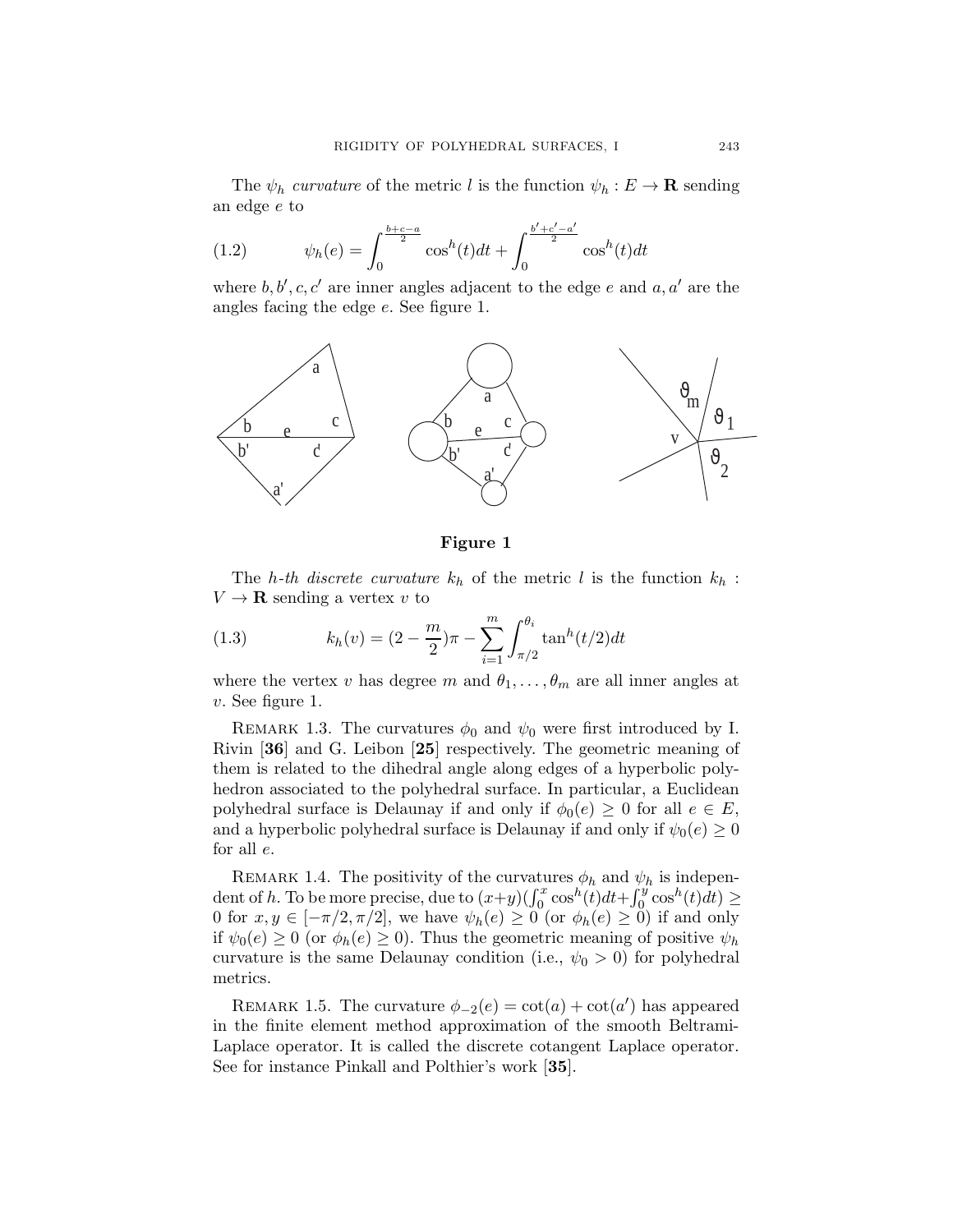The $\psi_h$ *curvature* of the metric $l$ is the function $\psi_h : E \to \mathbf{R}$ sending an edge $e$ to

$$\psi_h(e) = \int_0^{\frac{b+c-a}{2}} \cos^h(t)dt + \int_0^{\frac{b'+c'-a'}{2}} \cos^h(t)dt \tag{1.2}$$

where $b, b', c, c'$ are inner angles adjacent to the edge $e$ and $a, a'$ are the angles facing the edge $e$. See figure 1.

**Figure 1**

The *h-th discrete curvature* $k_h$ of the metric $l$ is the function $k_h : V \to \mathbf{R}$ sending a vertex $v$ to

$$k_h(v) = (2 - \frac{m}{2})\pi - \sum_{i=1}^{m} \int_{\pi/2}^{\theta_i} \tan^h(t/2)dt \tag{1.3}$$

where the vertex $v$ has degree $m$ and $\theta_1, \ldots, \theta_m$ are all inner angles at $v$. See figure 1.

Remark 1.3. The curvatures $\phi_0$ and $\psi_0$ were first introduced by I. Rivin [**36**] and G. Leibon [**25**] respectively. The geometric meaning of them is related to the dihedral angle along edges of a hyperbolic polyhedron associated to the polyhedral surface. In particular, a Euclidean polyhedral surface is Delaunay if and only if $\phi_0(e) \geq 0$ for all $e \in E$, and a hyperbolic polyhedral surface is Delaunay if and only if $\psi_0(e) \geq 0$ for all $e$.

Remark 1.4. The positivity of the curvatures $\phi_h$ and $\psi_h$ is independent of $h$. To be more precise, due to $(x+y)(\int_0^x \cos^h(t)dt + \int_0^y \cos^h(t)dt) \geq 0$ for $x, y \in [-\pi/2, \pi/2]$, we have $\psi_h(e) \geq 0$ (or $\phi_h(e) \geq 0$) if and only if $\psi_0(e) \geq 0$ (or $\phi_h(e) \geq 0$). Thus the geometric meaning of positive $\psi_h$ curvature is the same Delaunay condition (i.e., $\psi_0 > 0$) for polyhedral metrics.

Remark 1.5. The curvature $\phi_{-2}(e) = \cot(a) + \cot(a')$ has appeared in the finite element method approximation of the smooth Beltrami-Laplace operator. It is called the discrete cotangent Laplace operator. See for instance Pinkall and Polthier's work [**35**].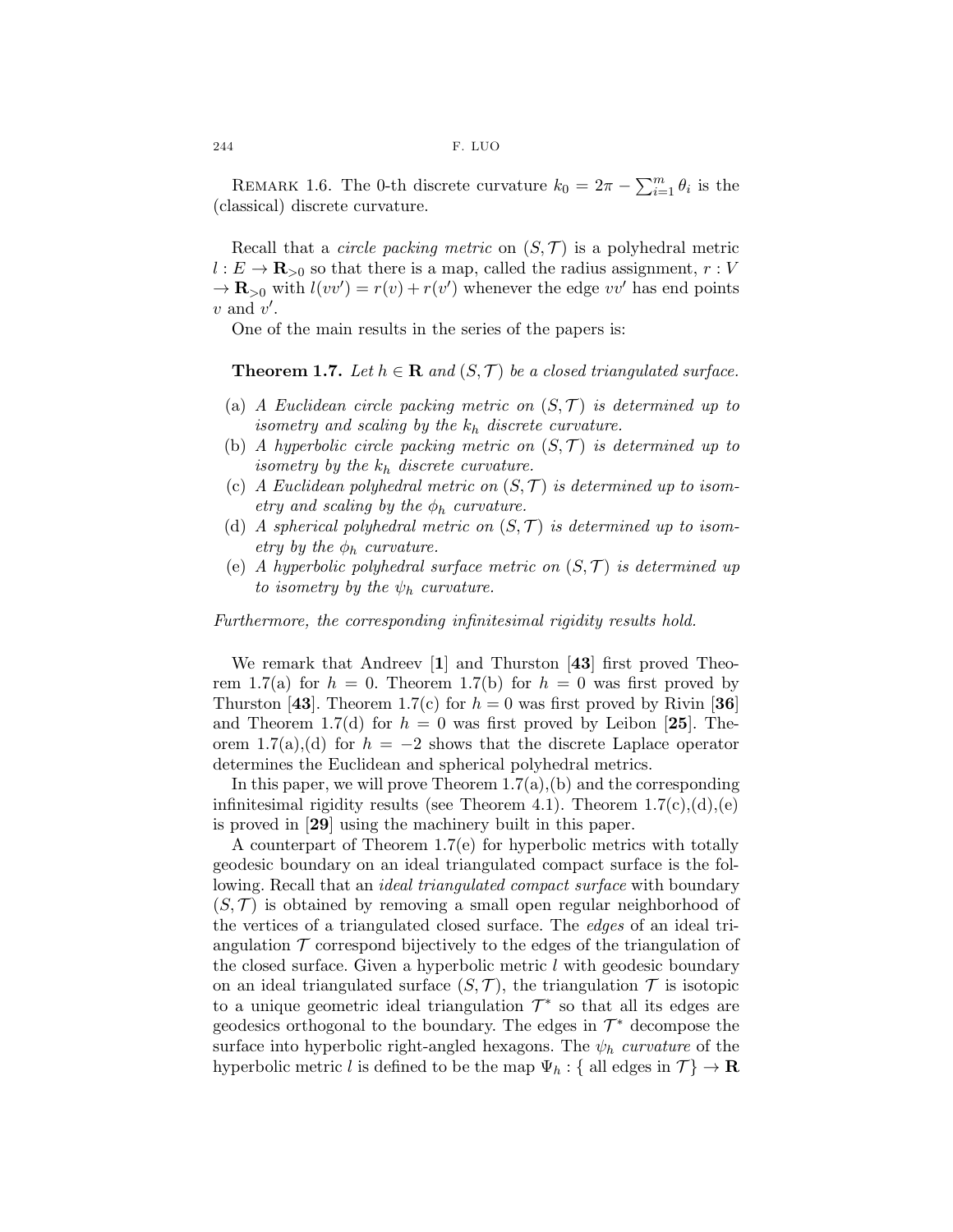REMARK 1.6. The 0-th discrete curvature $k_0 = 2\pi - \sum_{i=1}^{m} \theta_i$ is the (classical) discrete curvature.

Recall that a *circle packing metric* on $(S, \mathcal{T})$ is a polyhedral metric $l : E \to \mathbf{R}_{>0}$ so that there is a map, called the radius assignment, $r : V \to \mathbf{R}_{>0}$ with $l(vv') = r(v) + r(v')$ whenever the edge $vv'$ has end points $v$ and $v'$.

One of the main results in the series of the papers is:

**Theorem 1.7.** *Let $h \in \mathbf{R}$ and $(S, \mathcal{T})$ be a closed triangulated surface.*

- (a) *A Euclidean circle packing metric on $(S, \mathcal{T})$ is determined up to isometry and scaling by the $k_h$ discrete curvature.*
- (b) *A hyperbolic circle packing metric on $(S, \mathcal{T})$ is determined up to isometry by the $k_h$ discrete curvature.*
- (c) *A Euclidean polyhedral metric on $(S, \mathcal{T})$ is determined up to isometry and scaling by the $\phi_h$ curvature.*
- (d) *A spherical polyhedral metric on $(S, \mathcal{T})$ is determined up to isometry by the $\phi_h$ curvature.*
- (e) *A hyperbolic polyhedral surface metric on $(S, \mathcal{T})$ is determined up to isometry by the $\psi_h$ curvature.*

*Furthermore, the corresponding infinitesimal rigidity results hold.*

We remark that Andreev [**1**] and Thurston [**43**] first proved Theorem 1.7(a) for $h = 0$. Theorem 1.7(b) for $h = 0$ was first proved by Thurston [**43**]. Theorem 1.7(c) for $h = 0$ was first proved by Rivin [**36**] and Theorem 1.7(d) for $h = 0$ was first proved by Leibon [**25**]. Theorem 1.7(a),(d) for $h = -2$ shows that the discrete Laplace operator determines the Euclidean and spherical polyhedral metrics.

In this paper, we will prove Theorem 1.7(a),(b) and the corresponding infinitesimal rigidity results (see Theorem 4.1). Theorem 1.7(c),(d),(e) is proved in [**29**] using the machinery built in this paper.

A counterpart of Theorem 1.7(e) for hyperbolic metrics with totally geodesic boundary on an ideal triangulated compact surface is the following. Recall that an *ideal triangulated compact surface* with boundary $(S, \mathcal{T})$ is obtained by removing a small open regular neighborhood of the vertices of a triangulated closed surface. The *edges* of an ideal triangulation $\mathcal{T}$ correspond bijectively to the edges of the triangulation of the closed surface. Given a hyperbolic metric $l$ with geodesic boundary on an ideal triangulated surface $(S, \mathcal{T})$, the triangulation $\mathcal{T}$ is isotopic to a unique geometric ideal triangulation $\mathcal{T}^*$ so that all its edges are geodesics orthogonal to the boundary. The edges in $\mathcal{T}^*$ decompose the surface into hyperbolic right-angled hexagons. The $\psi_h$ *curvature* of the hyperbolic metric $l$ is defined to be the map $\Psi_h : \{$ all edges in $\mathcal{T}\} \to \mathbf{R}$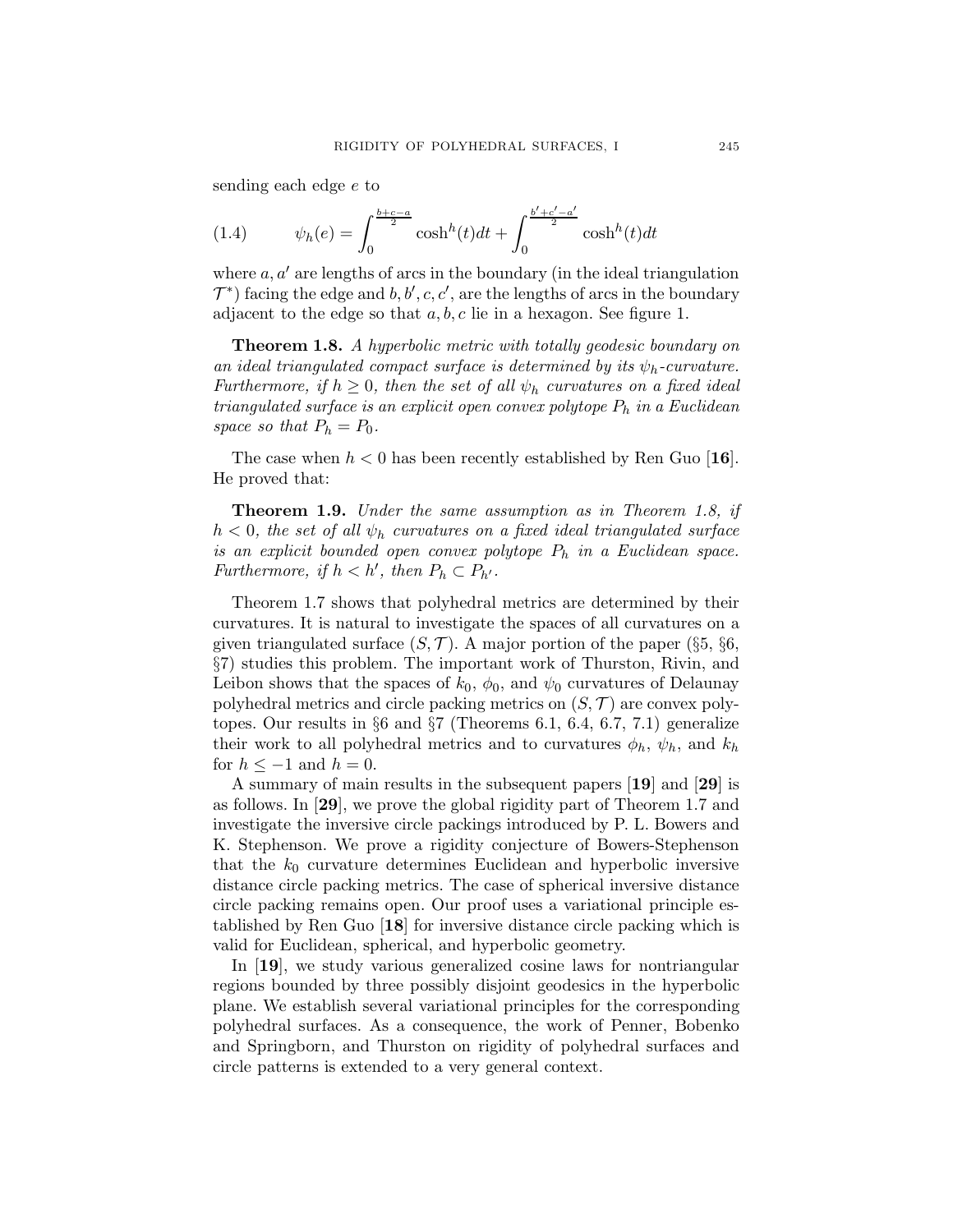sending each edge $e$ to

$$\psi_h(e) = \int_0^{\frac{b+c-a}{2}} \cosh^h(t)dt + \int_0^{\frac{b'+c'-a'}{2}} \cosh^h(t)dt \tag{1.4}$$

where $a, a'$ are lengths of arcs in the boundary (in the ideal triangulation $\mathcal{T}^*$) facing the edge and $b, b', c, c'$, are the lengths of arcs in the boundary adjacent to the edge so that $a, b, c$ lie in a hexagon. See figure 1.

**Theorem 1.8.** *A hyperbolic metric with totally geodesic boundary on an ideal triangulated compact surface is determined by its $\psi_h$-curvature. Furthermore, if $h \geq 0$, then the set of all $\psi_h$ curvatures on a fixed ideal triangulated surface is an explicit open convex polytope $P_h$ in a Euclidean space so that $P_h = P_0$.*

The case when $h < 0$ has been recently established by Ren Guo [**16**]. He proved that:

**Theorem 1.9.** *Under the same assumption as in Theorem 1.8, if $h < 0$, the set of all $\psi_h$ curvatures on a fixed ideal triangulated surface is an explicit bounded open convex polytope $P_h$ in a Euclidean space. Furthermore, if $h < h'$, then $P_h \subset P_{h'}$.*

Theorem 1.7 shows that polyhedral metrics are determined by their curvatures. It is natural to investigate the spaces of all curvatures on a given triangulated surface $(S, \mathcal{T})$. A major portion of the paper (§5, §6, §7) studies this problem. The important work of Thurston, Rivin, and Leibon shows that the spaces of $k_0$, $\phi_0$, and $\psi_0$ curvatures of Delaunay polyhedral metrics and circle packing metrics on $(S, \mathcal{T})$ are convex polytopes. Our results in §6 and §7 (Theorems 6.1, 6.4, 6.7, 7.1) generalize their work to all polyhedral metrics and to curvatures $\phi_h$, $\psi_h$, and $k_h$ for $h \leq -1$ and $h = 0$.

A summary of main results in the subsequent papers [**19**] and [**29**] is as follows. In [**29**], we prove the global rigidity part of Theorem 1.7 and investigate the inversive circle packings introduced by P. L. Bowers and K. Stephenson. We prove a rigidity conjecture of Bowers-Stephenson that the $k_0$ curvature determines Euclidean and hyperbolic inversive distance circle packing metrics. The case of spherical inversive distance circle packing remains open. Our proof uses a variational principle established by Ren Guo [**18**] for inversive distance circle packing which is valid for Euclidean, spherical, and hyperbolic geometry.

In [**19**], we study various generalized cosine laws for nontriangular regions bounded by three possibly disjoint geodesics in the hyperbolic plane. We establish several variational principles for the corresponding polyhedral surfaces. As a consequence, the work of Penner, Bobenko and Springborn, and Thurston on rigidity of polyhedral surfaces and circle patterns is extended to a very general context.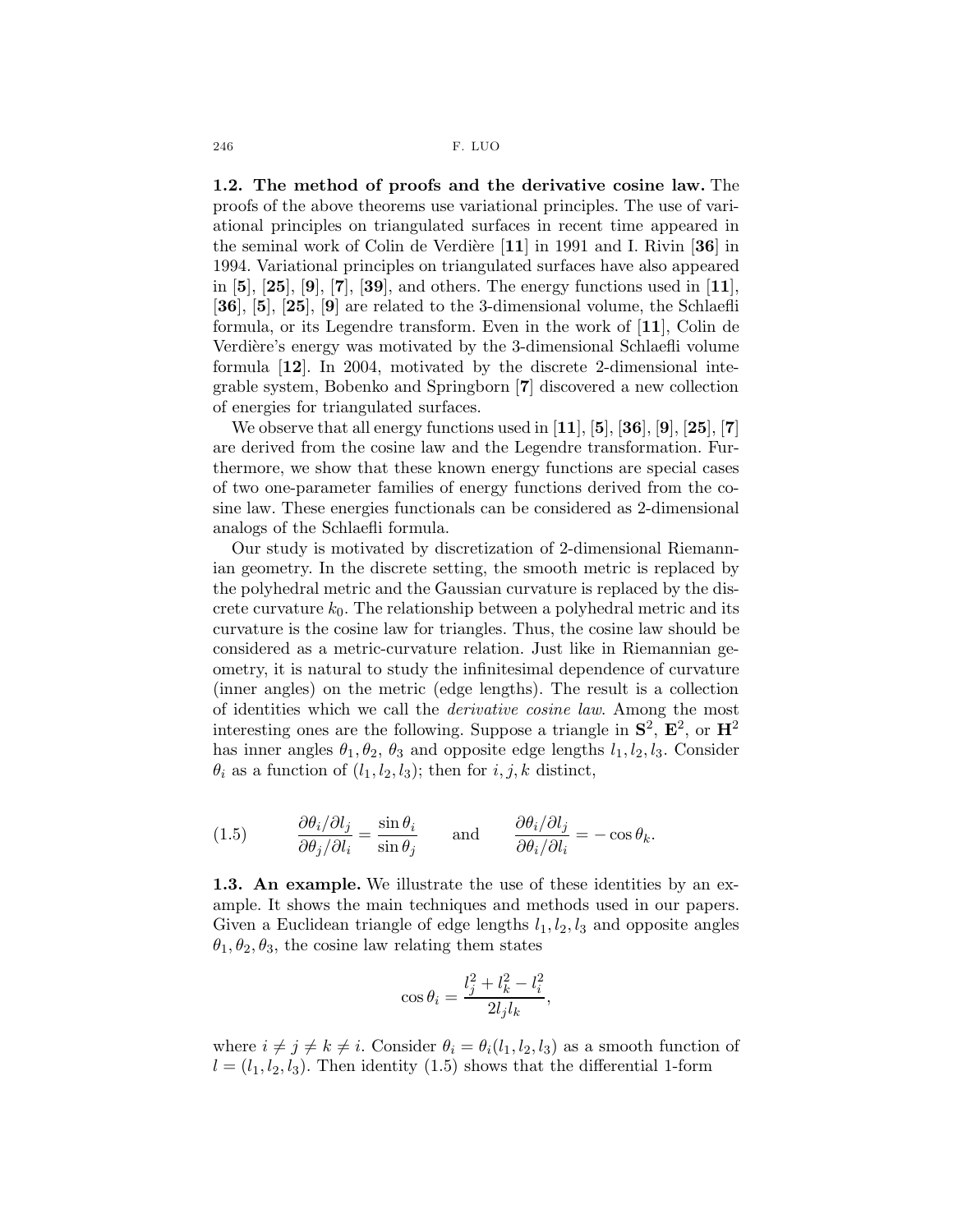**1.2. The method of proofs and the derivative cosine law.** The proofs of the above theorems use variational principles. The use of variational principles on triangulated surfaces in recent time appeared in the seminal work of Colin de Verdière [**11**] in 1991 and I. Rivin [**36**] in 1994. Variational principles on triangulated surfaces have also appeared in [**5**], [**25**], [**9**], [**7**], [**39**], and others. The energy functions used in [**11**], [**36**], [**5**], [**25**], [**9**] are related to the 3-dimensional volume, the Schlaefli formula, or its Legendre transform. Even in the work of [**11**], Colin de Verdière's energy was motivated by the 3-dimensional Schlaefli volume formula [**12**]. In 2004, motivated by the discrete 2-dimensional integrable system, Bobenko and Springborn [**7**] discovered a new collection of energies for triangulated surfaces.

We observe that all energy functions used in [**11**], [**5**], [**36**], [**9**], [**25**], [**7**] are derived from the cosine law and the Legendre transformation. Furthermore, we show that these known energy functions are special cases of two one-parameter families of energy functions derived from the cosine law. These energies functionals can be considered as 2-dimensional analogs of the Schlaefli formula.

Our study is motivated by discretization of 2-dimensional Riemannian geometry. In the discrete setting, the smooth metric is replaced by the polyhedral metric and the Gaussian curvature is replaced by the discrete curvature $k_0$. The relationship between a polyhedral metric and its curvature is the cosine law for triangles. Thus, the cosine law should be considered as a metric-curvature relation. Just like in Riemannian geometry, it is natural to study the infinitesimal dependence of curvature (inner angles) on the metric (edge lengths). The result is a collection of identities which we call the *derivative cosine law*. Among the most interesting ones are the following. Suppose a triangle in $\mathbf{S}^2$, $\mathbf{E}^2$, or $\mathbf{H}^2$ has inner angles $\theta_1, \theta_2, \theta_3$ and opposite edge lengths $l_1, l_2, l_3$. Consider $\theta_i$ as a function of $(l_1, l_2, l_3)$; then for $i, j, k$ distinct,

$$\frac{\partial\theta_i/\partial l_j}{\partial\theta_j/\partial l_i} = \frac{\sin\theta_i}{\sin\theta_j} \qquad \text{and} \qquad \frac{\partial\theta_i/\partial l_j}{\partial\theta_i/\partial l_i} = -\cos\theta_k. \tag{1.5}$$

**1.3. An example.** We illustrate the use of these identities by an example. It shows the main techniques and methods used in our papers. Given a Euclidean triangle of edge lengths $l_1, l_2, l_3$ and opposite angles $\theta_1, \theta_2, \theta_3$, the cosine law relating them states

$$\cos\theta_i = \frac{l_j^2 + l_k^2 - l_i^2}{2l_j l_k},$$

where $i \neq j \neq k \neq i$. Consider $\theta_i = \theta_i(l_1, l_2, l_3)$ as a smooth function of $l = (l_1, l_2, l_3)$. Then identity (1.5) shows that the differential 1-form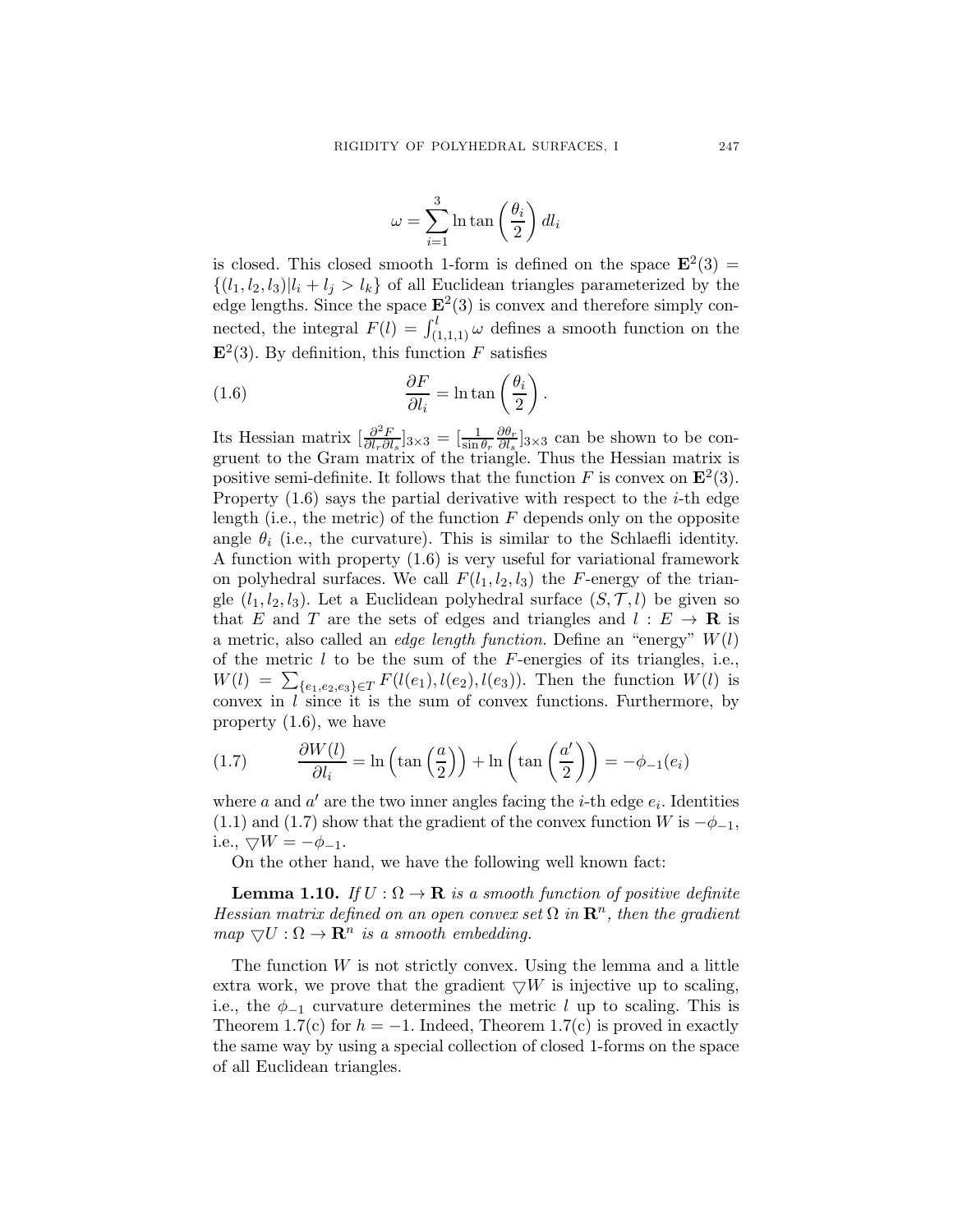$$\omega = \sum_{i=1}^{3} \ln \tan\left(\frac{\theta_i}{2}\right) dl_i$$

is closed. This closed smooth 1-form is defined on the space $\mathbf{E}^2(3) = \{(l_1, l_2, l_3) | l_i + l_j > l_k\}$ of all Euclidean triangles parameterized by the edge lengths. Since the space $\mathbf{E}^2(3)$ is convex and therefore simply connected, the integral $F(l) = \int_{(1,1,1)}^{l} \omega$ defines a smooth function on the $\mathbf{E}^2(3)$. By definition, this function $F$ satisfies

$$\frac{\partial F}{\partial l_i} = \ln \tan\left(\frac{\theta_i}{2}\right). \tag{1.6}$$

Its Hessian matrix $[\frac{\partial^2 F}{\partial l_r \partial l_s}]_{3\times 3} = [\frac{1}{\sin \theta_r} \frac{\partial \theta_r}{\partial l_s}]_{3\times 3}$ can be shown to be congruent to the Gram matrix of the triangle. Thus the Hessian matrix is positive semi-definite. It follows that the function $F$ is convex on $\mathbf{E}^2(3)$. Property (1.6) says the partial derivative with respect to the $i$-th edge length (i.e., the metric) of the function $F$ depends only on the opposite angle $\theta_i$ (i.e., the curvature). This is similar to the Schlaefli identity. A function with property (1.6) is very useful for variational framework on polyhedral surfaces. We call $F(l_1, l_2, l_3)$ the $F$-energy of the triangle $(l_1, l_2, l_3)$. Let a Euclidean polyhedral surface $(S, \mathcal{T}, l)$ be given so that $E$ and $T$ are the sets of edges and triangles and $l : E \to \mathbf{R}$ is a metric, also called an *edge length function*. Define an "energy" $W(l)$ of the metric $l$ to be the sum of the $F$-energies of its triangles, i.e., $W(l) = \sum_{\{e_1,e_2,e_3\}\in T} F(l(e_1), l(e_2), l(e_3))$. Then the function $W(l)$ is convex in $l$ since it is the sum of convex functions. Furthermore, by property (1.6), we have

$$\frac{\partial W(l)}{\partial l_i} = \ln\left(\tan\left(\frac{a}{2}\right)\right) + \ln\left(\tan\left(\frac{a'}{2}\right)\right) = -\phi_{-1}(e_i) \tag{1.7}$$

where $a$ and $a'$ are the two inner angles facing the $i$-th edge $e_i$. Identities (1.1) and (1.7) show that the gradient of the convex function $W$ is $-\phi_{-1}$, i.e., $\bigtriangledown W = -\phi_{-1}$.

On the other hand, we have the following well known fact:

**Lemma 1.10.** *If $U : \Omega \to \mathbf{R}$ is a smooth function of positive definite Hessian matrix defined on an open convex set $\Omega$ in $\mathbf{R}^n$, then the gradient map $\bigtriangledown U : \Omega \to \mathbf{R}^n$ is a smooth embedding.*

The function $W$ is not strictly convex. Using the lemma and a little extra work, we prove that the gradient $\bigtriangledown W$ is injective up to scaling, i.e., the $\phi_{-1}$ curvature determines the metric $l$ up to scaling. This is Theorem 1.7(c) for $h = -1$. Indeed, Theorem 1.7(c) is proved in exactly the same way by using a special collection of closed 1-forms on the space of all Euclidean triangles.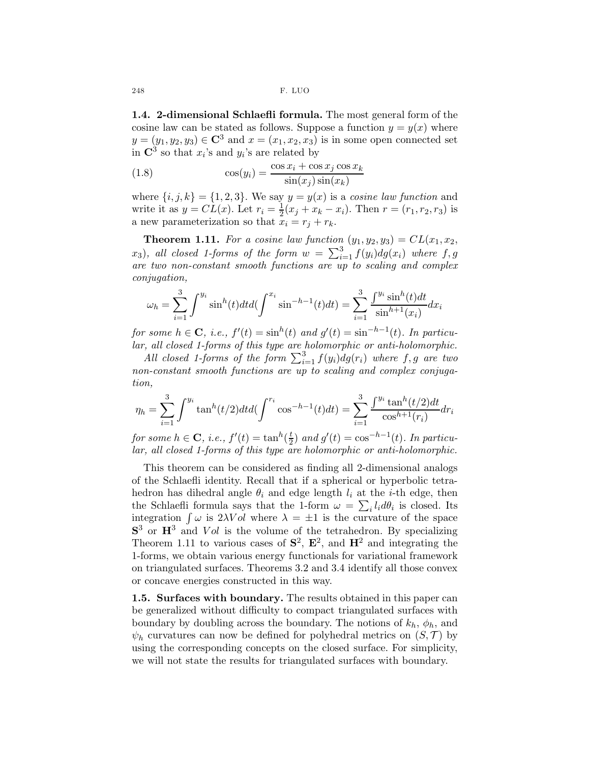**1.4. 2-dimensional Schlaefli formula.** The most general form of the cosine law can be stated as follows. Suppose a function $y = y(x)$ where $y = (y_1, y_2, y_3) \in \mathbf{C}^3$ and $x = (x_1, x_2, x_3)$ is in some open connected set in $\mathbf{C}^3$ so that $x_i$'s and $y_i$'s are related by

$$\cos(y_i) = \frac{\cos x_i + \cos x_j \cos x_k}{\sin(x_j)\sin(x_k)} \tag{1.8}$$

where $\{i, j, k\} = \{1, 2, 3\}$. We say $y = y(x)$ is a *cosine law function* and write it as $y = CL(x)$. Let $r_i = \frac{1}{2}(x_j + x_k - x_i)$. Then $r = (r_1, r_2, r_3)$ is a new parameterization so that $x_i = r_j + r_k$.

**Theorem 1.11.** *For a cosine law function $(y_1, y_2, y_3) = CL(x_1, x_2, x_3)$, all closed 1-forms of the form $w = \sum_{i=1}^{3} f(y_i) dg(x_i)$ where $f, g$ are two non-constant smooth functions are up to scaling and complex conjugation,*

$$\omega_h = \sum_{i=1}^{3} \int^{y_i} \sin^h(t) dt d\left(\int^{x_i} \sin^{-h-1}(t) dt\right) = \sum_{i=1}^{3} \frac{\int^{y_i} \sin^h(t) dt}{\sin^{h+1}(x_i)} dx_i$$

*for some $h \in \mathbf{C}$, i.e., $f'(t) = \sin^h(t)$ and $g'(t) = \sin^{-h-1}(t)$. In particular, all closed 1-forms of this type are holomorphic or anti-holomorphic.*

*All closed 1-forms of the form $\sum_{i=1}^{3} f(y_i) dg(r_i)$ where $f, g$ are two non-constant smooth functions are up to scaling and complex conjugation,*

$$\eta_h = \sum_{i=1}^{3} \int^{y_i} \tan^h(t/2) dt d\left(\int^{r_i} \cos^{-h-1}(t) dt\right) = \sum_{i=1}^{3} \frac{\int^{y_i} \tan^h(t/2) dt}{\cos^{h+1}(r_i)} dr_i$$

*for some $h \in \mathbf{C}$, i.e., $f'(t) = \tan^h(\frac{t}{2})$ and $g'(t) = \cos^{-h-1}(t)$. In particular, all closed 1-forms of this type are holomorphic or anti-holomorphic.*

This theorem can be considered as finding all 2-dimensional analogs of the Schlaefli identity. Recall that if a spherical or hyperbolic tetrahedron has dihedral angle $\theta_i$ and edge length $l_i$ at the $i$-th edge, then the Schlaefli formula says that the 1-form $\omega = \sum_i l_i d\theta_i$ is closed. Its integration $\int \omega$ is $2\lambda Vol$ where $\lambda = \pm 1$ is the curvature of the space $\mathbf{S}^3$ or $\mathbf{H}^3$ and $Vol$ is the volume of the tetrahedron. By specializing Theorem 1.11 to various cases of $\mathbf{S}^2$, $\mathbf{E}^2$, and $\mathbf{H}^2$ and integrating the 1-forms, we obtain various energy functionals for variational framework on triangulated surfaces. Theorems 3.2 and 3.4 identify all those convex or concave energies constructed in this way.

**1.5. Surfaces with boundary.** The results obtained in this paper can be generalized without difficulty to compact triangulated surfaces with boundary by doubling across the boundary. The notions of $k_h$, $\phi_h$, and $\psi_h$ curvatures can now be defined for polyhedral metrics on $(S, \mathcal{T})$ by using the corresponding concepts on the closed surface. For simplicity, we will not state the results for triangulated surfaces with boundary.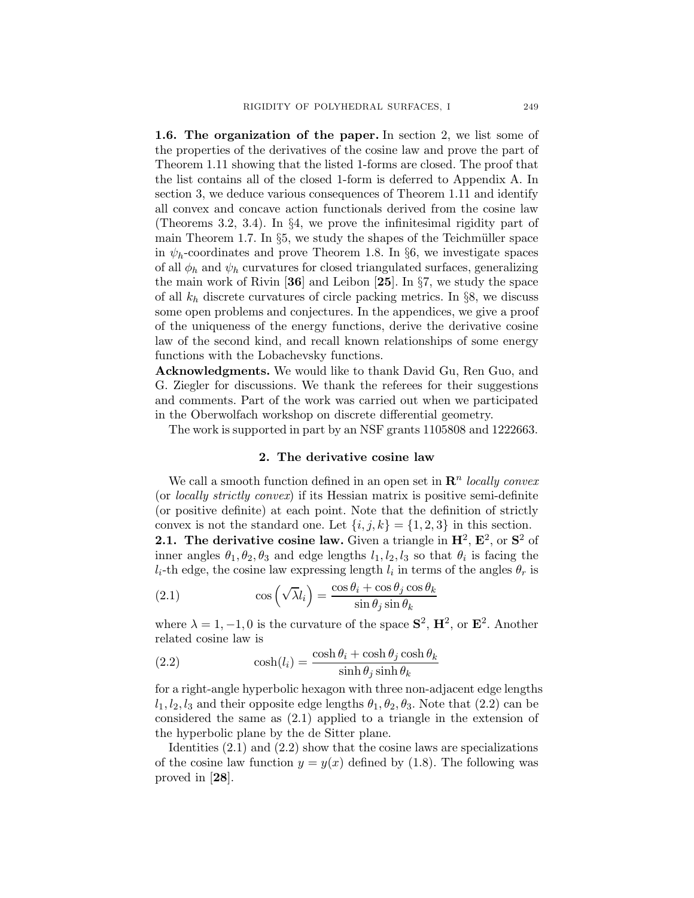**1.6. The organization of the paper.** In section 2, we list some of the properties of the derivatives of the cosine law and prove the part of Theorem 1.11 showing that the listed 1-forms are closed. The proof that the list contains all of the closed 1-form is deferred to Appendix A. In section 3, we deduce various consequences of Theorem 1.11 and identify all convex and concave action functionals derived from the cosine law (Theorems 3.2, 3.4). In §4, we prove the infinitesimal rigidity part of main Theorem 1.7. In §5, we study the shapes of the Teichmüller space in $\psi_h$-coordinates and prove Theorem 1.8. In §6, we investigate spaces of all $\phi_h$ and $\psi_h$ curvatures for closed triangulated surfaces, generalizing the main work of Rivin [**36**] and Leibon [**25**]. In §7, we study the space of all $k_h$ discrete curvatures of circle packing metrics. In §8, we discuss some open problems and conjectures. In the appendices, we give a proof of the uniqueness of the energy functions, derive the derivative cosine law of the second kind, and recall known relationships of some energy functions with the Lobachevsky functions.

**Acknowledgments.** We would like to thank David Gu, Ren Guo, and G. Ziegler for discussions. We thank the referees for their suggestions and comments. Part of the work was carried out when we participated in the Oberwolfach workshop on discrete differential geometry.

The work is supported in part by an NSF grants 1105808 and 1222663.

## 2. The derivative cosine law

We call a smooth function defined in an open set in $\mathbf{R}^n$ *locally convex* (or *locally strictly convex*) if its Hessian matrix is positive semi-definite (or positive definite) at each point. Note that the definition of strictly convex is not the standard one. Let $\{i, j, k\} = \{1, 2, 3\}$ in this section.

**2.1. The derivative cosine law.** Given a triangle in $\mathbf{H}^2$, $\mathbf{E}^2$, or $\mathbf{S}^2$ of inner angles $\theta_1, \theta_2, \theta_3$ and edge lengths $l_1, l_2, l_3$ so that $\theta_i$ is facing the $l_i$-th edge, the cosine law expressing length $l_i$ in terms of the angles $\theta_r$ is

$$\cos\left(\sqrt{\lambda} l_i\right) = \frac{\cos\theta_i + \cos\theta_j \cos\theta_k}{\sin\theta_j \sin\theta_k} \tag{2.1}$$

where $\lambda = 1, -1, 0$ is the curvature of the space $\mathbf{S}^2$, $\mathbf{H}^2$, or $\mathbf{E}^2$. Another related cosine law is

$$\cosh(l_i) = \frac{\cosh\theta_i + \cosh\theta_j \cosh\theta_k}{\sinh\theta_j \sinh\theta_k} \tag{2.2}$$

for a right-angle hyperbolic hexagon with three non-adjacent edge lengths $l_1, l_2, l_3$ and their opposite edge lengths $\theta_1, \theta_2, \theta_3$. Note that (2.2) can be considered the same as (2.1) applied to a triangle in the extension of the hyperbolic plane by the de Sitter plane.

Identities (2.1) and (2.2) show that the cosine laws are specializations of the cosine law function $y = y(x)$ defined by (1.8). The following was proved in [**28**].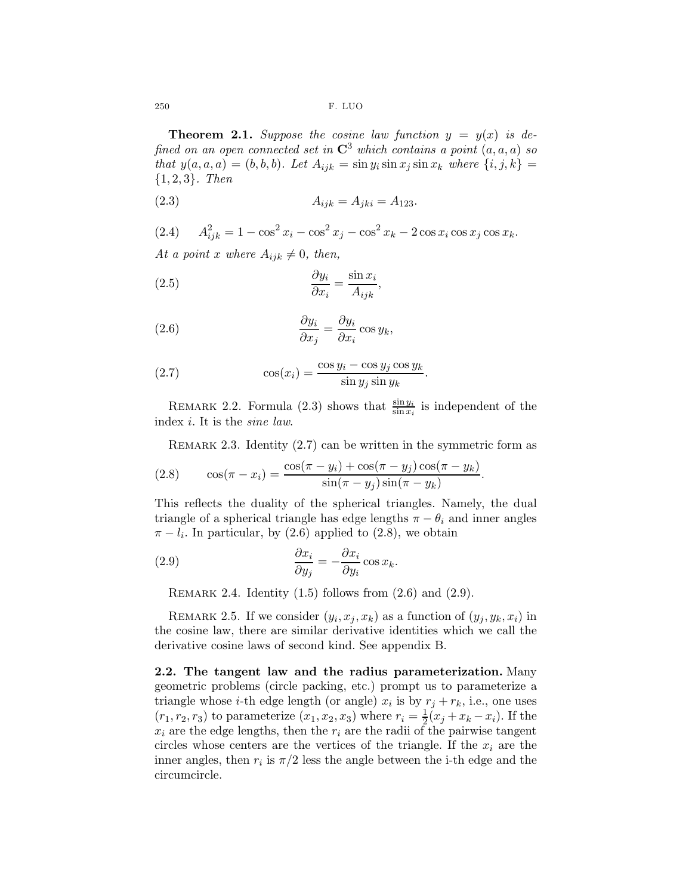**Theorem 2.1.** *Suppose the cosine law function $y = y(x)$ is defined on an open connected set in $\mathbf{C}^3$ which contains a point $(a, a, a)$ so that $y(a, a, a) = (b, b, b)$. Let $A_{ijk} = \sin y_i \sin x_j \sin x_k$ where $\{i, j, k\} = \{1, 2, 3\}$. Then*

$$A_{ijk} = A_{jki} = A_{123}. \tag{2.3}$$

$$A_{ijk}^2 = 1 - \cos^2 x_i - \cos^2 x_j - \cos^2 x_k - 2\cos x_i \cos x_j \cos x_k. \tag{2.4}$$

*At a point $x$ where $A_{ijk} \neq 0$, then,*

$$\frac{\partial y_i}{\partial x_i} = \frac{\sin x_i}{A_{ijk}}, \tag{2.5}$$

$$\frac{\partial y_i}{\partial x_j} = \frac{\partial y_i}{\partial x_i} \cos y_k, \tag{2.6}$$

$$\cos(x_i) = \frac{\cos y_i - \cos y_j \cos y_k}{\sin y_j \sin y_k}. \tag{2.7}$$

Remark 2.2. Formula (2.3) shows that $\frac{\sin y_i}{\sin x_i}$ is independent of the index $i$. It is the *sine law*.

Remark 2.3. Identity (2.7) can be written in the symmetric form as

$$\cos(\pi - x_i) = \frac{\cos(\pi - y_i) + \cos(\pi - y_j)\cos(\pi - y_k)}{\sin(\pi - y_j)\sin(\pi - y_k)}. \tag{2.8}$$

This reflects the duality of the spherical triangles. Namely, the dual triangle of a spherical triangle has edge lengths $\pi - \theta_i$ and inner angles $\pi - l_i$. In particular, by (2.6) applied to (2.8), we obtain

$$\frac{\partial x_i}{\partial y_j} = -\frac{\partial x_i}{\partial y_i} \cos x_k. \tag{2.9}$$

Remark 2.4. Identity (1.5) follows from (2.6) and (2.9).

Remark 2.5. If we consider $(y_i, x_j, x_k)$ as a function of $(y_j, y_k, x_i)$ in the cosine law, there are similar derivative identities which we call the derivative cosine laws of second kind. See appendix B.

**2.2. The tangent law and the radius parameterization.** Many geometric problems (circle packing, etc.) prompt us to parameterize a triangle whose $i$-th edge length (or angle) $x_i$ is by $r_j + r_k$, i.e., one uses $(r_1, r_2, r_3)$ to parameterize $(x_1, x_2, x_3)$ where $r_i = \frac{1}{2}(x_j + x_k - x_i)$. If the $x_i$ are the edge lengths, then the $r_i$ are the radii of the pairwise tangent circles whose centers are the vertices of the triangle. If the $x_i$ are the inner angles, then $r_i$ is $\pi/2$ less the angle between the i-th edge and the circumcircle.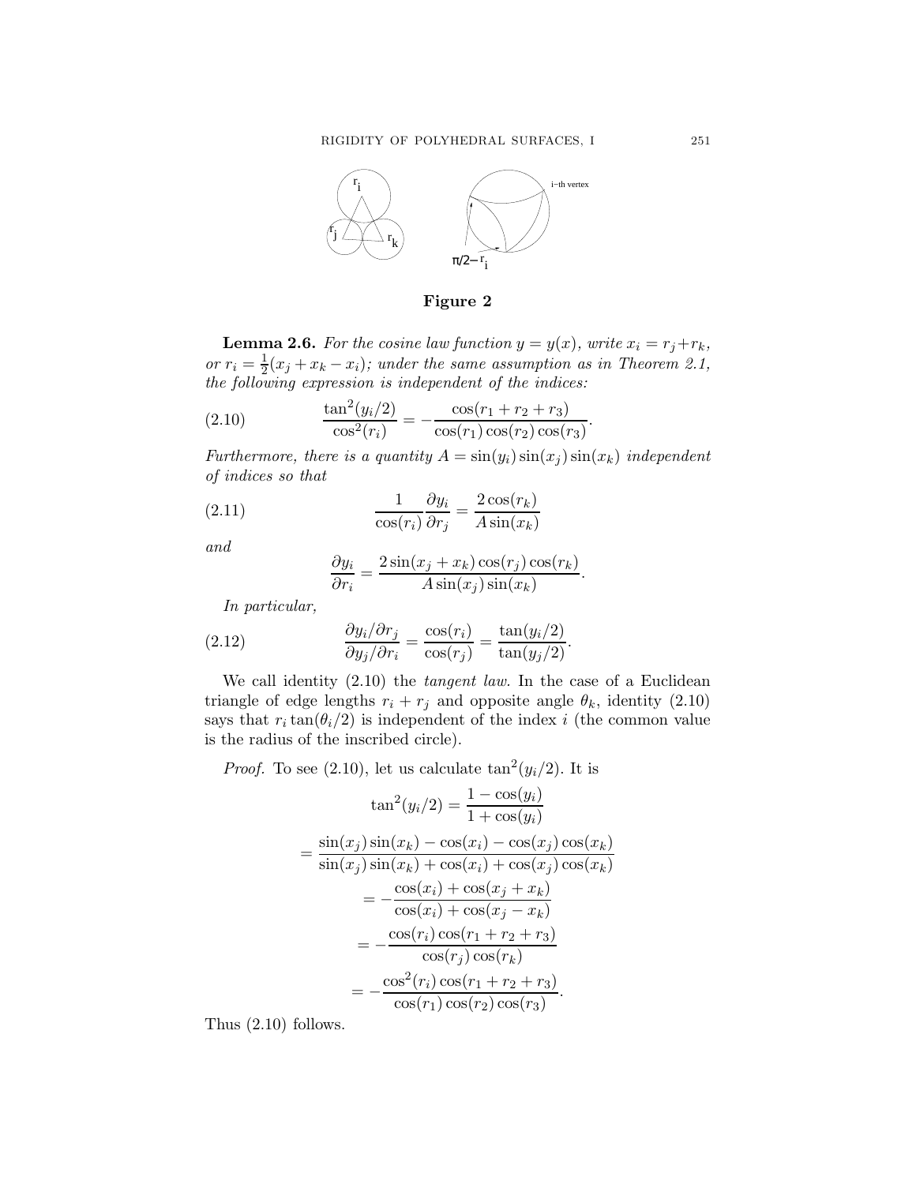**Figure 2**

**Lemma 2.6.** *For the cosine law function $y = y(x)$, write $x_i = r_j + r_k$, or $r_i = \frac{1}{2}(x_j + x_k - x_i)$; under the same assumption as in Theorem 2.1, the following expression is independent of the indices:*

$$\frac{\tan^2(y_i/2)}{\cos^2(r_i)} = -\frac{\cos(r_1 + r_2 + r_3)}{\cos(r_1)\cos(r_2)\cos(r_3)}. \tag{2.10}$$

*Furthermore, there is a quantity $A = \sin(y_i)\sin(x_j)\sin(x_k)$ independent of indices so that*

$$\frac{1}{\cos(r_i)}\frac{\partial y_i}{\partial r_j} = \frac{2\cos(r_k)}{A\sin(x_k)} \tag{2.11}$$

*and*

$$\frac{\partial y_i}{\partial r_i} = \frac{2\sin(x_j + x_k)\cos(r_j)\cos(r_k)}{A\sin(x_j)\sin(x_k)}.$$

*In particular,*

$$\frac{\partial y_i/\partial r_j}{\partial y_j/\partial r_i} = \frac{\cos(r_i)}{\cos(r_j)} = \frac{\tan(y_i/2)}{\tan(y_j/2)}. \tag{2.12}$$

We call identity (2.10) the *tangent law*. In the case of a Euclidean triangle of edge lengths $r_i + r_j$ and opposite angle $\theta_k$, identity (2.10) says that $r_i \tan(\theta_i/2)$ is independent of the index $i$ (the common value is the radius of the inscribed circle).

*Proof.* To see (2.10), let us calculate $\tan^2(y_i/2)$. It is

$$\tan^2(y_i/2) = \frac{1 - \cos(y_i)}{1 + \cos(y_i)}$$

$$= \frac{\sin(x_j)\sin(x_k) - \cos(x_i) - \cos(x_j)\cos(x_k)}{\sin(x_j)\sin(x_k) + \cos(x_i) + \cos(x_j)\cos(x_k)}$$

$$= -\frac{\cos(x_i) + \cos(x_j + x_k)}{\cos(x_i) + \cos(x_j - x_k)}$$

$$= -\frac{\cos(r_i)\cos(r_1 + r_2 + r_3)}{\cos(r_j)\cos(r_k)}$$

$$= -\frac{\cos^2(r_i)\cos(r_1 + r_2 + r_3)}{\cos(r_1)\cos(r_2)\cos(r_3)}.$$

Thus (2.10) follows.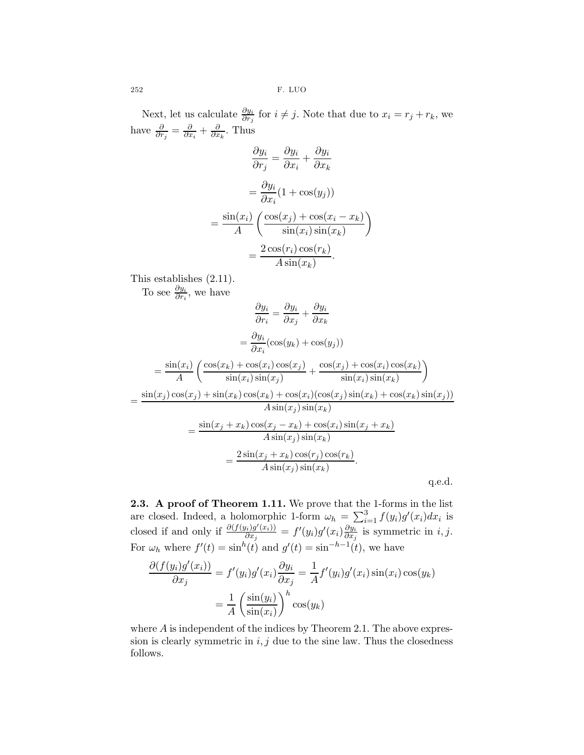Next, let us calculate $\frac{\partial y_i}{\partial r_j}$ for $i \neq j$. Note that due to $x_i = r_j + r_k$, we have $\frac{\partial}{\partial r_j} = \frac{\partial}{\partial x_i} + \frac{\partial}{\partial x_k}$. Thus

$$\frac{\partial y_i}{\partial r_j} = \frac{\partial y_i}{\partial x_i} + \frac{\partial y_i}{\partial x_k}$$

$$= \frac{\partial y_i}{\partial x_i}(1 + \cos(y_j))$$

$$= \frac{\sin(x_i)}{A}\left(\frac{\cos(x_j) + \cos(x_i - x_k)}{\sin(x_i)\sin(x_k)}\right)$$

$$= \frac{2\cos(r_i)\cos(r_k)}{A\sin(x_k)}.$$

This establishes (2.11).

To see $\frac{\partial y_i}{\partial r_i}$, we have

$$\frac{\partial y_i}{\partial r_i} = \frac{\partial y_i}{\partial x_j} + \frac{\partial y_i}{\partial x_k}$$

$$= \frac{\partial y_i}{\partial x_i}(\cos(y_k) + \cos(y_j))$$

$$= \frac{\sin(x_i)}{A}\left(\frac{\cos(x_k) + \cos(x_i)\cos(x_j)}{\sin(x_i)\sin(x_j)} + \frac{\cos(x_j) + \cos(x_i)\cos(x_k)}{\sin(x_i)\sin(x_k)}\right)$$

$$= \frac{\sin(x_j)\cos(x_j) + \sin(x_k)\cos(x_k) + \cos(x_i)(\cos(x_j)\sin(x_k) + \cos(x_k)\sin(x_j))}{A\sin(x_j)\sin(x_k)}$$

$$= \frac{\sin(x_j + x_k)\cos(x_j - x_k) + \cos(x_i)\sin(x_j + x_k)}{A\sin(x_j)\sin(x_k)}$$

$$= \frac{2\sin(x_j + x_k)\cos(r_j)\cos(r_k)}{A\sin(x_j)\sin(x_k)}.$$

q.e.d.

**2.3. A proof of Theorem 1.11.** We prove that the 1-forms in the list are closed. Indeed, a holomorphic 1-form $\omega_h = \sum_{i=1}^3 f(y_i)g'(x_i)dx_i$ is closed if and only if $\frac{\partial(f(y_i)g'(x_i))}{\partial x_j} = f'(y_i)g'(x_i)\frac{\partial y_i}{\partial x_j}$ is symmetric in $i, j$. For $\omega_h$ where $f'(t) = \sin^h(t)$ and $g'(t) = \sin^{-h-1}(t)$, we have

$$\frac{\partial(f(y_i)g'(x_i))}{\partial x_j} = f'(y_i)g'(x_i)\frac{\partial y_i}{\partial x_j} = \frac{1}{A}f'(y_i)g'(x_i)\sin(x_i)\cos(y_k)$$

$$= \frac{1}{A}\left(\frac{\sin(y_i)}{\sin(x_i)}\right)^h \cos(y_k)$$

where $A$ is independent of the indices by Theorem 2.1. The above expression is clearly symmetric in $i, j$ due to the sine law. Thus the closedness follows.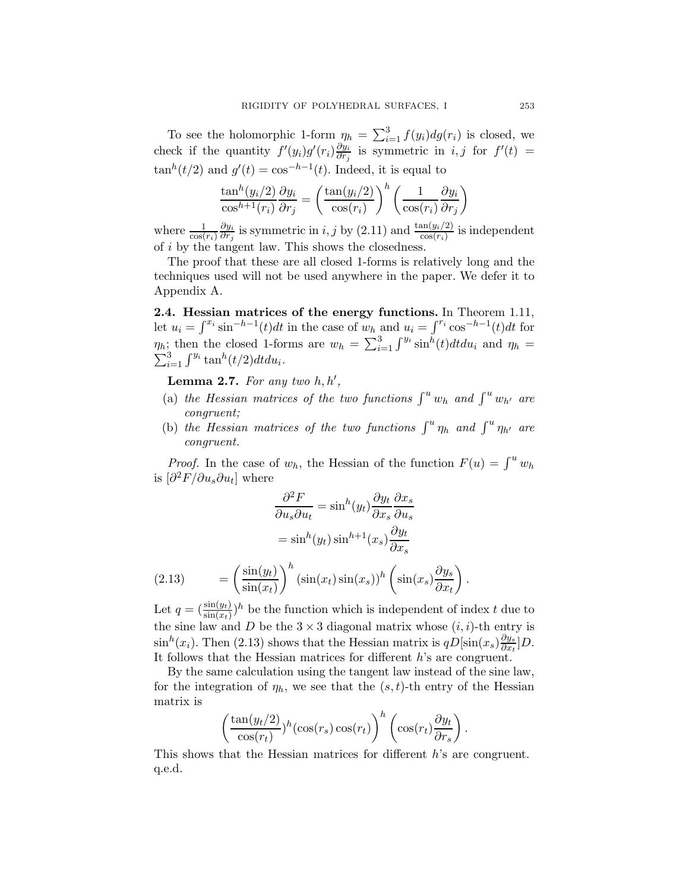To see the holomorphic 1-form $\eta_h = \sum_{i=1}^3 f(y_i)dg(r_i)$ is closed, we check if the quantity $f'(y_i)g'(r_i)\frac{\partial y_i}{\partial r_j}$ is symmetric in $i, j$ for $f'(t) = \tan^h(t/2)$ and $g'(t) = \cos^{-h-1}(t)$. Indeed, it is equal to

$$\frac{\tan^h(y_i/2)}{\cos^{h+1}(r_i)} \frac{\partial y_i}{\partial r_j} = \left(\frac{\tan(y_i/2)}{\cos(r_i)}\right)^h \left(\frac{1}{\cos(r_i)} \frac{\partial y_i}{\partial r_j}\right)$$

where $\frac{1}{\cos(r_i)}\frac{\partial y_i}{\partial r_j}$ is symmetric in $i, j$ by (2.11) and $\frac{\tan(y_i/2)}{\cos(r_i)}$ is independent of $i$ by the tangent law. This shows the closedness.

The proof that these are all closed 1-forms is relatively long and the techniques used will not be used anywhere in the paper. We defer it to Appendix A.

**2.4. Hessian matrices of the energy functions.** In Theorem 1.11, let $u_i = \int^{x_i} \sin^{-h-1}(t)dt$ in the case of $w_h$ and $u_i = \int^{r_i} \cos^{-h-1}(t)dt$ for $\eta_h$; then the closed 1-forms are $w_h = \sum_{i=1}^3 \int^{y_i} \sin^h(t)dtdu_i$ and $\eta_h = \sum_{i=1}^3 \int^{y_i} \tan^h(t/2)dtdu_i$.

**Lemma 2.7.** *For any two $h, h'$,*

(a) *the Hessian matrices of the two functions $\int^u w_h$ and $\int^u w_{h'}$ are congruent;*

(b) *the Hessian matrices of the two functions $\int^u \eta_h$ and $\int^u \eta_{h'}$ are congruent.*

*Proof.* In the case of $w_h$, the Hessian of the function $F(u) = \int^u w_h$ is $[\partial^2 F/\partial u_s \partial u_t]$ where

$$\begin{aligned}
\frac{\partial^2 F}{\partial u_s \partial u_t} &= \sin^h(y_t)\frac{\partial y_t}{\partial x_s}\frac{\partial x_s}{\partial u_s} \\
&= \sin^h(y_t)\sin^{h+1}(x_s)\frac{\partial y_t}{\partial x_s}
\end{aligned}$$

$$(2.13) \qquad = \left(\frac{\sin(y_t)}{\sin(x_t)}\right)^h (\sin(x_t)\sin(x_s))^h \left(\sin(x_s)\frac{\partial y_s}{\partial x_t}\right).$$

Let $q = (\frac{\sin(y_t)}{\sin(x_t)})^h$ be the function which is independent of index $t$ due to the sine law and $D$ be the $3 \times 3$ diagonal matrix whose $(i, i)$-th entry is $\sin^h(x_i)$. Then (2.13) shows that the Hessian matrix is $qD[\sin(x_s)\frac{\partial y_s}{\partial x_t}]D$. It follows that the Hessian matrices for different $h$'s are congruent.

By the same calculation using the tangent law instead of the sine law, for the integration of $\eta_h$, we see that the $(s,t)$-th entry of the Hessian matrix is

$$\left(\frac{\tan(y_t/2)}{\cos(r_t)})^h(\cos(r_s)\cos(r_t)\right)^h\left(\cos(r_t)\frac{\partial y_t}{\partial r_s}\right).$$

This shows that the Hessian matrices for different $h$'s are congruent. q.e.d.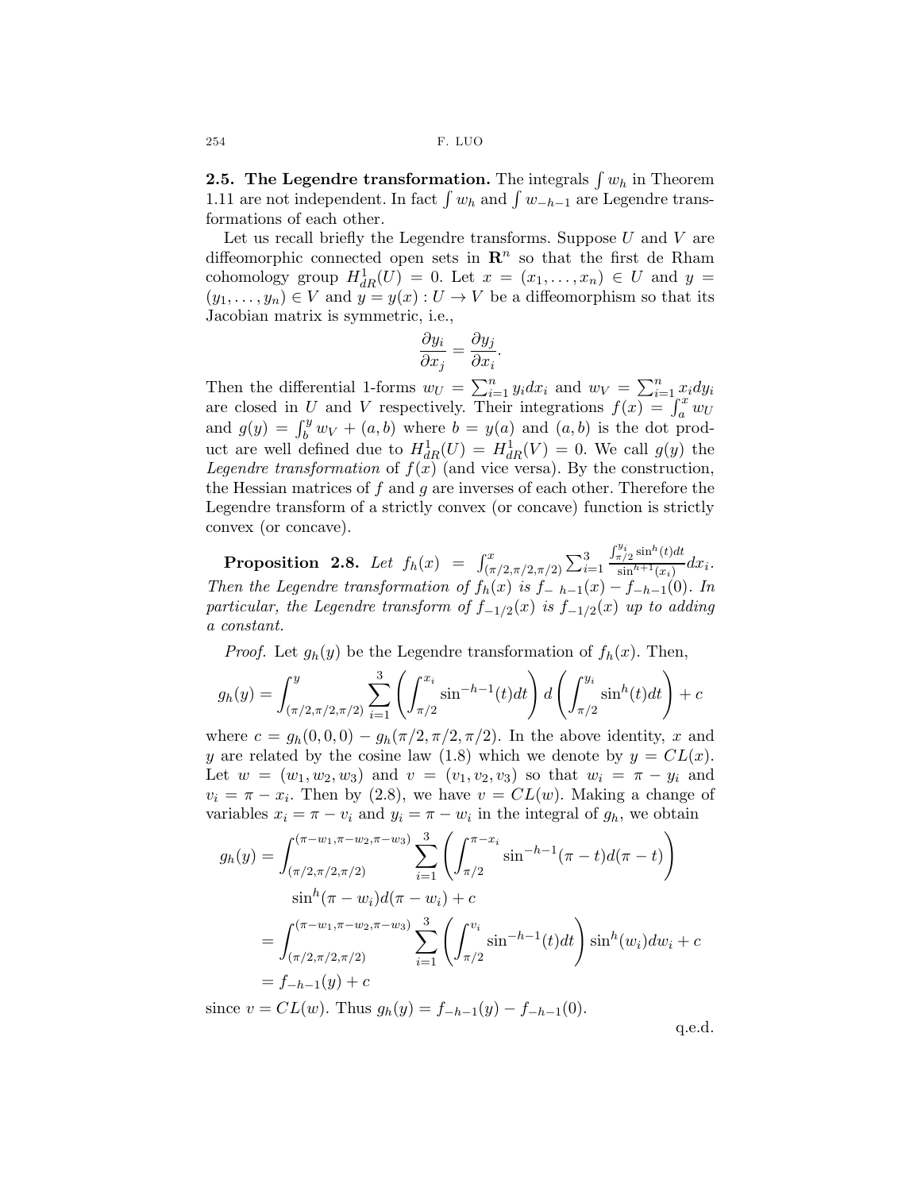**2.5. The Legendre transformation.** The integrals $\int w_h$ in Theorem 1.11 are not independent. In fact $\int w_h$ and $\int w_{-h-1}$ are Legendre transformations of each other.

Let us recall briefly the Legendre transforms. Suppose $U$ and $V$ are diffeomorphic connected open sets in $\mathbf{R}^n$ so that the first de Rham cohomology group $H^1_{dR}(U) = 0$. Let $x = (x_1, \ldots, x_n) \in U$ and $y = (y_1, \ldots, y_n) \in V$ and $y = y(x) : U \to V$ be a diffeomorphism so that its Jacobian matrix is symmetric, i.e.,

$$\frac{\partial y_i}{\partial x_j} = \frac{\partial y_j}{\partial x_i}.$$

Then the differential 1-forms $w_U = \sum_{i=1}^n y_i dx_i$ and $w_V = \sum_{i=1}^n x_i dy_i$ are closed in $U$ and $V$ respectively. Their integrations $f(x) = \int_a^x w_U$ and $g(y) = \int_b^y w_V + (a, b)$ where $b = y(a)$ and $(a, b)$ is the dot product are well defined due to $H^1_{dR}(U) = H^1_{dR}(V) = 0$. We call $g(y)$ the *Legendre transformation* of $f(x)$ (and vice versa). By the construction, the Hessian matrices of $f$ and $g$ are inverses of each other. Therefore the Legendre transform of a strictly convex (or concave) function is strictly convex (or concave).

**Proposition 2.8.** *Let* $f_h(x) = \int_{(\pi/2,\pi/2,\pi/2)}^x \sum_{i=1}^3 \frac{\int_{\pi/2}^{y_i} \sin^h(t)dt}{\sin^{h+1}(x_i)} dx_i$*. Then the Legendre transformation of* $f_h(x)$ *is* $f_{-h-1}(x) - f_{-h-1}(0)$*. In particular, the Legendre transform of* $f_{-1/2}(x)$ *is* $f_{-1/2}(x)$ *up to adding a constant.*

*Proof.* Let $g_h(y)$ be the Legendre transformation of $f_h(x)$. Then,

$$g_h(y) = \int_{(\pi/2,\pi/2,\pi/2)}^y \sum_{i=1}^3 \left( \int_{\pi/2}^{x_i} \sin^{-h-1}(t)dt \right) d\left( \int_{\pi/2}^{y_i} \sin^h(t)dt \right) + c$$

where $c = g_h(0,0,0) - g_h(\pi/2, \pi/2, \pi/2)$. In the above identity, $x$ and $y$ are related by the cosine law (1.8) which we denote by $y = CL(x)$. Let $w = (w_1, w_2, w_3)$ and $v = (v_1, v_2, v_3)$ so that $w_i = \pi - y_i$ and $v_i = \pi - x_i$. Then by (2.8), we have $v = CL(w)$. Making a change of variables $x_i = \pi - v_i$ and $y_i = \pi - w_i$ in the integral of $g_h$, we obtain

$$\begin{aligned}
g_h(y) &= \int_{(\pi/2,\pi/2,\pi/2)}^{(\pi-w_1,\pi-w_2,\pi-w_3)} \sum_{i=1}^3 \left( \int_{\pi/2}^{\pi-x_i} \sin^{-h-1}(\pi - t)d(\pi - t) \right) \\
&\qquad \sin^h(\pi - w_i)d(\pi - w_i) + c \\
&= \int_{(\pi/2,\pi/2,\pi/2)}^{(\pi-w_1,\pi-w_2,\pi-w_3)} \sum_{i=1}^3 \left( \int_{\pi/2}^{v_i} \sin^{-h-1}(t)dt \right) \sin^h(w_i)dw_i + c \\
&= f_{-h-1}(y) + c
\end{aligned}$$

since $v = CL(w)$. Thus $g_h(y) = f_{-h-1}(y) - f_{-h-1}(0)$.

q.e.d.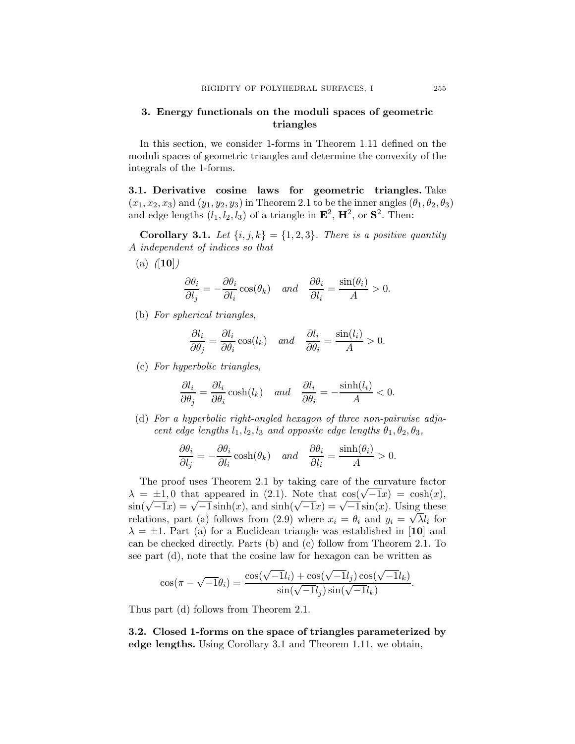## 3. Energy functionals on the moduli spaces of geometric triangles

In this section, we consider 1-forms in Theorem 1.11 defined on the moduli spaces of geometric triangles and determine the convexity of the integrals of the 1-forms.

**3.1. Derivative cosine laws for geometric triangles.** Take $(x_1, x_2, x_3)$ and $(y_1, y_2, y_3)$ in Theorem 2.1 to be the inner angles $(\theta_1, \theta_2, \theta_3)$ and edge lengths $(l_1, l_2, l_3)$ of a triangle in $\mathbf{E}^2$, $\mathbf{H}^2$, or $\mathbf{S}^2$. Then:

**Corollary 3.1.** *Let $\{i, j, k\} = \{1, 2, 3\}$. There is a positive quantity $A$ independent of indices so that*

(a) *([**10**])*

$$\frac{\partial \theta_i}{\partial l_j} = -\frac{\partial \theta_i}{\partial l_i} \cos(\theta_k) \quad \text{and} \quad \frac{\partial \theta_i}{\partial l_i} = \frac{\sin(\theta_i)}{A} > 0.$$

(b) *For spherical triangles,*

$$\frac{\partial l_i}{\partial \theta_j} = \frac{\partial l_i}{\partial \theta_i} \cos(l_k) \quad \text{and} \quad \frac{\partial l_i}{\partial \theta_i} = \frac{\sin(l_i)}{A} > 0.$$

(c) *For hyperbolic triangles,*

$$\frac{\partial l_i}{\partial \theta_j} = \frac{\partial l_i}{\partial \theta_i} \cosh(l_k) \quad \text{and} \quad \frac{\partial l_i}{\partial \theta_i} = -\frac{\sinh(l_i)}{A} < 0.$$

(d) *For a hyperbolic right-angled hexagon of three non-pairwise adjacent edge lengths $l_1, l_2, l_3$ and opposite edge lengths $\theta_1, \theta_2, \theta_3$,*

$$\frac{\partial \theta_i}{\partial l_j} = -\frac{\partial \theta_i}{\partial l_i} \cosh(\theta_k) \quad \text{and} \quad \frac{\partial \theta_i}{\partial l_i} = \frac{\sinh(\theta_i)}{A} > 0.$$

The proof uses Theorem 2.1 by taking care of the curvature factor $\lambda = \pm 1, 0$ that appeared in (2.1). Note that $\cos(\sqrt{-1}x) = \cosh(x)$, $\sin(\sqrt{-1}x) = \sqrt{-1}\sinh(x)$, and $\sinh(\sqrt{-1}x) = \sqrt{-1}\sin(x)$. Using these relations, part (a) follows from (2.9) where $x_i = \theta_i$ and $y_i = \sqrt{\lambda} l_i$ for $\lambda = \pm 1$. Part (a) for a Euclidean triangle was established in [**10**] and can be checked directly. Parts (b) and (c) follow from Theorem 2.1. To see part (d), note that the cosine law for hexagon can be written as

$$\cos(\pi - \sqrt{-1}\theta_i) = \frac{\cos(\sqrt{-1}l_i) + \cos(\sqrt{-1}l_j)\cos(\sqrt{-1}l_k)}{\sin(\sqrt{-1}l_j)\sin(\sqrt{-1}l_k)}.$$

Thus part (d) follows from Theorem 2.1.

**3.2. Closed 1-forms on the space of triangles parameterized by edge lengths.** Using Corollary 3.1 and Theorem 1.11, we obtain,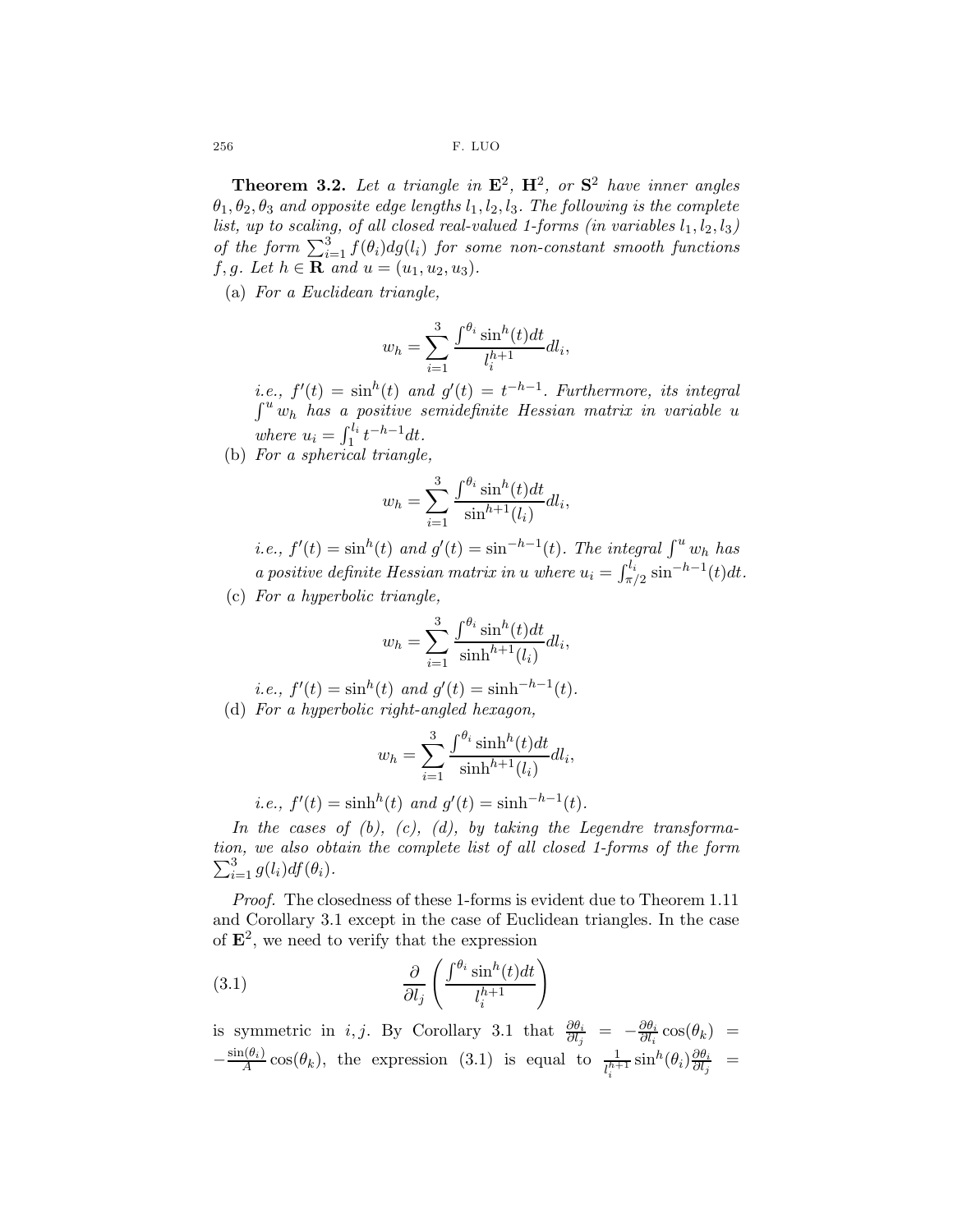**Theorem 3.2.** *Let a triangle in $\mathbf{E}^2$, $\mathbf{H}^2$, or $\mathbf{S}^2$ have inner angles $\theta_1, \theta_2, \theta_3$ and opposite edge lengths $l_1, l_2, l_3$. The following is the complete list, up to scaling, of all closed real-valued 1-forms (in variables $l_1, l_2, l_3$) of the form $\sum_{i=1}^3 f(\theta_i) dg(l_i)$ for some non-constant smooth functions $f, g$. Let $h \in \mathbf{R}$ and $u = (u_1, u_2, u_3)$.*

(a) *For a Euclidean triangle,*

$$w_h = \sum_{i=1}^{3} \frac{\int^{\theta_i} \sin^h(t) dt}{l_i^{h+1}} dl_i,$$

*i.e., $f'(t) = \sin^h(t)$ and $g'(t) = t^{-h-1}$. Furthermore, its integral $\int^u w_h$ has a positive semidefinite Hessian matrix in variable $u$ where $u_i = \int_1^{l_i} t^{-h-1} dt$.*

(b) *For a spherical triangle,*

$$w_h = \sum_{i=1}^{3} \frac{\int^{\theta_i} \sin^h(t) dt}{\sin^{h+1}(l_i)} dl_i,$$

*i.e., $f'(t) = \sin^h(t)$ and $g'(t) = \sin^{-h-1}(t)$. The integral $\int^u w_h$ has a positive definite Hessian matrix in $u$ where $u_i = \int_{\pi/2}^{l_i} \sin^{-h-1}(t) dt$.*

(c) *For a hyperbolic triangle,*

$$w_h = \sum_{i=1}^{3} \frac{\int^{\theta_i} \sin^h(t) dt}{\sinh^{h+1}(l_i)} dl_i,$$

*i.e., $f'(t) = \sin^h(t)$ and $g'(t) = \sinh^{-h-1}(t)$.*

(d) *For a hyperbolic right-angled hexagon,*

$$w_h = \sum_{i=1}^{3} \frac{\int^{\theta_i} \sinh^h(t) dt}{\sinh^{h+1}(l_i)} dl_i,$$

*i.e., $f'(t) = \sinh^h(t)$ and $g'(t) = \sinh^{-h-1}(t)$.*

*In the cases of (b), (c), (d), by taking the Legendre transformation, we also obtain the complete list of all closed 1-forms of the form $\sum_{i=1}^3 g(l_i) df(\theta_i)$.*

*Proof.* The closedness of these 1-forms is evident due to Theorem 1.11 and Corollary 3.1 except in the case of Euclidean triangles. In the case of $\mathbf{E}^2$, we need to verify that the expression

$$\frac{\partial}{\partial l_j} \left( \frac{\int^{\theta_i} \sin^h(t) dt}{l_i^{h+1}} \right) \tag{3.1}$$

is symmetric in $i, j$. By Corollary 3.1 that $\frac{\partial \theta_i}{\partial l_j} = -\frac{\partial \theta_i}{\partial l_i} \cos(\theta_k) = -\frac{\sin(\theta_i)}{A} \cos(\theta_k)$, the expression (3.1) is equal to $\frac{1}{l_i^{h+1}} \sin^h(\theta_i) \frac{\partial \theta_i}{\partial l_j} =$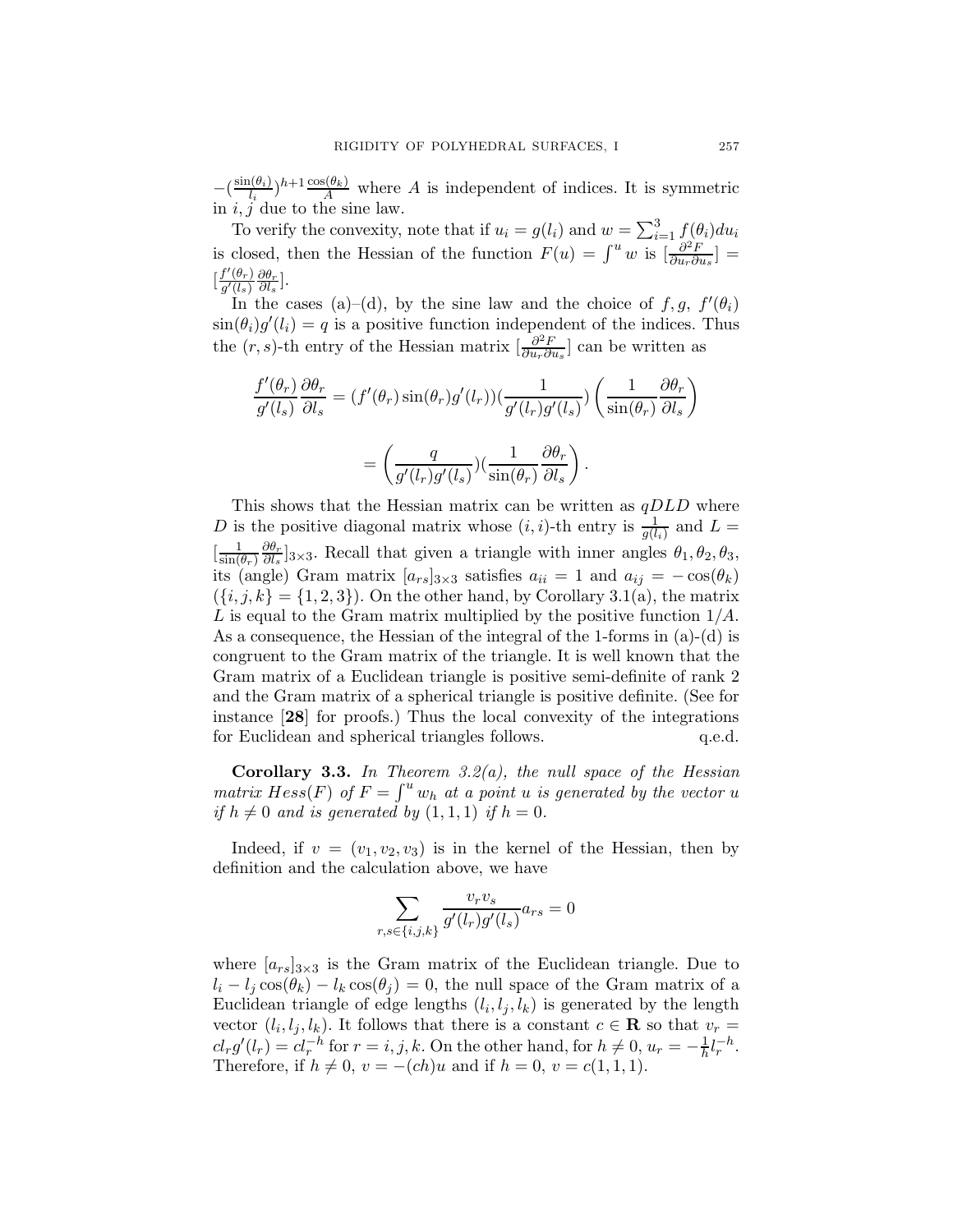$-(\frac{\sin(\theta_i)}{l_i})^{h+1}\frac{\cos(\theta_k)}{A}$ where $A$ is independent of indices. It is symmetric in $i, j$ due to the sine law.

To verify the convexity, note that if $u_i = g(l_i)$ and $w = \sum_{i=1}^{3} f(\theta_i)du_i$ is closed, then the Hessian of the function $F(u) = \int^u w$ is $[\frac{\partial^2 F}{\partial u_r \partial u_s}] = [\frac{f'(\theta_r)}{g'(l_s)}\frac{\partial \theta_r}{\partial l_s}]$.

In the cases (a)–(d), by the sine law and the choice of $f, g$, $f'(\theta_i)\sin(\theta_i)g'(l_i) = q$ is a positive function independent of the indices. Thus the $(r,s)$-th entry of the Hessian matrix $[\frac{\partial^2 F}{\partial u_r \partial u_s}]$ can be written as

$$\frac{f'(\theta_r)}{g'(l_s)}\frac{\partial \theta_r}{\partial l_s} = (f'(\theta_r)\sin(\theta_r)g'(l_r))(\frac{1}{g'(l_r)g'(l_s)})\left(\frac{1}{\sin(\theta_r)}\frac{\partial \theta_r}{\partial l_s}\right)$$

$$= \left(\frac{q}{g'(l_r)g'(l_s)})(\frac{1}{\sin(\theta_r)}\frac{\partial \theta_r}{\partial l_s}\right).$$

This shows that the Hessian matrix can be written as $qDLD$ where $D$ is the positive diagonal matrix whose $(i,i)$-th entry is $\frac{1}{g(l_i)}$ and $L = [\frac{1}{\sin(\theta_r)}\frac{\partial \theta_r}{\partial l_s}]_{3\times 3}$. Recall that given a triangle with inner angles $\theta_1, \theta_2, \theta_3$, its (angle) Gram matrix $[a_{rs}]_{3\times 3}$ satisfies $a_{ii} = 1$ and $a_{ij} = -\cos(\theta_k)$ ($\{i,j,k\} = \{1,2,3\}$). On the other hand, by Corollary 3.1(a), the matrix $L$ is equal to the Gram matrix multiplied by the positive function $1/A$. As a consequence, the Hessian of the integral of the 1-forms in (a)-(d) is congruent to the Gram matrix of the triangle. It is well known that the Gram matrix of a Euclidean triangle is positive semi-definite of rank 2 and the Gram matrix of a spherical triangle is positive definite. (See for instance [**28**] for proofs.) Thus the local convexity of the integrations for Euclidean and spherical triangles follows. q.e.d.

**Corollary 3.3.** *In Theorem 3.2(a), the null space of the Hessian matrix $Hess(F)$ of $F = \int^u w_h$ at a point $u$ is generated by the vector $u$ if $h \neq 0$ and is generated by $(1,1,1)$ if $h = 0$.*

Indeed, if $v = (v_1, v_2, v_3)$ is in the kernel of the Hessian, then by definition and the calculation above, we have

$$\sum_{r,s\in\{i,j,k\}} \frac{v_r v_s}{g'(l_r)g'(l_s)} a_{rs} = 0$$

where $[a_{rs}]_{3\times 3}$ is the Gram matrix of the Euclidean triangle. Due to $l_i - l_j\cos(\theta_k) - l_k\cos(\theta_j) = 0$, the null space of the Gram matrix of a Euclidean triangle of edge lengths $(l_i, l_j, l_k)$ is generated by the length vector $(l_i, l_j, l_k)$. It follows that there is a constant $c \in \mathbf{R}$ so that $v_r = cl_r g'(l_r) = cl_r^{-h}$ for $r = i, j, k$. On the other hand, for $h \neq 0$, $u_r = -\frac{1}{h}l_r^{-h}$. Therefore, if $h \neq 0$, $v = -(ch)u$ and if $h = 0$, $v = c(1,1,1)$.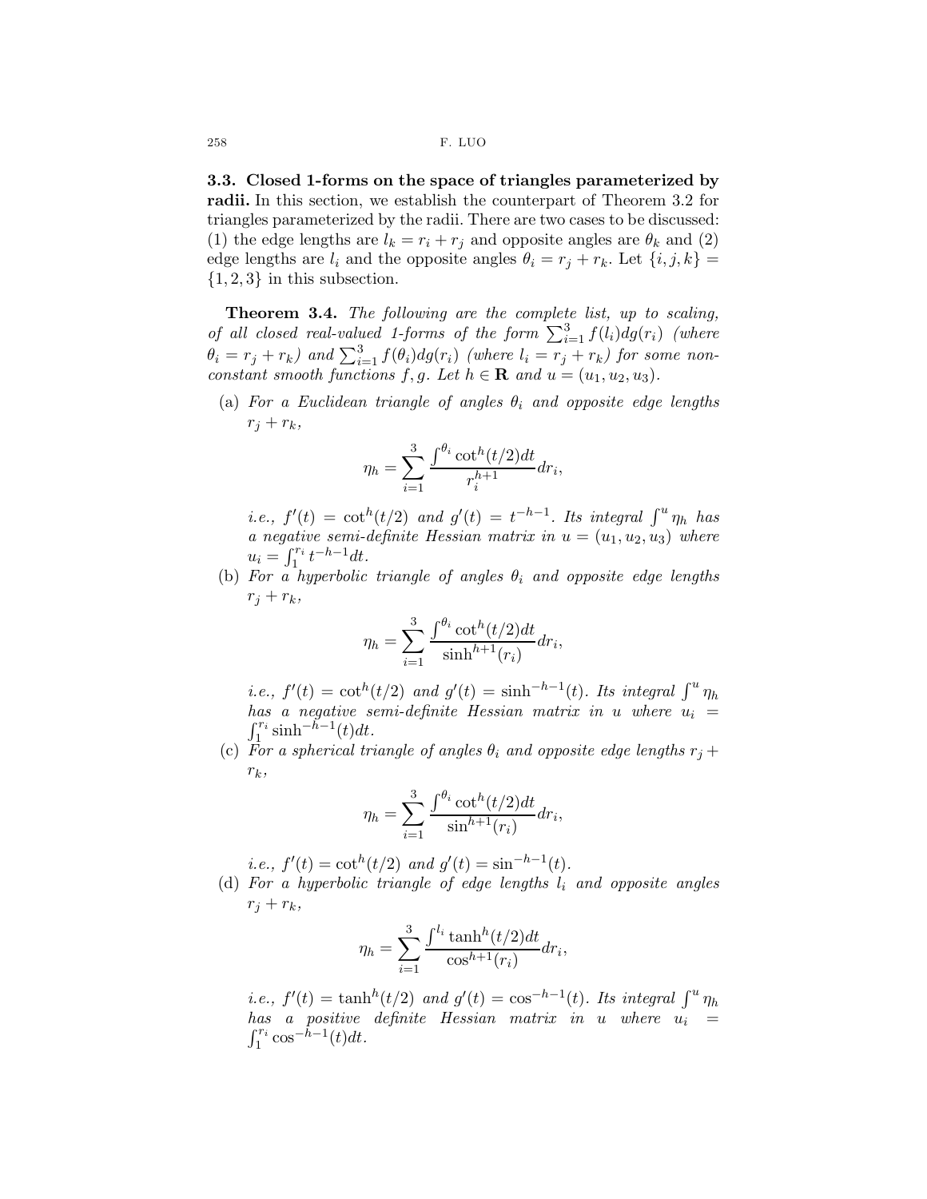**3.3. Closed 1-forms on the space of triangles parameterized by radii.** In this section, we establish the counterpart of Theorem 3.2 for triangles parameterized by the radii. There are two cases to be discussed: (1) the edge lengths are $l_k = r_i + r_j$ and opposite angles are $\theta_k$ and (2) edge lengths are $l_i$ and the opposite angles $\theta_i = r_j + r_k$. Let $\{i, j, k\} = \{1, 2, 3\}$ in this subsection.

**Theorem 3.4.** *The following are the complete list, up to scaling, of all closed real-valued 1-forms of the form* $\sum_{i=1}^{3} f(l_i) dg(r_i)$ *(where* $\theta_i = r_j + r_k$*) and* $\sum_{i=1}^{3} f(\theta_i) dg(r_i)$ *(where* $l_i = r_j + r_k$*) for some non-constant smooth functions* $f, g$*. Let* $h \in \mathbf{R}$ *and* $u = (u_1, u_2, u_3)$*.*

(a) *For a Euclidean triangle of angles* $\theta_i$ *and opposite edge lengths* $r_j + r_k$*,*

$$\eta_h = \sum_{i=1}^{3} \frac{\int^{\theta_i} \cot^h(t/2) dt}{r_i^{h+1}} dr_i,$$

*i.e.,* $f'(t) = \cot^h(t/2)$ *and* $g'(t) = t^{-h-1}$*. Its integral* $\int^u \eta_h$ *has a negative semi-definite Hessian matrix in* $u = (u_1, u_2, u_3)$ *where* $u_i = \int_1^{r_i} t^{-h-1} dt$*.*

(b) *For a hyperbolic triangle of angles* $\theta_i$ *and opposite edge lengths* $r_j + r_k$*,*

$$\eta_h = \sum_{i=1}^{3} \frac{\int^{\theta_i} \cot^h(t/2) dt}{\sinh^{h+1}(r_i)} dr_i,$$

*i.e.,* $f'(t) = \cot^h(t/2)$ *and* $g'(t) = \sinh^{-h-1}(t)$*. Its integral* $\int^u \eta_h$ *has a negative semi-definite Hessian matrix in* $u$ *where* $u_i = \int_1^{r_i} \sinh^{-h-1}(t) dt$*.*

(c) *For a spherical triangle of angles* $\theta_i$ *and opposite edge lengths* $r_j + r_k$*,*

$$\eta_h = \sum_{i=1}^{3} \frac{\int^{\theta_i} \cot^h(t/2) dt}{\sin^{h+1}(r_i)} dr_i,$$

*i.e.,* $f'(t) = \cot^h(t/2)$ *and* $g'(t) = \sin^{-h-1}(t)$*.*

(d) *For a hyperbolic triangle of edge lengths* $l_i$ *and opposite angles* $r_j + r_k$*,*

$$\eta_h = \sum_{i=1}^{3} \frac{\int^{l_i} \tanh^h(t/2) dt}{\cos^{h+1}(r_i)} dr_i,$$

*i.e.,* $f'(t) = \tanh^h(t/2)$ *and* $g'(t) = \cos^{-h-1}(t)$*. Its integral* $\int^u \eta_h$ *has a positive definite Hessian matrix in* $u$ *where* $u_i = \int_1^{r_i} \cos^{-h-1}(t) dt$*.*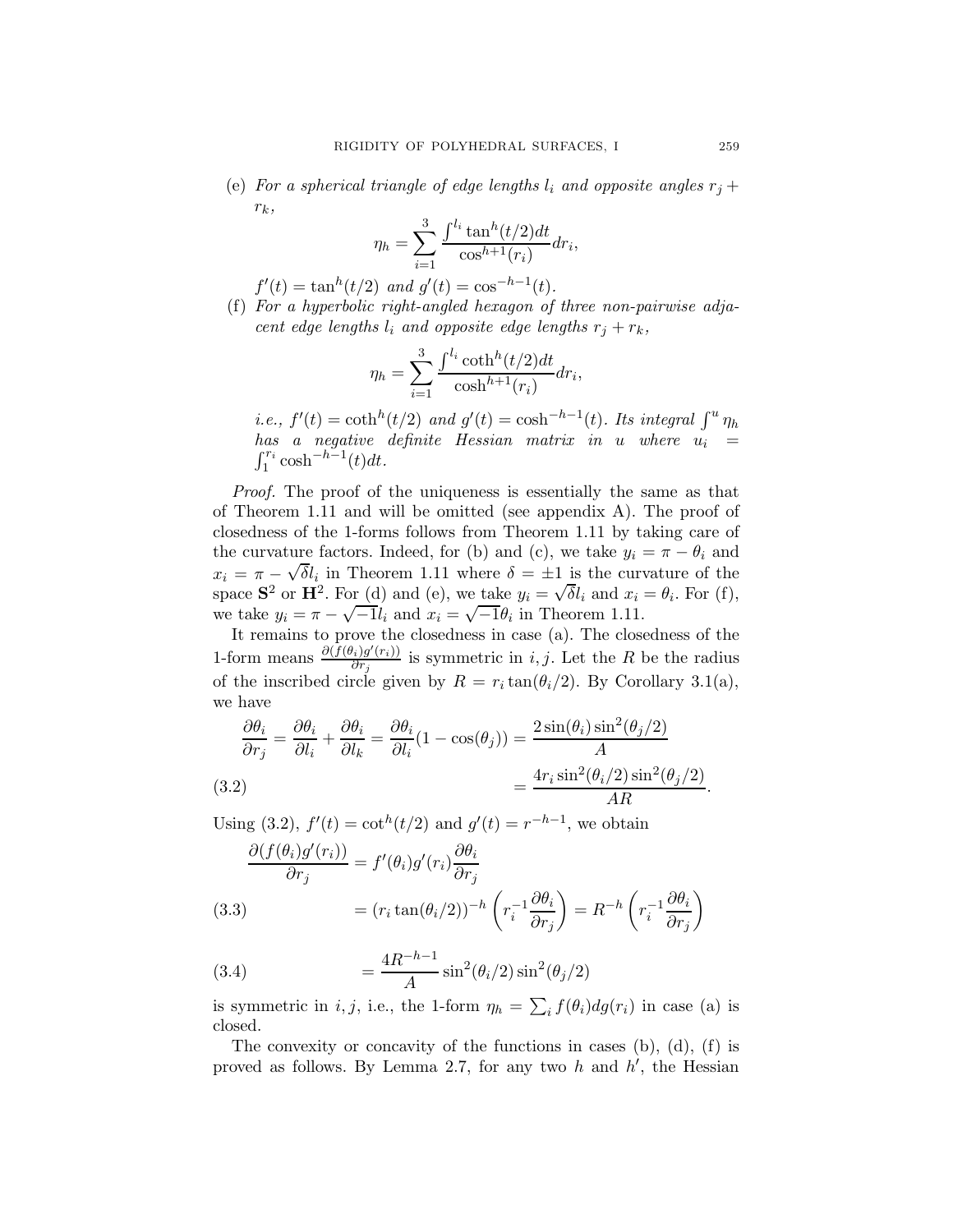(e) *For a spherical triangle of edge lengths $l_i$ and opposite angles $r_j + r_k$,*

$$\eta_h = \sum_{i=1}^{3} \frac{\int^{l_i} \tan^h(t/2)dt}{\cos^{h+1}(r_i)} dr_i,$$

*$f'(t) = \tan^h(t/2)$ and $g'(t) = \cos^{-h-1}(t)$.*

(f) *For a hyperbolic right-angled hexagon of three non-pairwise adjacent edge lengths $l_i$ and opposite edge lengths $r_j + r_k$,*

$$\eta_h = \sum_{i=1}^{3} \frac{\int^{l_i} \coth^h(t/2)dt}{\cosh^{h+1}(r_i)} dr_i,$$

*i.e., $f'(t) = \coth^h(t/2)$ and $g'(t) = \cosh^{-h-1}(t)$. Its integral $\int^u \eta_h$ has a negative definite Hessian matrix in $u$ where $u_i = \int_1^{r_i} \cosh^{-h-1}(t)dt$.*

*Proof.* The proof of the uniqueness is essentially the same as that of Theorem 1.11 and will be omitted (see appendix A). The proof of closedness of the 1-forms follows from Theorem 1.11 by taking care of the curvature factors. Indeed, for (b) and (c), we take $y_i = \pi - \theta_i$ and $x_i = \pi - \sqrt{\delta} l_i$ in Theorem 1.11 where $\delta = \pm 1$ is the curvature of the space $\mathbf{S}^2$ or $\mathbf{H}^2$. For (d) and (e), we take $y_i = \sqrt{\delta} l_i$ and $x_i = \theta_i$. For (f), we take $y_i = \pi - \sqrt{-1} l_i$ and $x_i = \sqrt{-1}\theta_i$ in Theorem 1.11.

It remains to prove the closedness in case (a). The closedness of the 1-form means $\frac{\partial (f(\theta_i)g'(r_i))}{\partial r_j}$ is symmetric in $i, j$. Let the $R$ be the radius of the inscribed circle given by $R = r_i \tan(\theta_i/2)$. By Corollary 3.1(a), we have

$$\frac{\partial \theta_i}{\partial r_j} = \frac{\partial \theta_i}{\partial l_i} + \frac{\partial \theta_i}{\partial l_k} = \frac{\partial \theta_i}{\partial l_i}(1 - \cos(\theta_j)) = \frac{2\sin(\theta_i)\sin^2(\theta_j/2)}{A}$$

$$= \frac{4 r_i \sin^2(\theta_i/2)\sin^2(\theta_j/2)}{AR}. \tag{3.2}$$

Using (3.2), $f'(t) = \cot^h(t/2)$ and $g'(t) = r^{-h-1}$, we obtain

$$\frac{\partial (f(\theta_i)g'(r_i))}{\partial r_j} = f'(\theta_i) g'(r_i) \frac{\partial \theta_i}{\partial r_j}$$

$$= (r_i \tan(\theta_i/2))^{-h} \left( r_i^{-1} \frac{\partial \theta_i}{\partial r_j} \right) = R^{-h} \left( r_i^{-1} \frac{\partial \theta_i}{\partial r_j} \right) \tag{3.3}$$

$$= \frac{4R^{-h-1}}{A} \sin^2(\theta_i/2)\sin^2(\theta_j/2) \tag{3.4}$$

is symmetric in $i, j$, i.e., the 1-form $\eta_h = \sum_i f(\theta_i) dg(r_i)$ in case (a) is closed.

The convexity or concavity of the functions in cases (b), (d), (f) is proved as follows. By Lemma 2.7, for any two $h$ and $h'$, the Hessian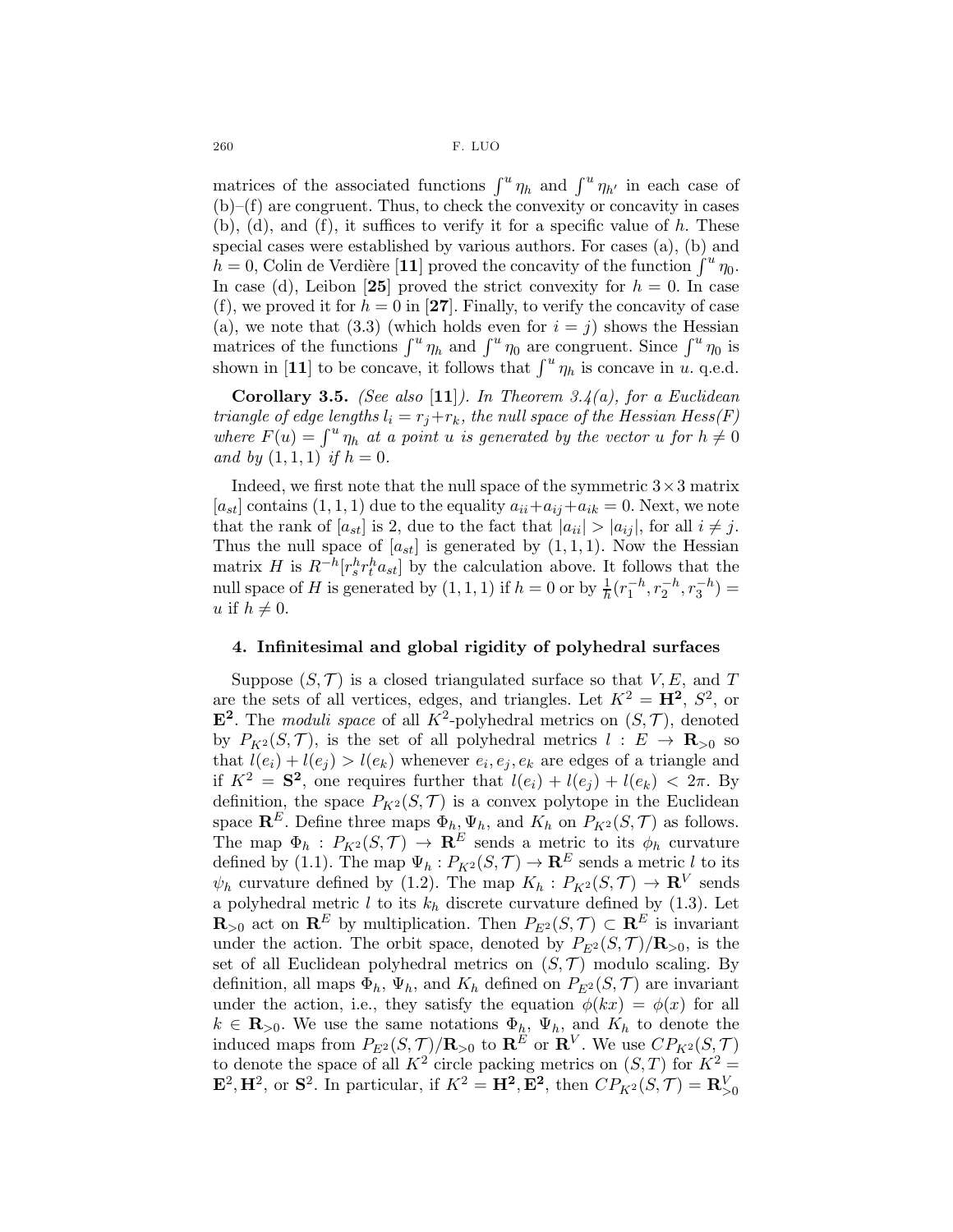matrices of the associated functions $\int^u \eta_h$ and $\int^u \eta_{h'}$ in each case of (b)–(f) are congruent. Thus, to check the convexity or concavity in cases (b), (d), and (f), it suffices to verify it for a specific value of $h$. These special cases were established by various authors. For cases (a), (b) and $h = 0$, Colin de Verdière [**11**] proved the concavity of the function $\int^u \eta_0$. In case (d), Leibon [**25**] proved the strict convexity for $h = 0$. In case (f), we proved it for $h = 0$ in [**27**]. Finally, to verify the concavity of case (a), we note that (3.3) (which holds even for $i = j$) shows the Hessian matrices of the functions $\int^u \eta_h$ and $\int^u \eta_0$ are congruent. Since $\int^u \eta_0$ is shown in [**11**] to be concave, it follows that $\int^u \eta_h$ is concave in $u$. q.e.d.

**Corollary 3.5.** *(See also* [**11**]*). In Theorem 3.4(a), for a Euclidean triangle of edge lengths $l_i = r_j + r_k$, the null space of the Hessian Hess(F) where $F(u) = \int^u \eta_h$ at a point $u$ is generated by the vector $u$ for $h \neq 0$ and by $(1, 1, 1)$ if $h = 0$.*

Indeed, we first note that the null space of the symmetric $3 \times 3$ matrix $[a_{st}]$ contains $(1, 1, 1)$ due to the equality $a_{ii} + a_{ij} + a_{ik} = 0$. Next, we note that the rank of $[a_{st}]$ is 2, due to the fact that $|a_{ii}| > |a_{ij}|$, for all $i \neq j$. Thus the null space of $[a_{st}]$ is generated by $(1, 1, 1)$. Now the Hessian matrix $H$ is $R^{-h}[r_s^h r_t^h a_{st}]$ by the calculation above. It follows that the null space of $H$ is generated by $(1, 1, 1)$ if $h = 0$ or by $\frac{1}{h}(r_1^{-h}, r_2^{-h}, r_3^{-h}) = u$ if $h \neq 0$.

## 4. Infinitesimal and global rigidity of polyhedral surfaces

Suppose $(S, \mathcal{T})$ is a closed triangulated surface so that $V, E$, and $T$ are the sets of all vertices, edges, and triangles. Let $K^2 = \mathbf{H^2}$, $S^2$, or $\mathbf{E^2}$. The *moduli space* of all $K^2$-polyhedral metrics on $(S, \mathcal{T})$, denoted by $P_{K^2}(S, \mathcal{T})$, is the set of all polyhedral metrics $l : E \to \mathbf{R}_{>0}$ so that $l(e_i) + l(e_j) > l(e_k)$ whenever $e_i, e_j, e_k$ are edges of a triangle and if $K^2 = \mathbf{S^2}$, one requires further that $l(e_i) + l(e_j) + l(e_k) < 2\pi$. By definition, the space $P_{K^2}(S, \mathcal{T})$ is a convex polytope in the Euclidean space $\mathbf{R}^E$. Define three maps $\Phi_h, \Psi_h$, and $K_h$ on $P_{K^2}(S, \mathcal{T})$ as follows. The map $\Phi_h : P_{K^2}(S, \mathcal{T}) \to \mathbf{R}^E$ sends a metric to its $\phi_h$ curvature defined by (1.1). The map $\Psi_h : P_{K^2}(S, \mathcal{T}) \to \mathbf{R}^E$ sends a metric $l$ to its $\psi_h$ curvature defined by (1.2). The map $K_h : P_{K^2}(S, \mathcal{T}) \to \mathbf{R}^V$ sends a polyhedral metric $l$ to its $k_h$ discrete curvature defined by (1.3). Let $\mathbf{R}_{>0}$ act on $\mathbf{R}^E$ by multiplication. Then $P_{E^2}(S, \mathcal{T}) \subset \mathbf{R}^E$ is invariant under the action. The orbit space, denoted by $P_{E^2}(S, \mathcal{T})/\mathbf{R}_{>0}$, is the set of all Euclidean polyhedral metrics on $(S, \mathcal{T})$ modulo scaling. By definition, all maps $\Phi_h$, $\Psi_h$, and $K_h$ defined on $P_{E^2}(S, \mathcal{T})$ are invariant under the action, i.e., they satisfy the equation $\phi(kx) = \phi(x)$ for all $k \in \mathbf{R}_{>0}$. We use the same notations $\Phi_h$, $\Psi_h$, and $K_h$ to denote the induced maps from $P_{E^2}(S, \mathcal{T})/\mathbf{R}_{>0}$ to $\mathbf{R}^E$ or $\mathbf{R}^V$. We use $CP_{K^2}(S, \mathcal{T})$ to denote the space of all $K^2$ circle packing metrics on $(S, T)$ for $K^2 = \mathbf{E}^2, \mathbf{H}^2$, or $\mathbf{S}^2$. In particular, if $K^2 = \mathbf{H^2}, \mathbf{E^2}$, then $CP_{K^2}(S, \mathcal{T}) = \mathbf{R}^V_{>0}$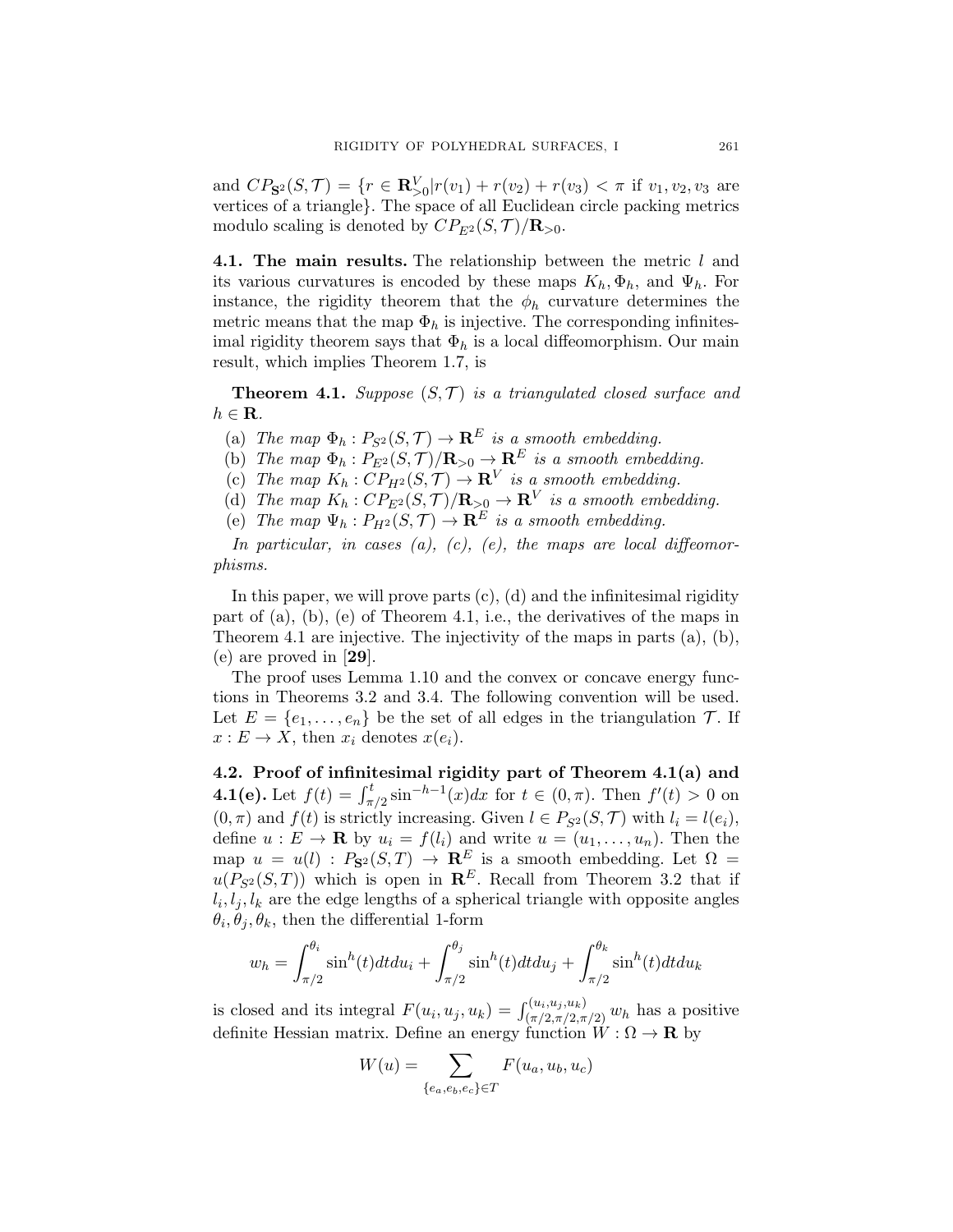and $CP_{\mathbf{S}^2}(S,\mathcal{T}) = \{r \in \mathbf{R}^V_{>0} | r(v_1)+r(v_2)+r(v_3) < \pi$ if $v_1, v_2, v_3$ are vertices of a triangle$\}$. The space of all Euclidean circle packing metrics modulo scaling is denoted by $CP_{E^2}(S,\mathcal{T})/\mathbf{R}_{>0}$.

**4.1. The main results.** The relationship between the metric $l$ and its various curvatures is encoded by these maps $K_h, \Phi_h$, and $\Psi_h$. For instance, the rigidity theorem that the $\phi_h$ curvature determines the metric means that the map $\Phi_h$ is injective. The corresponding infinitesimal rigidity theorem says that $\Phi_h$ is a local diffeomorphism. Our main result, which implies Theorem 1.7, is

**Theorem 4.1.** *Suppose $(S,\mathcal{T})$ is a triangulated closed surface and $h \in \mathbf{R}$.*

(a) *The map $\Phi_h : P_{S^2}(S,\mathcal{T}) \to \mathbf{R}^E$ is a smooth embedding.*
(b) *The map $\Phi_h : P_{E^2}(S,\mathcal{T})/\mathbf{R}_{>0} \to \mathbf{R}^E$ is a smooth embedding.*
(c) *The map $K_h : CP_{H^2}(S,\mathcal{T}) \to \mathbf{R}^V$ is a smooth embedding.*
(d) *The map $K_h : CP_{E^2}(S,\mathcal{T})/\mathbf{R}_{>0} \to \mathbf{R}^V$ is a smooth embedding.*
(e) *The map $\Psi_h : P_{H^2}(S,\mathcal{T}) \to \mathbf{R}^E$ is a smooth embedding.*

*In particular, in cases (a), (c), (e), the maps are local diffeomorphisms.*

In this paper, we will prove parts (c), (d) and the infinitesimal rigidity part of (a), (b), (e) of Theorem 4.1, i.e., the derivatives of the maps in Theorem 4.1 are injective. The injectivity of the maps in parts (a), (b), (e) are proved in [**29**].

The proof uses Lemma 1.10 and the convex or concave energy functions in Theorems 3.2 and 3.4. The following convention will be used. Let $E = \{e_1, \ldots, e_n\}$ be the set of all edges in the triangulation $\mathcal{T}$. If $x : E \to X$, then $x_i$ denotes $x(e_i)$.

**4.2. Proof of infinitesimal rigidity part of Theorem 4.1(a) and 4.1(e).** Let $f(t) = \int_{\pi/2}^{t} \sin^{-h-1}(x)dx$ for $t \in (0,\pi)$. Then $f'(t) > 0$ on $(0,\pi)$ and $f(t)$ is strictly increasing. Given $l \in P_{S^2}(S,\mathcal{T})$ with $l_i = l(e_i)$, define $u : E \to \mathbf{R}$ by $u_i = f(l_i)$ and write $u = (u_1, \ldots, u_n)$. Then the map $u = u(l) : P_{\mathbf{S}^2}(S,T) \to \mathbf{R}^E$ is a smooth embedding. Let $\Omega = u(P_{S^2}(S,T))$ which is open in $\mathbf{R}^E$. Recall from Theorem 3.2 that if $l_i, l_j, l_k$ are the edge lengths of a spherical triangle with opposite angles $\theta_i, \theta_j, \theta_k$, then the differential 1-form

$$w_h = \int_{\pi/2}^{\theta_i} \sin^h(t)dt du_i + \int_{\pi/2}^{\theta_j} \sin^h(t)dt du_j + \int_{\pi/2}^{\theta_k} \sin^h(t)dt du_k$$

is closed and its integral $F(u_i,u_j,u_k) = \int_{(\pi/2,\pi/2,\pi/2)}^{(u_i,u_j,u_k)} w_h$ has a positive definite Hessian matrix. Define an energy function $W : \Omega \to \mathbf{R}$ by

$$W(u) = \sum_{\{e_a,e_b,e_c\} \in T} F(u_a,u_b,u_c)$$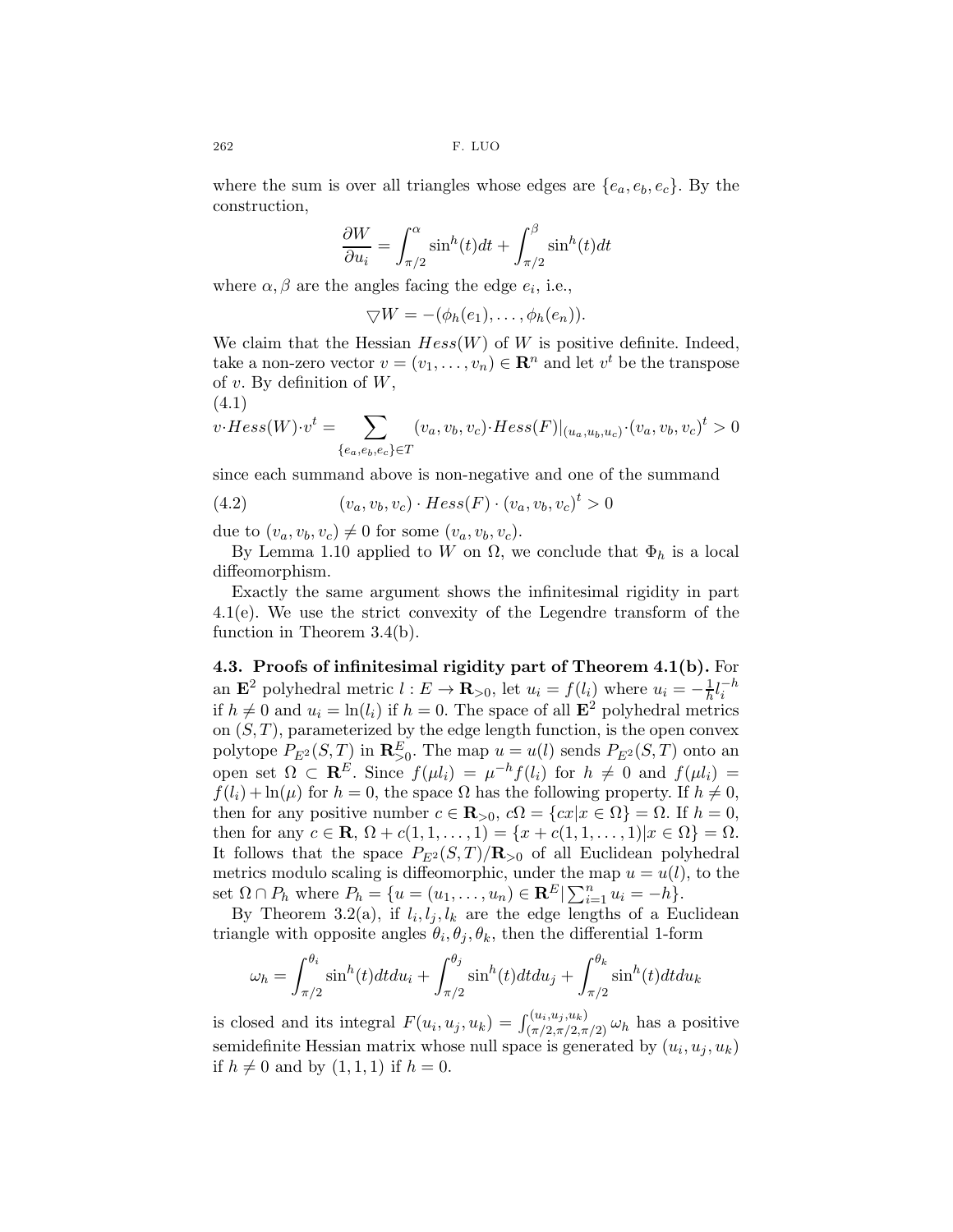where the sum is over all triangles whose edges are $\{e_a, e_b, e_c\}$. By the construction,

$$\frac{\partial W}{\partial u_i} = \int_{\pi/2}^{\alpha} \sin^h(t)dt + \int_{\pi/2}^{\beta} \sin^h(t)dt$$

where $\alpha, \beta$ are the angles facing the edge $e_i$, i.e.,

$$\triangledown W = -(\phi_h(e_1), \ldots, \phi_h(e_n)).$$

We claim that the Hessian $Hess(W)$ of $W$ is positive definite. Indeed, take a non-zero vector $v = (v_1, \ldots, v_n) \in \mathbf{R}^n$ and let $v^t$ be the transpose of $v$. By definition of $W$,

(4.1)

$$v \cdot Hess(W) \cdot v^t = \sum_{\{e_a,e_b,e_c\} \in T} (v_a, v_b, v_c) \cdot Hess(F)|_{(u_a,u_b,u_c)} \cdot (v_a, v_b, v_c)^t > 0$$

since each summand above is non-negative and one of the summand

$$(4.2) \qquad (v_a, v_b, v_c) \cdot Hess(F) \cdot (v_a, v_b, v_c)^t > 0$$

due to $(v_a, v_b, v_c) \neq 0$ for some $(v_a, v_b, v_c)$.

By Lemma 1.10 applied to $W$ on $\Omega$, we conclude that $\Phi_h$ is a local diffeomorphism.

Exactly the same argument shows the infinitesimal rigidity in part 4.1(e). We use the strict convexity of the Legendre transform of the function in Theorem 3.4(b).

**4.3. Proofs of infinitesimal rigidity part of Theorem 4.1(b).** For an $\mathbf{E}^2$ polyhedral metric $l : E \to \mathbf{R}_{>0}$, let $u_i = f(l_i)$ where $u_i = -\frac{1}{h} l_i^{-h}$ if $h \neq 0$ and $u_i = \ln(l_i)$ if $h = 0$. The space of all $\mathbf{E}^2$ polyhedral metrics on $(S, T)$, parameterized by the edge length function, is the open convex polytope $P_{E^2}(S, T)$ in $\mathbf{R}^E_{>0}$. The map $u = u(l)$ sends $P_{E^2}(S, T)$ onto an open set $\Omega \subset \mathbf{R}^E$. Since $f(\mu l_i) = \mu^{-h} f(l_i)$ for $h \neq 0$ and $f(\mu l_i) = f(l_i) + \ln(\mu)$ for $h = 0$, the space $\Omega$ has the following property. If $h \neq 0$, then for any positive number $c \in \mathbf{R}_{>0}$, $c\Omega = \{cx | x \in \Omega\} = \Omega$. If $h = 0$, then for any $c \in \mathbf{R}$, $\Omega + c(1, 1, \ldots, 1) = \{x + c(1, 1, \ldots, 1) | x \in \Omega\} = \Omega$. It follows that the space $P_{E^2}(S, T)/\mathbf{R}_{>0}$ of all Euclidean polyhedral metrics modulo scaling is diffeomorphic, under the map $u = u(l)$, to the set $\Omega \cap P_h$ where $P_h = \{u = (u_1, \ldots, u_n) \in \mathbf{R}^E | \sum_{i=1}^n u_i = -h\}$.

By Theorem 3.2(a), if $l_i, l_j, l_k$ are the edge lengths of a Euclidean triangle with opposite angles $\theta_i, \theta_j, \theta_k$, then the differential 1-form

$$\omega_h = \int_{\pi/2}^{\theta_i} \sin^h(t)dt du_i + \int_{\pi/2}^{\theta_j} \sin^h(t)dt du_j + \int_{\pi/2}^{\theta_k} \sin^h(t)dt du_k$$

is closed and its integral $F(u_i, u_j, u_k) = \int_{(\pi/2,\pi/2,\pi/2)}^{(u_i,u_j,u_k)} \omega_h$ has a positive semidefinite Hessian matrix whose null space is generated by $(u_i, u_j, u_k)$ if $h \neq 0$ and by $(1, 1, 1)$ if $h = 0$.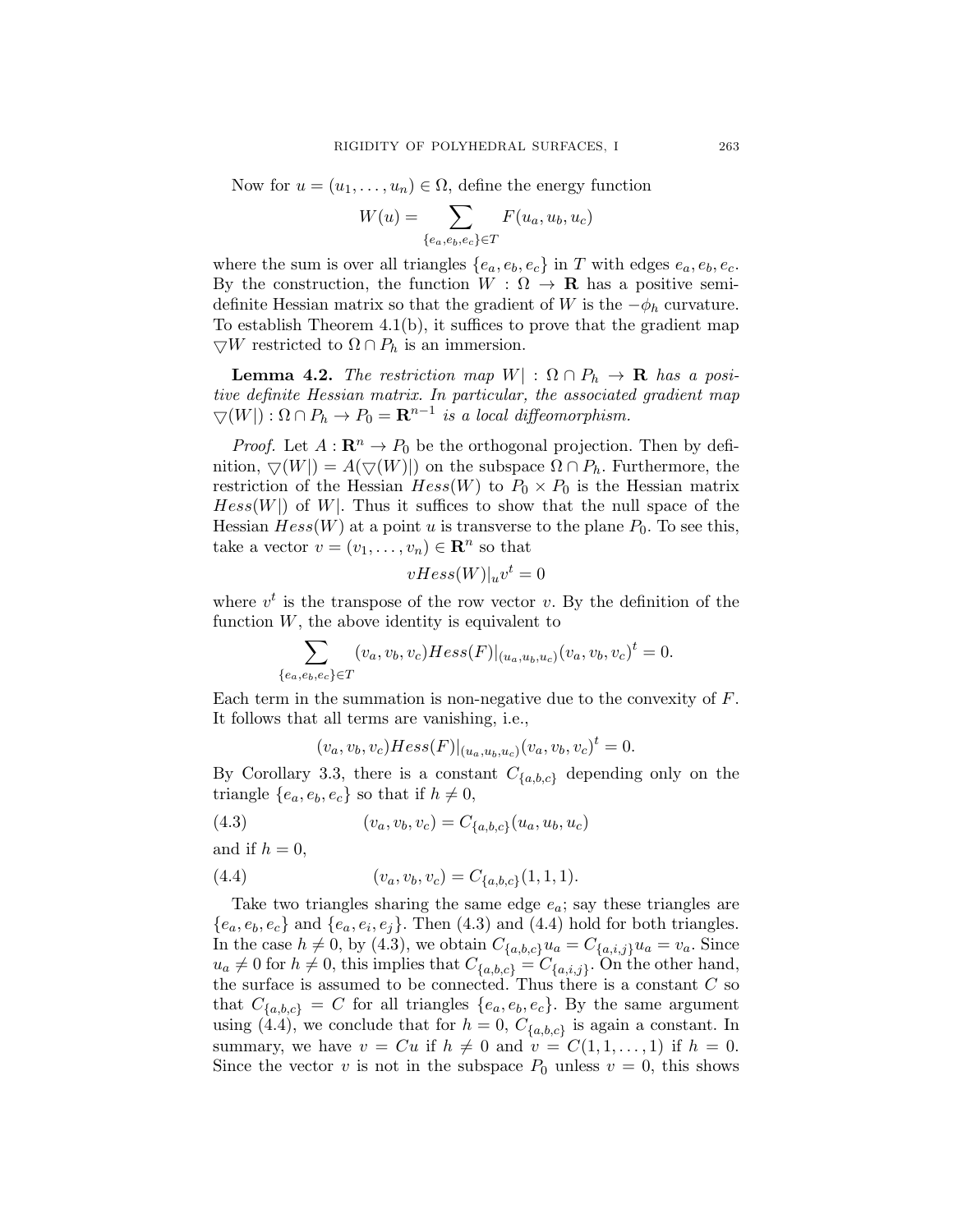Now for $u = (u_1, \ldots, u_n) \in \Omega$, define the energy function

$$W(u) = \sum_{\{e_a, e_b, e_c\} \in T} F(u_a, u_b, u_c)$$

where the sum is over all triangles $\{e_a, e_b, e_c\}$ in $T$ with edges $e_a, e_b, e_c$. By the construction, the function $W : \Omega \to \mathbf{R}$ has a positive semi-definite Hessian matrix so that the gradient of $W$ is the $-\phi_h$ curvature. To establish Theorem 4.1(b), it suffices to prove that the gradient map $\bigtriangledown W$ restricted to $\Omega \cap P_h$ is an immersion.

**Lemma 4.2.** *The restriction map $W| : \Omega \cap P_h \to \mathbf{R}$ has a positive definite Hessian matrix. In particular, the associated gradient map $\bigtriangledown(W|) : \Omega \cap P_h \to P_0 = \mathbf{R}^{n-1}$ is a local diffeomorphism.*

*Proof.* Let $A : \mathbf{R}^n \to P_0$ be the orthogonal projection. Then by definition, $\bigtriangledown(W|) = A(\bigtriangledown(W)|)$ on the subspace $\Omega \cap P_h$. Furthermore, the restriction of the Hessian $Hess(W)$ to $P_0 \times P_0$ is the Hessian matrix $Hess(W|)$ of $W|$. Thus it suffices to show that the null space of the Hessian $Hess(W)$ at a point $u$ is transverse to the plane $P_0$. To see this, take a vector $v = (v_1, \ldots, v_n) \in \mathbf{R}^n$ so that

$$vHess(W)|_u v^t = 0$$

where $v^t$ is the transpose of the row vector $v$. By the definition of the function $W$, the above identity is equivalent to

$$\sum_{\{e_a, e_b, e_c\} \in T} (v_a, v_b, v_c) Hess(F)|_{(u_a, u_b, u_c)} (v_a, v_b, v_c)^t = 0.$$

Each term in the summation is non-negative due to the convexity of $F$. It follows that all terms are vanishing, i.e.,

$$(v_a, v_b, v_c) Hess(F)|_{(u_a, u_b, u_c)} (v_a, v_b, v_c)^t = 0.$$

By Corollary 3.3, there is a constant $C_{\{a,b,c\}}$ depending only on the triangle $\{e_a, e_b, e_c\}$ so that if $h \neq 0$,

$$(v_a, v_b, v_c) = C_{\{a,b,c\}}(u_a, u_b, u_c) \tag{4.3}$$

and if $h = 0$,

$$(v_a, v_b, v_c) = C_{\{a,b,c\}}(1, 1, 1). \tag{4.4}$$

Take two triangles sharing the same edge $e_a$; say these triangles are $\{e_a, e_b, e_c\}$ and $\{e_a, e_i, e_j\}$. Then (4.3) and (4.4) hold for both triangles. In the case $h \neq 0$, by (4.3), we obtain $C_{\{a,b,c\}} u_a = C_{\{a,i,j\}} u_a = v_a$. Since $u_a \neq 0$ for $h \neq 0$, this implies that $C_{\{a,b,c\}} = C_{\{a,i,j\}}$. On the other hand, the surface is assumed to be connected. Thus there is a constant $C$ so that $C_{\{a,b,c\}} = C$ for all triangles $\{e_a, e_b, e_c\}$. By the same argument using (4.4), we conclude that for $h = 0$, $C_{\{a,b,c\}}$ is again a constant. In summary, we have $v = Cu$ if $h \neq 0$ and $v = C(1, 1, \ldots, 1)$ if $h = 0$. Since the vector $v$ is not in the subspace $P_0$ unless $v = 0$, this shows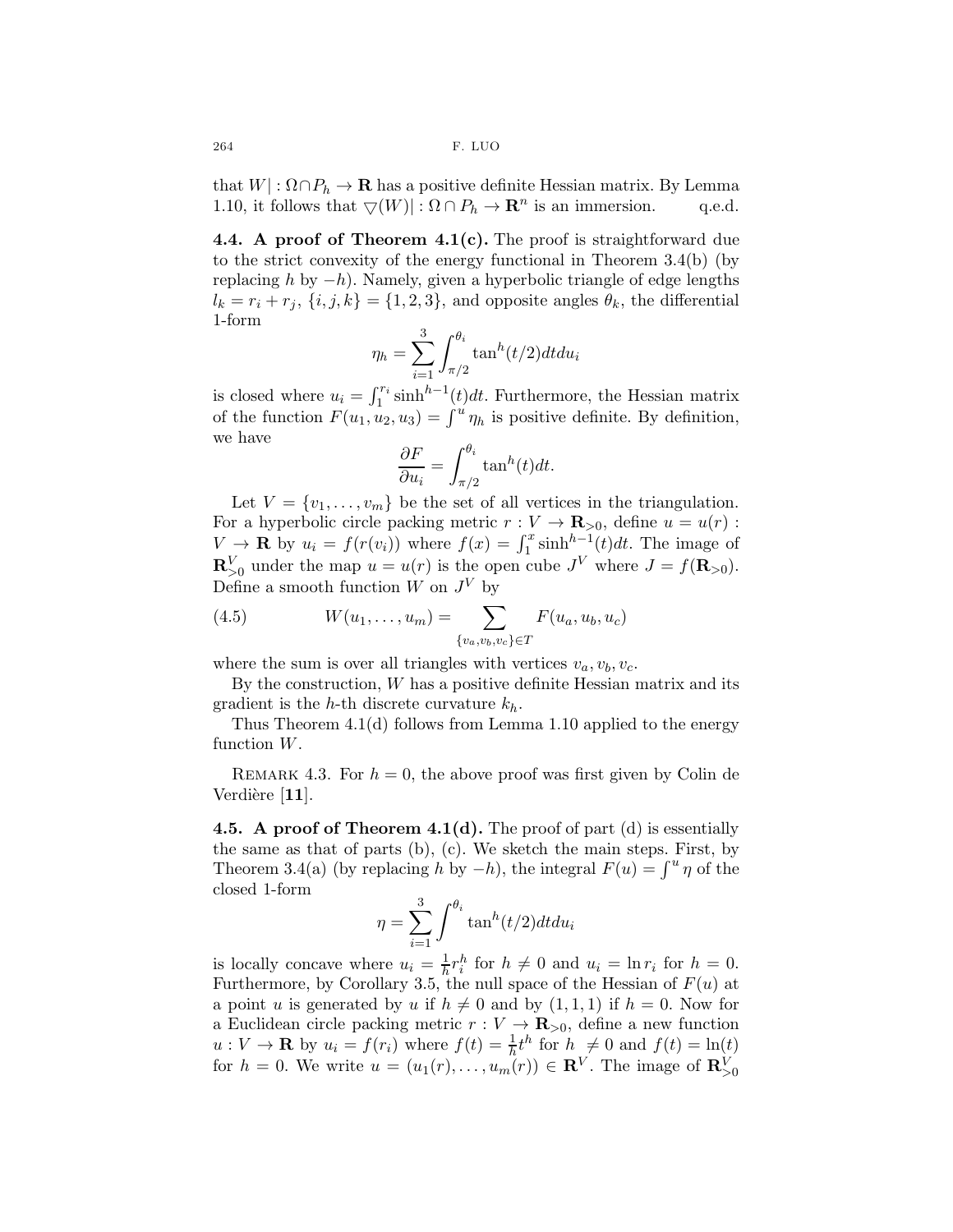that $W| : \Omega \cap P_h \to \mathbf{R}$ has a positive definite Hessian matrix. By Lemma 1.10, it follows that $\bigtriangledown(W)| : \Omega \cap P_h \to \mathbf{R}^n$ is an immersion. q.e.d.

**4.4. A proof of Theorem 4.1(c).** The proof is straightforward due to the strict convexity of the energy functional in Theorem 3.4(b) (by replacing $h$ by $-h$). Namely, given a hyperbolic triangle of edge lengths $l_k = r_i + r_j$, $\{i, j, k\} = \{1, 2, 3\}$, and opposite angles $\theta_k$, the differential 1-form

$$\eta_h = \sum_{i=1}^{3} \int_{\pi/2}^{\theta_i} \tan^h(t/2) dt du_i$$

is closed where $u_i = \int_1^{r_i} \sinh^{h-1}(t) dt$. Furthermore, the Hessian matrix of the function $F(u_1, u_2, u_3) = \int^u \eta_h$ is positive definite. By definition, we have

$$\frac{\partial F}{\partial u_i} = \int_{\pi/2}^{\theta_i} \tan^h(t) dt.$$

Let $V = \{v_1, \ldots, v_m\}$ be the set of all vertices in the triangulation. For a hyperbolic circle packing metric $r : V \to \mathbf{R}_{>0}$, define $u = u(r) : V \to \mathbf{R}$ by $u_i = f(r(v_i))$ where $f(x) = \int_1^x \sinh^{h-1}(t) dt$. The image of $\mathbf{R}^V_{>0}$ under the map $u = u(r)$ is the open cube $J^V$ where $J = f(\mathbf{R}_{>0})$. Define a smooth function $W$ on $J^V$ by

$$W(u_1, \ldots, u_m) = \sum_{\{v_a, v_b, v_c\} \in T} F(u_a, u_b, u_c) \tag{4.5}$$

where the sum is over all triangles with vertices $v_a, v_b, v_c$.

By the construction, $W$ has a positive definite Hessian matrix and its gradient is the $h$-th discrete curvature $k_h$.

Thus Theorem 4.1(d) follows from Lemma 1.10 applied to the energy function $W$.

Remark 4.3. For $h = 0$, the above proof was first given by Colin de Verdière [**11**].

**4.5. A proof of Theorem 4.1(d).** The proof of part (d) is essentially the same as that of parts (b), (c). We sketch the main steps. First, by Theorem 3.4(a) (by replacing $h$ by $-h$), the integral $F(u) = \int^u \eta$ of the closed 1-form

$$\eta = \sum_{i=1}^{3} \int^{\theta_i} \tan^h(t/2) dt du_i$$

is locally concave where $u_i = \frac{1}{h} r_i^h$ for $h \neq 0$ and $u_i = \ln r_i$ for $h = 0$. Furthermore, by Corollary 3.5, the null space of the Hessian of $F(u)$ at a point $u$ is generated by $u$ if $h \neq 0$ and by $(1, 1, 1)$ if $h = 0$. Now for a Euclidean circle packing metric $r : V \to \mathbf{R}_{>0}$, define a new function $u : V \to \mathbf{R}$ by $u_i = f(r_i)$ where $f(t) = \frac{1}{h} t^h$ for $h \neq 0$ and $f(t) = \ln(t)$ for $h = 0$. We write $u = (u_1(r), \ldots, u_m(r)) \in \mathbf{R}^V$. The image of $\mathbf{R}^V_{>0}$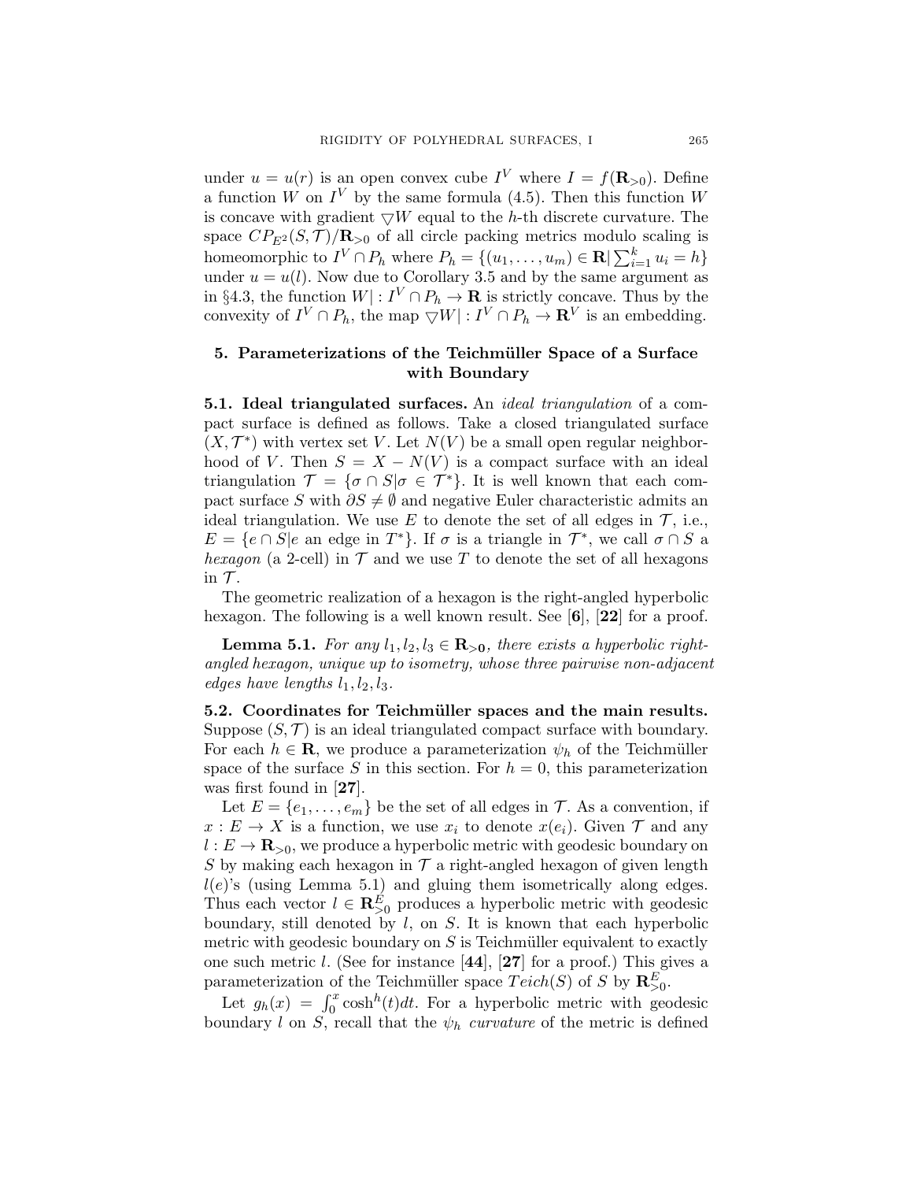under $u = u(r)$ is an open convex cube $I^V$ where $I = f(\mathbf{R}_{>0})$. Define a function $W$ on $I^V$ by the same formula (4.5). Then this function $W$ is concave with gradient $\bigtriangledown W$ equal to the $h$-th discrete curvature. The space $CP_{E^2}(S, \mathcal{T})/\mathbf{R}_{>0}$ of all circle packing metrics modulo scaling is homeomorphic to $I^V \cap P_h$ where $P_h = \{(u_1, \ldots, u_m) \in \mathbf{R} | \sum_{i=1}^k u_i = h\}$ under $u = u(l)$. Now due to Corollary 3.5 and by the same argument as in §4.3, the function $W| : I^V \cap P_h \to \mathbf{R}$ is strictly concave. Thus by the convexity of $I^V \cap P_h$, the map $\bigtriangledown W| : I^V \cap P_h \to \mathbf{R}^V$ is an embedding.

## 5. Parameterizations of the Teichmüller Space of a Surface with Boundary

**5.1. Ideal triangulated surfaces.** An *ideal triangulation* of a compact surface is defined as follows. Take a closed triangulated surface $(X, \mathcal{T}^*)$ with vertex set $V$. Let $N(V)$ be a small open regular neighborhood of $V$. Then $S = X - N(V)$ is a compact surface with an ideal triangulation $\mathcal{T} = \{\sigma \cap S | \sigma \in \mathcal{T}^*\}$. It is well known that each compact surface $S$ with $\partial S \neq \emptyset$ and negative Euler characteristic admits an ideal triangulation. We use $E$ to denote the set of all edges in $\mathcal{T}$, i.e., $E = \{e \cap S | e \text{ an edge in } T^*\}$. If $\sigma$ is a triangle in $\mathcal{T}^*$, we call $\sigma \cap S$ a *hexagon* (a 2-cell) in $\mathcal{T}$ and we use $T$ to denote the set of all hexagons in $\mathcal{T}$.

The geometric realization of a hexagon is the right-angled hyperbolic hexagon. The following is a well known result. See [**6**], [**22**] for a proof.

**Lemma 5.1.** *For any $l_1, l_2, l_3 \in \mathbf{R}_{>0}$, there exists a hyperbolic right-angled hexagon, unique up to isometry, whose three pairwise non-adjacent edges have lengths $l_1, l_2, l_3$.*

**5.2. Coordinates for Teichmüller spaces and the main results.** Suppose $(S, \mathcal{T})$ is an ideal triangulated compact surface with boundary. For each $h \in \mathbf{R}$, we produce a parameterization $\psi_h$ of the Teichmüller space of the surface $S$ in this section. For $h = 0$, this parameterization was first found in [**27**].

Let $E = \{e_1, \ldots, e_m\}$ be the set of all edges in $\mathcal{T}$. As a convention, if $x : E \to X$ is a function, we use $x_i$ to denote $x(e_i)$. Given $\mathcal{T}$ and any $l : E \to \mathbf{R}_{>0}$, we produce a hyperbolic metric with geodesic boundary on $S$ by making each hexagon in $\mathcal{T}$ a right-angled hexagon of given length $l(e)$'s (using Lemma 5.1) and gluing them isometrically along edges. Thus each vector $l \in \mathbf{R}^E_{>0}$ produces a hyperbolic metric with geodesic boundary, still denoted by $l$, on $S$. It is known that each hyperbolic metric with geodesic boundary on $S$ is Teichmüller equivalent to exactly one such metric $l$. (See for instance [**44**], [**27**] for a proof.) This gives a parameterization of the Teichmüller space $Teich(S)$ of $S$ by $\mathbf{R}^E_{>0}$.

Let $g_h(x) = \int_0^x \cosh^h(t)dt$. For a hyperbolic metric with geodesic boundary $l$ on $S$, recall that the $\psi_h$ *curvature* of the metric is defined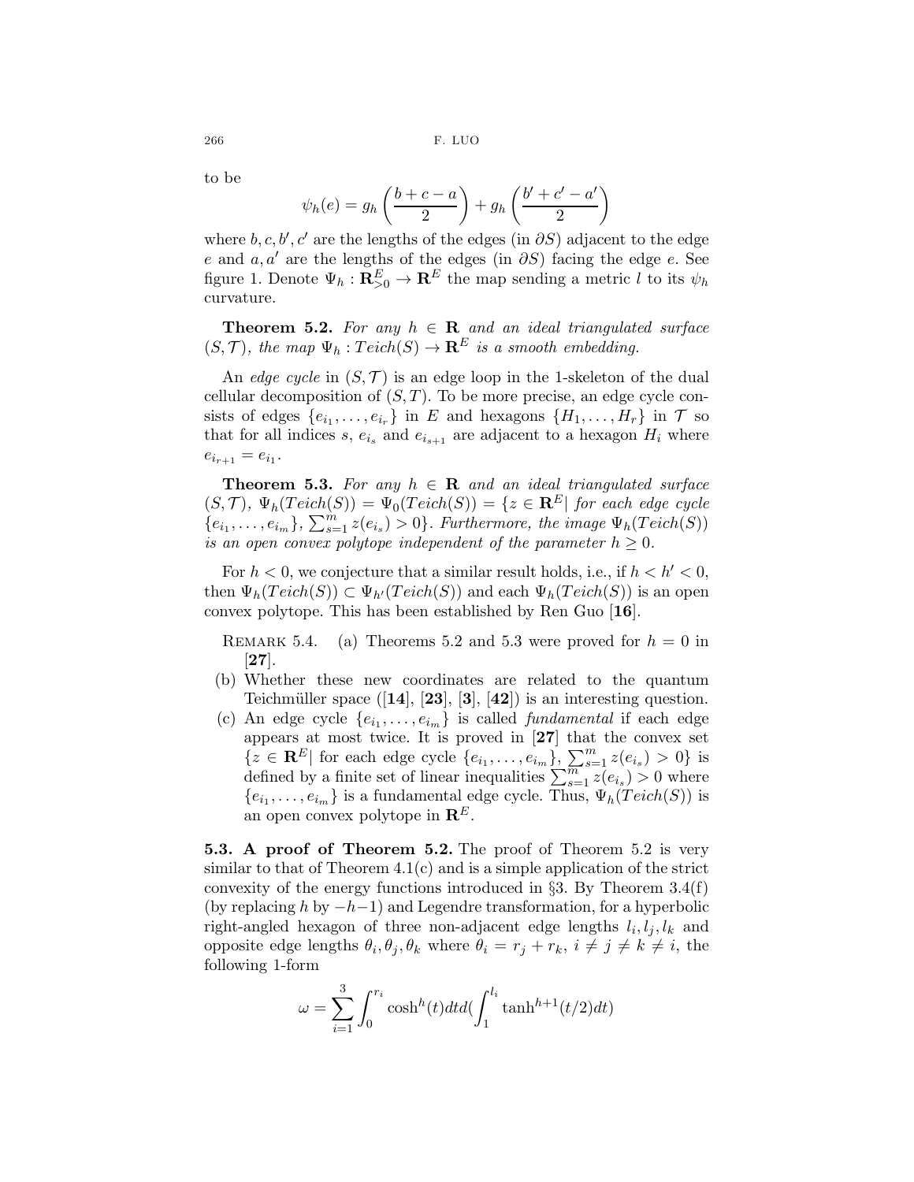to be

$$\psi_h(e) = g_h\left(\frac{b+c-a}{2}\right) + g_h\left(\frac{b'+c'-a'}{2}\right)$$

where $b, c, b', c'$ are the lengths of the edges (in $\partial S$) adjacent to the edge $e$ and $a, a'$ are the lengths of the edges (in $\partial S$) facing the edge $e$. See figure 1. Denote $\Psi_h : \mathbf{R}^E_{>0} \to \mathbf{R}^E$ the map sending a metric $l$ to its $\psi_h$ curvature.

**Theorem 5.2.** *For any $h \in \mathbf{R}$ and an ideal triangulated surface $(S, \mathcal{T})$, the map $\Psi_h : Teich(S) \to \mathbf{R}^E$ is a smooth embedding.*

An *edge cycle* in $(S, \mathcal{T})$ is an edge loop in the 1-skeleton of the dual cellular decomposition of $(S, T)$. To be more precise, an edge cycle consists of edges $\{e_{i_1}, \ldots, e_{i_r}\}$ in $E$ and hexagons $\{H_1, \ldots, H_r\}$ in $\mathcal{T}$ so that for all indices $s$, $e_{i_s}$ and $e_{i_{s+1}}$ are adjacent to a hexagon $H_i$ where $e_{i_{r+1}} = e_{i_1}$.

**Theorem 5.3.** *For any $h \in \mathbf{R}$ and an ideal triangulated surface $(S, \mathcal{T})$, $\Psi_h(Teich(S)) = \Psi_0(Teich(S)) = \{z \in \mathbf{R}^E |$ for each edge cycle $\{e_{i_1}, \ldots, e_{i_m}\}$, $\sum_{s=1}^m z(e_{i_s}) > 0\}$. Furthermore, the image $\Psi_h(Teich(S))$ is an open convex polytope independent of the parameter $h \geq 0$.*

For $h < 0$, we conjecture that a similar result holds, i.e., if $h < h' < 0$, then $\Psi_h(Teich(S)) \subset \Psi_{h'}(Teich(S))$ and each $\Psi_h(Teich(S))$ is an open convex polytope. This has been established by Ren Guo [**16**].

Remark 5.4.
(a) Theorems 5.2 and 5.3 were proved for $h = 0$ in [**27**].
(b) Whether these new coordinates are related to the quantum Teichmüller space ([**14**], [**23**], [**3**], [**42**]) is an interesting question.
(c) An edge cycle $\{e_{i_1}, \ldots, e_{i_m}\}$ is called *fundamental* if each edge appears at most twice. It is proved in [**27**] that the convex set $\{z \in \mathbf{R}^E |$ for each edge cycle $\{e_{i_1}, \ldots, e_{i_m}\}$, $\sum_{s=1}^m z(e_{i_s}) > 0\}$ is defined by a finite set of linear inequalities $\sum_{s=1}^m z(e_{i_s}) > 0$ where $\{e_{i_1}, \ldots, e_{i_m}\}$ is a fundamental edge cycle. Thus, $\Psi_h(Teich(S))$ is an open convex polytope in $\mathbf{R}^E$.

**5.3. A proof of Theorem 5.2.** The proof of Theorem 5.2 is very similar to that of Theorem 4.1(c) and is a simple application of the strict convexity of the energy functions introduced in §3. By Theorem 3.4(f) (by replacing $h$ by $-h-1$) and Legendre transformation, for a hyperbolic right-angled hexagon of three non-adjacent edge lengths $l_i, l_j, l_k$ and opposite edge lengths $\theta_i, \theta_j, \theta_k$ where $\theta_i = r_j + r_k$, $i \neq j \neq k \neq i$, the following 1-form

$$\omega = \sum_{i=1}^{3} \int_0^{r_i} \cosh^h(t) dt d\left(\int_1^{l_i} \tanh^{h+1}(t/2) dt\right)$$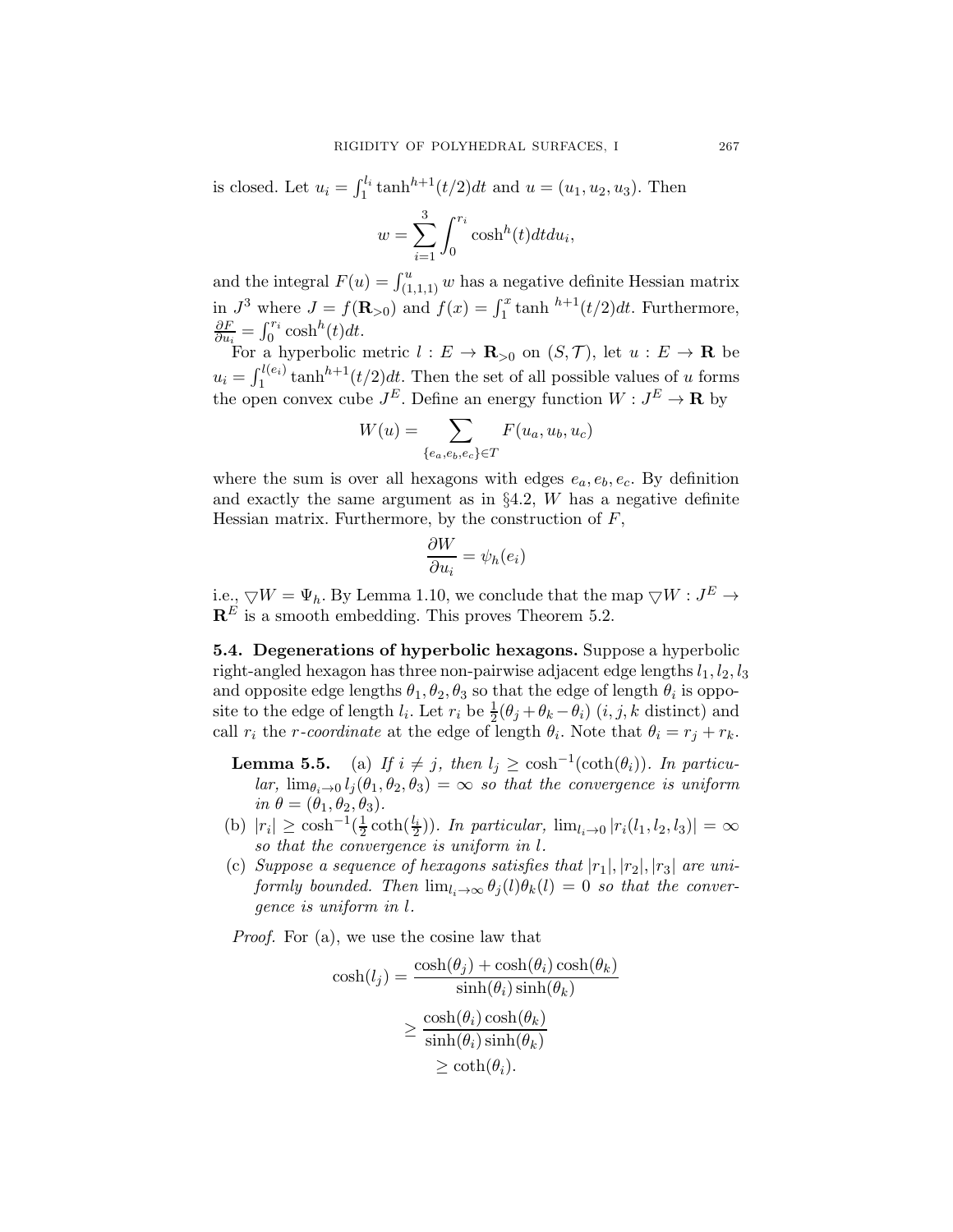is closed. Let $u_i = \int_1^{l_i} \tanh^{h+1}(t/2)dt$ and $u = (u_1, u_2, u_3)$. Then

$$w = \sum_{i=1}^{3} \int_0^{r_i} \cosh^h(t) dt du_i,$$

and the integral $F(u) = \int_{(1,1,1)}^{u} w$ has a negative definite Hessian matrix in $J^3$ where $J = f(\mathbf{R}_{>0})$ and $f(x) = \int_1^x \tanh^{h+1}(t/2)dt$. Furthermore, $\frac{\partial F}{\partial u_i} = \int_0^{r_i} \cosh^h(t)dt$.

For a hyperbolic metric $l : E \to \mathbf{R}_{>0}$ on $(S, \mathcal{T})$, let $u : E \to \mathbf{R}$ be $u_i = \int_1^{l(e_i)} \tanh^{h+1}(t/2)dt$. Then the set of all possible values of $u$ forms the open convex cube $J^E$. Define an energy function $W : J^E \to \mathbf{R}$ by

$$W(u) = \sum_{\{e_a, e_b, e_c\} \in T} F(u_a, u_b, u_c)$$

where the sum is over all hexagons with edges $e_a, e_b, e_c$. By definition and exactly the same argument as in §4.2, $W$ has a negative definite Hessian matrix. Furthermore, by the construction of $F$,

$$\frac{\partial W}{\partial u_i} = \psi_h(e_i)$$

i.e., $\bigtriangledown W = \Psi_h$. By Lemma 1.10, we conclude that the map $\bigtriangledown W : J^E \to \mathbf{R}^E$ is a smooth embedding. This proves Theorem 5.2.

**5.4. Degenerations of hyperbolic hexagons.** Suppose a hyperbolic right-angled hexagon has three non-pairwise adjacent edge lengths $l_1, l_2, l_3$ and opposite edge lengths $\theta_1, \theta_2, \theta_3$ so that the edge of length $\theta_i$ is opposite to the edge of length $l_i$. Let $r_i$ be $\frac{1}{2}(\theta_j + \theta_k - \theta_i)$ ($i, j, k$ distinct) and call $r_i$ the *r-coordinate* at the edge of length $\theta_i$. Note that $\theta_i = r_j + r_k$.

**Lemma 5.5.** (a) *If $i \neq j$, then $l_j \geq \cosh^{-1}(\coth(\theta_i))$. In particular, $\lim_{\theta_i \to 0} l_j(\theta_1, \theta_2, \theta_3) = \infty$ so that the convergence is uniform in $\theta = (\theta_1, \theta_2, \theta_3)$.*

(b) *$|r_i| \geq \cosh^{-1}(\frac{1}{2}\coth(\frac{l_i}{2}))$. In particular, $\lim_{l_i \to 0} |r_i(l_1, l_2, l_3)| = \infty$ so that the convergence is uniform in $l$.*

(c) *Suppose a sequence of hexagons satisfies that $|r_1|, |r_2|, |r_3|$ are uniformly bounded. Then $\lim_{l_i \to \infty} \theta_j(l)\theta_k(l) = 0$ so that the convergence is uniform in $l$.*

*Proof.* For (a), we use the cosine law that

$$\begin{aligned}
\cosh(l_j) &= \frac{\cosh(\theta_j) + \cosh(\theta_i)\cosh(\theta_k)}{\sinh(\theta_i)\sinh(\theta_k)} \\
&\geq \frac{\cosh(\theta_i)\cosh(\theta_k)}{\sinh(\theta_i)\sinh(\theta_k)} \\
&\geq \coth(\theta_i).
\end{aligned}$$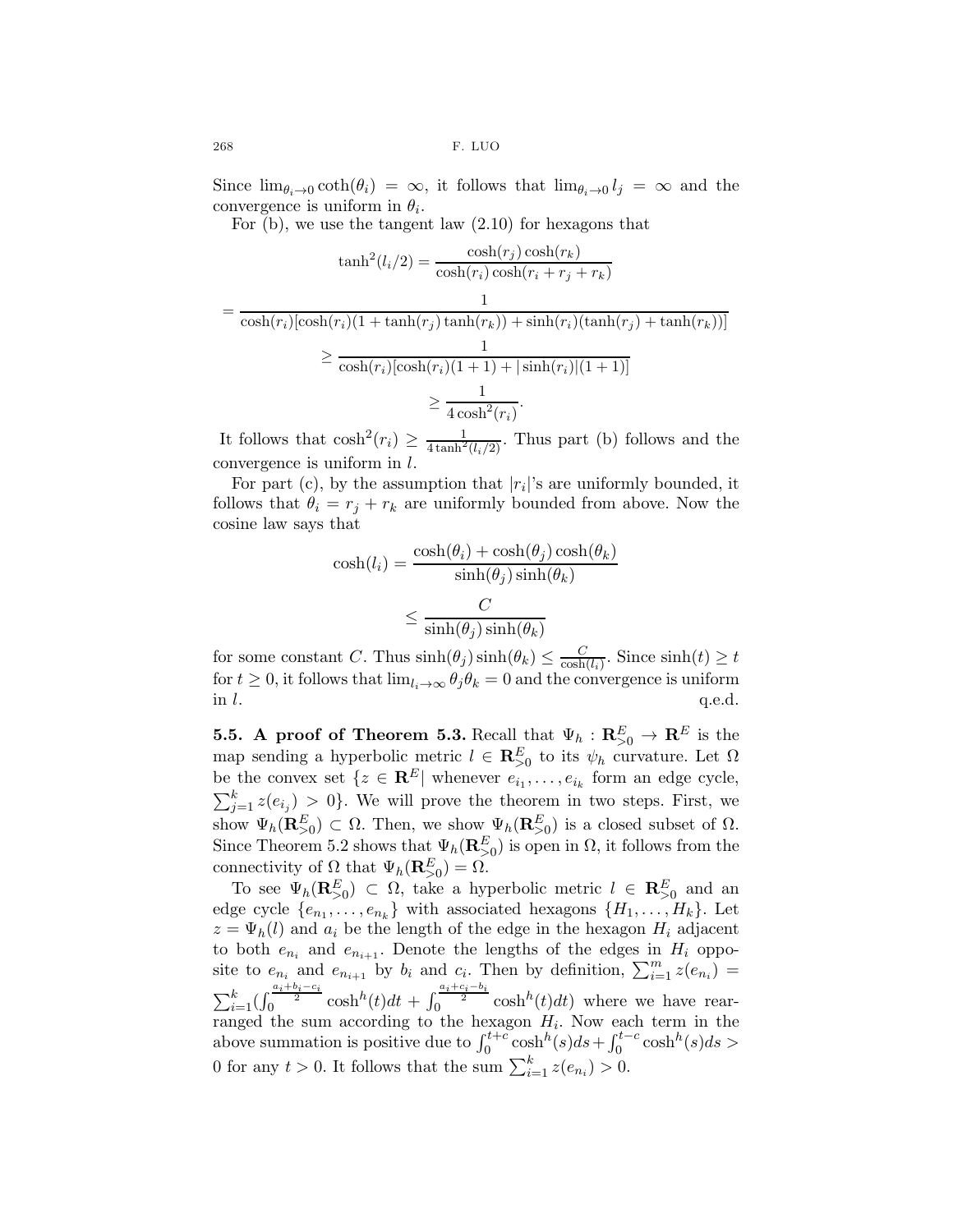Since $\lim_{\theta_i \to 0} \coth(\theta_i) = \infty$, it follows that $\lim_{\theta_i \to 0} l_j = \infty$ and the convergence is uniform in $\theta_i$.

For (b), we use the tangent law (2.10) for hexagons that

$$\tanh^2(l_i/2) = \frac{\cosh(r_j)\cosh(r_k)}{\cosh(r_i)\cosh(r_i + r_j + r_k)}$$

$$= \frac{1}{\cosh(r_i)[\cosh(r_i)(1 + \tanh(r_j)\tanh(r_k)) + \sinh(r_i)(\tanh(r_j) + \tanh(r_k))]}$$

$$\geq \frac{1}{\cosh(r_i)[\cosh(r_i)(1+1) + |\sinh(r_i)|(1+1)]}$$

$$\geq \frac{1}{4\cosh^2(r_i)}.$$

It follows that $\cosh^2(r_i) \geq \frac{1}{4\tanh^2(l_i/2)}$. Thus part (b) follows and the convergence is uniform in $l$.

For part (c), by the assumption that $|r_i|$'s are uniformly bounded, it follows that $\theta_i = r_j + r_k$ are uniformly bounded from above. Now the cosine law says that

$$\cosh(l_i) = \frac{\cosh(\theta_i) + \cosh(\theta_j)\cosh(\theta_k)}{\sinh(\theta_j)\sinh(\theta_k)}$$

$$\leq \frac{C}{\sinh(\theta_j)\sinh(\theta_k)}$$

for some constant $C$. Thus $\sinh(\theta_j)\sinh(\theta_k) \leq \frac{C}{\cosh(l_i)}$. Since $\sinh(t) \geq t$ for $t \geq 0$, it follows that $\lim_{l_i \to \infty} \theta_j \theta_k = 0$ and the convergence is uniform in $l$. q.e.d.

**5.5. A proof of Theorem 5.3.** Recall that $\Psi_h : \mathbf{R}^E_{>0} \to \mathbf{R}^E$ is the map sending a hyperbolic metric $l \in \mathbf{R}^E_{>0}$ to its $\psi_h$ curvature. Let $\Omega$ be the convex set $\{z \in \mathbf{R}^E |$ whenever $e_{i_1}, \ldots, e_{i_k}$ form an edge cycle, $\sum_{j=1}^k z(e_{i_j}) > 0\}$. We will prove the theorem in two steps. First, we show $\Psi_h(\mathbf{R}^E_{>0}) \subset \Omega$. Then, we show $\Psi_h(\mathbf{R}^E_{>0})$ is a closed subset of $\Omega$. Since Theorem 5.2 shows that $\Psi_h(\mathbf{R}^E_{>0})$ is open in $\Omega$, it follows from the connectivity of $\Omega$ that $\Psi_h(\mathbf{R}^E_{>0}) = \Omega$.

To see $\Psi_h(\mathbf{R}^E_{>0}) \subset \Omega$, take a hyperbolic metric $l \in \mathbf{R}^E_{>0}$ and an edge cycle $\{e_{n_1}, \ldots, e_{n_k}\}$ with associated hexagons $\{H_1, \ldots, H_k\}$. Let $z = \Psi_h(l)$ and $a_i$ be the length of the edge in the hexagon $H_i$ adjacent to both $e_{n_i}$ and $e_{n_{i+1}}$. Denote the lengths of the edges in $H_i$ opposite to $e_{n_i}$ and $e_{n_{i+1}}$ by $b_i$ and $c_i$. Then by definition, $\sum_{i=1}^m z(e_{n_i}) = \sum_{i=1}^k (\int_0^{\frac{a_i+b_i-c_i}{2}} \cosh^h(t)dt + \int_0^{\frac{a_i+c_i-b_i}{2}} \cosh^h(t)dt)$ where we have rearranged the sum according to the hexagon $H_i$. Now each term in the above summation is positive due to $\int_0^{t+c} \cosh^h(s)ds + \int_0^{t-c} \cosh^h(s)ds > 0$ for any $t > 0$. It follows that the sum $\sum_{i=1}^k z(e_{n_i}) > 0$.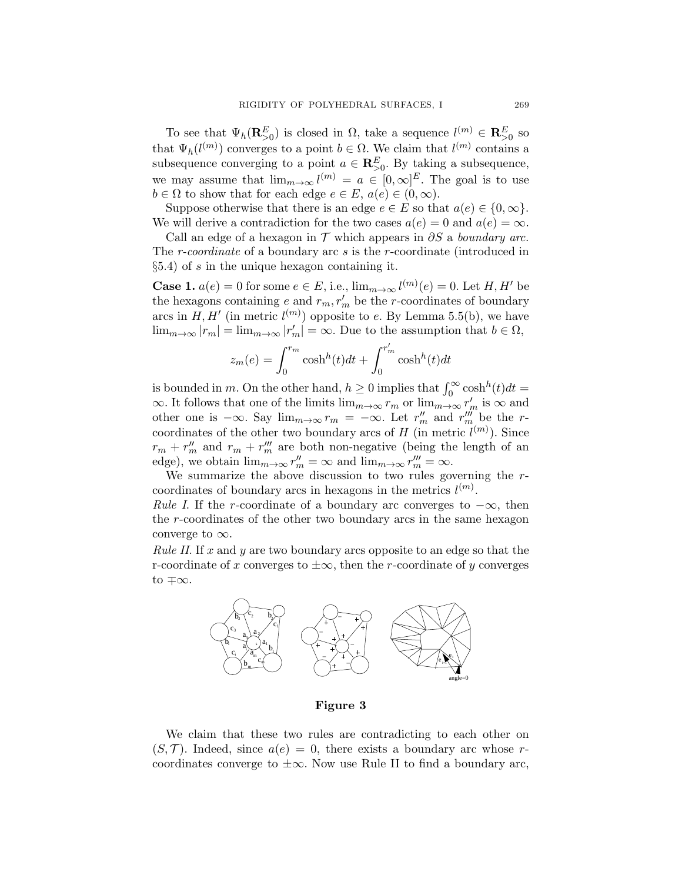To see that $\Psi_h(\mathbf{R}^E_{>0})$ is closed in $\Omega$, take a sequence $l^{(m)} \in \mathbf{R}^E_{>0}$ so that $\Psi_h(l^{(m)})$ converges to a point $b \in \Omega$. We claim that $l^{(m)}$ contains a subsequence converging to a point $a \in \mathbf{R}^E_{>0}$. By taking a subsequence, we may assume that $\lim_{m\to\infty} l^{(m)} = a \in [0, \infty]^E$. The goal is to use $b \in \Omega$ to show that for each edge $e \in E$, $a(e) \in (0, \infty)$.

Suppose otherwise that there is an edge $e \in E$ so that $a(e) \in \{0, \infty\}$. We will derive a contradiction for the two cases $a(e) = 0$ and $a(e) = \infty$.

Call an edge of a hexagon in $\mathcal{T}$ which appears in $\partial S$ a *boundary arc*. The *r-coordinate* of a boundary arc $s$ is the $r$-coordinate (introduced in §5.4) of $s$ in the unique hexagon containing it.

**Case 1.** $a(e) = 0$ for some $e \in E$, i.e., $\lim_{m\to\infty} l^{(m)}(e) = 0$. Let $H, H'$ be the hexagons containing $e$ and $r_m, r'_m$ be the $r$-coordinates of boundary arcs in $H, H'$ (in metric $l^{(m)}$) opposite to $e$. By Lemma 5.5(b), we have $\lim_{m\to\infty} |r_m| = \lim_{m\to\infty} |r'_m| = \infty$. Due to the assumption that $b \in \Omega$,

$$z_m(e) = \int_0^{r_m} \cosh^h(t)dt + \int_0^{r'_m} \cosh^h(t)dt$$

is bounded in $m$. On the other hand, $h \geq 0$ implies that $\int_0^\infty \cosh^h(t)dt = \infty$. It follows that one of the limits $\lim_{m\to\infty} r_m$ or $\lim_{m\to\infty} r'_m$ is $\infty$ and other one is $-\infty$. Say $\lim_{m\to\infty} r_m = -\infty$. Let $r''_m$ and $r'''_m$ be the $r$-coordinates of the other two boundary arcs of $H$ (in metric $l^{(m)}$). Since $r_m + r''_m$ and $r_m + r'''_m$ are both non-negative (being the length of an edge), we obtain $\lim_{m\to\infty} r''_m = \infty$ and $\lim_{m\to\infty} r'''_m = \infty$.

We summarize the above discussion to two rules governing the $r$-coordinates of boundary arcs in hexagons in the metrics $l^{(m)}$.

*Rule I.* If the $r$-coordinate of a boundary arc converges to $-\infty$, then the $r$-coordinates of the other two boundary arcs in the same hexagon converge to $\infty$.

*Rule II.* If $x$ and $y$ are two boundary arcs opposite to an edge so that the r-coordinate of $x$ converges to $\pm\infty$, then the $r$-coordinate of $y$ converges to $\mp\infty$.

**Figure 3**

We claim that these two rules are contradicting to each other on $(S, \mathcal{T})$. Indeed, since $a(e) = 0$, there exists a boundary arc whose $r$-coordinates converge to $\pm\infty$. Now use Rule II to find a boundary arc,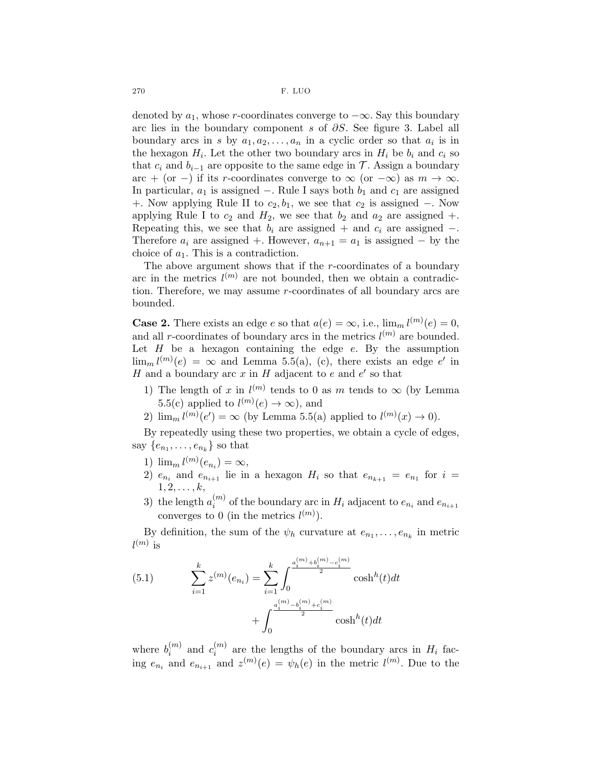denoted by $a_1$, whose $r$-coordinates converge to $-\infty$. Say this boundary arc lies in the boundary component $s$ of $\partial S$. See figure 3. Label all boundary arcs in $s$ by $a_1, a_2, \ldots, a_n$ in a cyclic order so that $a_i$ is in the hexagon $H_i$. Let the other two boundary arcs in $H_i$ be $b_i$ and $c_i$ so that $c_i$ and $b_{i-1}$ are opposite to the same edge in $\mathcal{T}$. Assign a boundary arc $+$ (or $-$) if its $r$-coordinates converge to $\infty$ (or $-\infty$) as $m \to \infty$. In particular, $a_1$ is assigned $-$. Rule I says both $b_1$ and $c_1$ are assigned $+$. Now applying Rule II to $c_2, b_1$, we see that $c_2$ is assigned $-$. Now applying Rule I to $c_2$ and $H_2$, we see that $b_2$ and $a_2$ are assigned $+$. Repeating this, we see that $b_i$ are assigned $+$ and $c_i$ are assigned $-$. Therefore $a_i$ are assigned $+$. However, $a_{n+1} = a_1$ is assigned $-$ by the choice of $a_1$. This is a contradiction.

The above argument shows that if the $r$-coordinates of a boundary arc in the metrics $l^{(m)}$ are not bounded, then we obtain a contradiction. Therefore, we may assume $r$-coordinates of all boundary arcs are bounded.

**Case 2.** There exists an edge $e$ so that $a(e) = \infty$, i.e., $\lim_m l^{(m)}(e) = 0$, and all $r$-coordinates of boundary arcs in the metrics $l^{(m)}$ are bounded. Let $H$ be a hexagon containing the edge $e$. By the assumption $\lim_m l^{(m)}(e) = \infty$ and Lemma 5.5(a), (c), there exists an edge $e'$ in $H$ and a boundary arc $x$ in $H$ adjacent to $e$ and $e'$ so that

1) The length of $x$ in $l^{(m)}$ tends to 0 as $m$ tends to $\infty$ (by Lemma 5.5(c) applied to $l^{(m)}(e) \to \infty$), and
2) $\lim_m l^{(m)}(e') = \infty$ (by Lemma 5.5(a) applied to $l^{(m)}(x) \to 0$).

By repeatedly using these two properties, we obtain a cycle of edges, say $\{e_{n_1}, \ldots, e_{n_k}\}$ so that

1) $\lim_m l^{(m)}(e_{n_i}) = \infty$,
2) $e_{n_i}$ and $e_{n_{i+1}}$ lie in a hexagon $H_i$ so that $e_{n_{k+1}} = e_{n_1}$ for $i = 1, 2, \ldots, k$,
3) the length $a_i^{(m)}$ of the boundary arc in $H_i$ adjacent to $e_{n_i}$ and $e_{n_{i+1}}$ converges to 0 (in the metrics $l^{(m)}$).

By definition, the sum of the $\psi_h$ curvature at $e_{n_1}, \ldots, e_{n_k}$ in metric $l^{(m)}$ is

$$\sum_{i=1}^{k} z^{(m)}(e_{n_i}) = \sum_{i=1}^{k} \int_0^{\frac{a_i^{(m)}+b_i^{(m)}-c_i^{(m)}}{2}} \cosh^h(t)dt + \int_0^{\frac{a_i^{(m)}-b_i^{(m)}+c_i^{(m)}}{2}} \cosh^h(t)dt \tag{5.1}$$

where $b_i^{(m)}$ and $c_i^{(m)}$ are the lengths of the boundary arcs in $H_i$ facing $e_{n_i}$ and $e_{n_{i+1}}$ and $z^{(m)}(e) = \psi_h(e)$ in the metric $l^{(m)}$. Due to the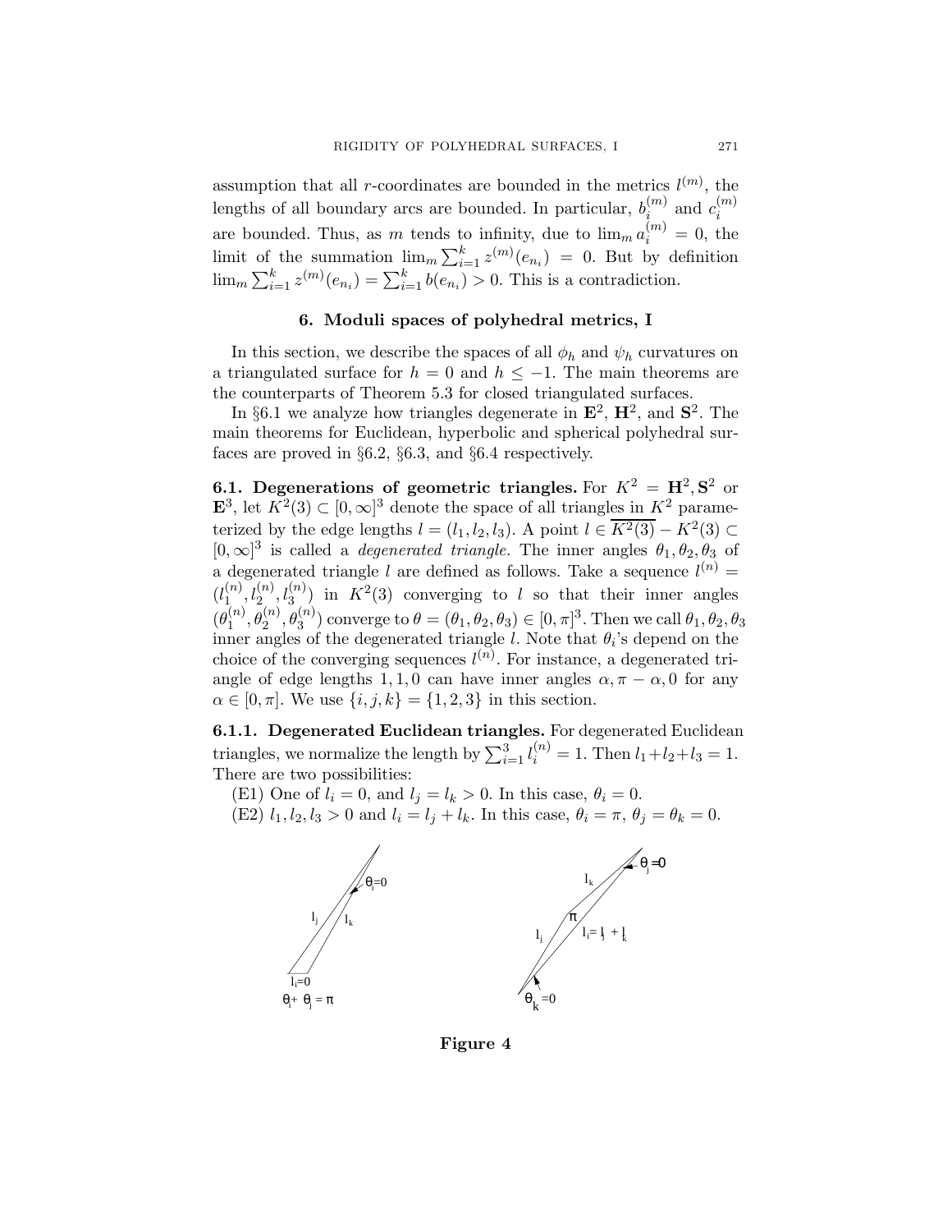assumption that all $r$-coordinates are bounded in the metrics $l^{(m)}$, the lengths of all boundary arcs are bounded. In particular, $b_i^{(m)}$ and $c_i^{(m)}$ are bounded. Thus, as $m$ tends to infinity, due to $\lim_m a_i^{(m)} = 0$, the limit of the summation $\lim_m \sum_{i=1}^k z^{(m)}(e_{n_i}) = 0$. But by definition $\lim_m \sum_{i=1}^k z^{(m)}(e_{n_i}) = \sum_{i=1}^k b(e_{n_i}) > 0$. This is a contradiction.

## 6. Moduli spaces of polyhedral metrics, I

In this section, we describe the spaces of all $\phi_h$ and $\psi_h$ curvatures on a triangulated surface for $h = 0$ and $h \leq -1$. The main theorems are the counterparts of Theorem 5.3 for closed triangulated surfaces.

In §6.1 we analyze how triangles degenerate in $\mathbf{E}^2$, $\mathbf{H}^2$, and $\mathbf{S}^2$. The main theorems for Euclidean, hyperbolic and spherical polyhedral surfaces are proved in §6.2, §6.3, and §6.4 respectively.

**6.1. Degenerations of geometric triangles.** For $K^2 = \mathbf{H}^2, \mathbf{S}^2$ or $\mathbf{E}^3$, let $K^2(3) \subset [0, \infty]^3$ denote the space of all triangles in $K^2$ parameterized by the edge lengths $l = (l_1, l_2, l_3)$. A point $l \in \overline{K^2(3)} - K^2(3) \subset [0, \infty]^3$ is called a *degenerated triangle.* The inner angles $\theta_1, \theta_2, \theta_3$ of a degenerated triangle $l$ are defined as follows. Take a sequence $l^{(n)} = (l_1^{(n)}, l_2^{(n)}, l_3^{(n)})$ in $K^2(3)$ converging to $l$ so that their inner angles $(\theta_1^{(n)}, \theta_2^{(n)}, \theta_3^{(n)})$ converge to $\theta = (\theta_1, \theta_2, \theta_3) \in [0, \pi]^3$. Then we call $\theta_1, \theta_2, \theta_3$ inner angles of the degenerated triangle $l$. Note that $\theta_i$'s depend on the choice of the converging sequences $l^{(n)}$. For instance, a degenerated triangle of edge lengths $1, 1, 0$ can have inner angles $\alpha, \pi - \alpha, 0$ for any $\alpha \in [0, \pi]$. We use $\{i, j, k\} = \{1, 2, 3\}$ in this section.

**6.1.1. Degenerated Euclidean triangles.** For degenerated Euclidean triangles, we normalize the length by $\sum_{i=1}^3 l_i^{(n)} = 1$. Then $l_1 + l_2 + l_3 = 1$. There are two possibilities:

(E1) One of $l_i = 0$, and $l_j = l_k > 0$. In this case, $\theta_i = 0$.

(E2) $l_1, l_2, l_3 > 0$ and $l_i = l_j + l_k$. In this case, $\theta_i = \pi$, $\theta_j = \theta_k = 0$.

**Figure 4**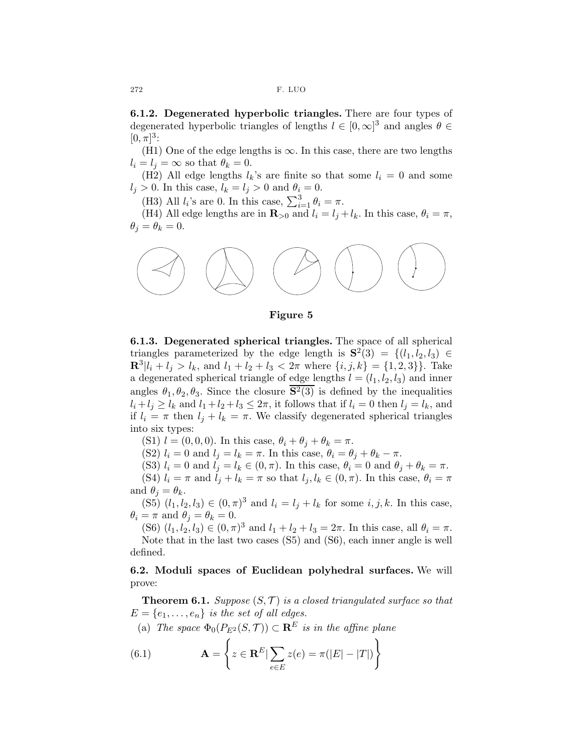**6.1.2. Degenerated hyperbolic triangles.** There are four types of degenerated hyperbolic triangles of lengths $l \in [0, \infty]^3$ and angles $\theta \in [0, \pi]^3$:

(H1) One of the edge lengths is $\infty$. In this case, there are two lengths $l_i = l_j = \infty$ so that $\theta_k = 0$.

(H2) All edge lengths $l_k$'s are finite so that some $l_i = 0$ and some $l_j > 0$. In this case, $l_k = l_j > 0$ and $\theta_i = 0$.

(H3) All $l_i$'s are 0. In this case, $\sum_{i=1}^{3} \theta_i = \pi$.

(H4) All edge lengths are in $\mathbf{R}_{>0}$ and $l_i = l_j + l_k$. In this case, $\theta_i = \pi$, $\theta_j = \theta_k = 0$.

**Figure 5**

**6.1.3. Degenerated spherical triangles.** The space of all spherical triangles parameterized by the edge length is $\mathbf{S}^2(3) = \{(l_1, l_2, l_3) \in \mathbf{R}^3 | l_i + l_j > l_k, \text{ and } l_1 + l_2 + l_3 < 2\pi \text{ where } \{i, j, k\} = \{1, 2, 3\}\}$. Take a degenerated spherical triangle of edge lengths $l = (l_1, l_2, l_3)$ and inner angles $\theta_1, \theta_2, \theta_3$. Since the closure $\overline{\mathbf{S}^2(3)}$ is defined by the inequalities $l_i + l_j \geq l_k$ and $l_1 + l_2 + l_3 \leq 2\pi$, it follows that if $l_i = 0$ then $l_j = l_k$, and if $l_i = \pi$ then $l_j + l_k = \pi$. We classify degenerated spherical triangles into six types:

(S1) $l = (0, 0, 0)$. In this case, $\theta_i + \theta_j + \theta_k = \pi$.

(S2) $l_i = 0$ and $l_j = l_k = \pi$. In this case, $\theta_i = \theta_j + \theta_k - \pi$.

(S3) $l_i = 0$ and $l_j = l_k \in (0, \pi)$. In this case, $\theta_i = 0$ and $\theta_j + \theta_k = \pi$.

(S4) $l_i = \pi$ and $l_j + l_k = \pi$ so that $l_j, l_k \in (0, \pi)$. In this case, $\theta_i = \pi$ and $\theta_j = \theta_k$.

(S5) $(l_1, l_2, l_3) \in (0, \pi)^3$ and $l_i = l_j + l_k$ for some $i, j, k$. In this case, $\theta_i = \pi$ and $\theta_j = \theta_k = 0$.

(S6) $(l_1, l_2, l_3) \in (0, \pi)^3$ and $l_1 + l_2 + l_3 = 2\pi$. In this case, all $\theta_i = \pi$.

Note that in the last two cases (S5) and (S6), each inner angle is well defined.

**6.2. Moduli spaces of Euclidean polyhedral surfaces.** We will prove:

**Theorem 6.1.** *Suppose $(S, \mathcal{T})$ is a closed triangulated surface so that $E = \{e_1, \ldots, e_n\}$ is the set of all edges.*

(a) *The space $\Phi_0(P_{E^2}(S, \mathcal{T})) \subset \mathbf{R}^E$ is in the affine plane*

$$\mathbf{A} = \left\{ z \in \mathbf{R}^E | \sum_{e \in E} z(e) = \pi(|E| - |T|) \right\} \tag{6.1}$$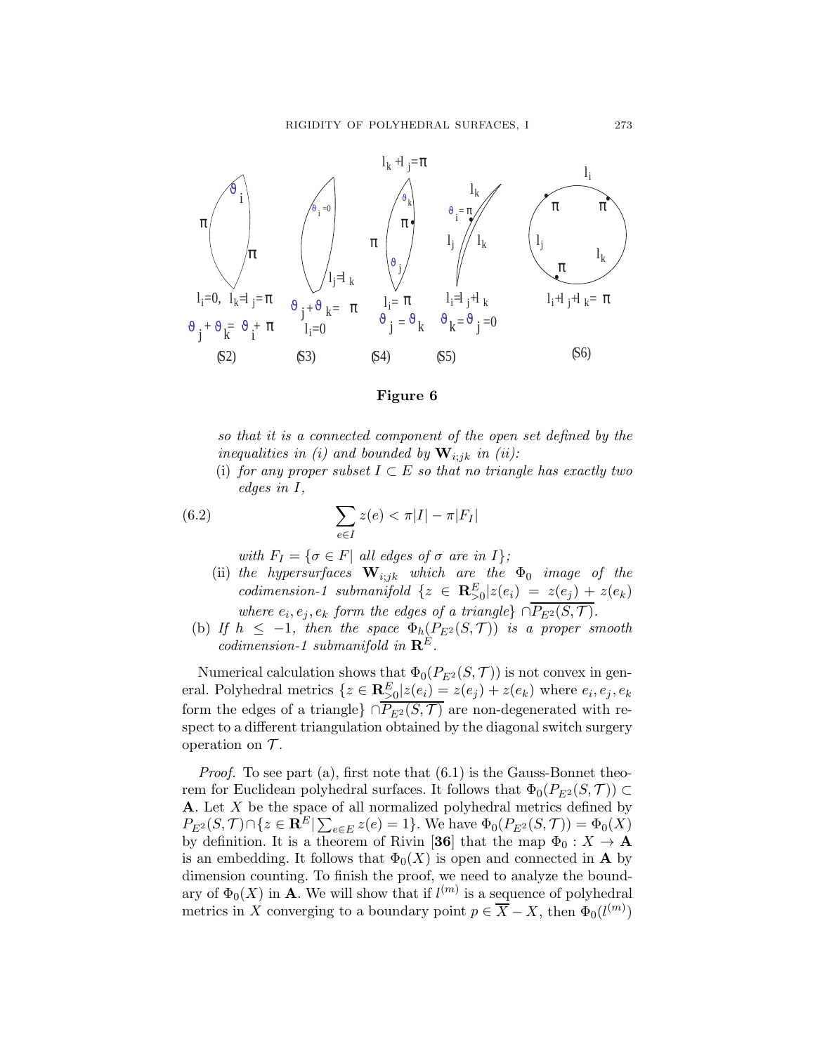**Figure 6**

*so that it is a connected component of the open set defined by the inequalities in (i) and bounded by* $\mathbf{W}_{i;jk}$ *in (ii):*

(i) *for any proper subset* $I \subset E$ *so that no triangle has exactly two edges in* $I$,

$$\sum_{e \in I} z(e) < \pi|I| - \pi|F_I| \tag{6.2}$$

*with* $F_I = \{\sigma \in F| \text{ all edges of } \sigma \text{ are in } I\}$;

(ii) *the hypersurfaces* $\mathbf{W}_{i;jk}$ *which are the* $\Phi_0$ *image of the codimension-1 submanifold* $\{z \in \mathbf{R}^E_{>0}|z(e_i) = z(e_j) + z(e_k)$ *where* $e_i, e_j, e_k$ *form the edges of a triangle*$\} \cap \overline{P_{E^2}(S, \mathcal{T})}$.

(b) *If* $h \leq -1$, *then the space* $\Phi_h(P_{E^2}(S, \mathcal{T}))$ *is a proper smooth codimension-1 submanifold in* $\mathbf{R}^E$.

Numerical calculation shows that $\Phi_0(P_{E^2}(S, \mathcal{T}))$ is not convex in general. Polyhedral metrics $\{z \in \mathbf{R}^E_{>0}|z(e_i) = z(e_j) + z(e_k)$ where $e_i, e_j, e_k$ form the edges of a triangle$\} \cap \overline{P_{E^2}(S, \mathcal{T})}$ are non-degenerated with respect to a different triangulation obtained by the diagonal switch surgery operation on $\mathcal{T}$.

*Proof.* To see part (a), first note that (6.1) is the Gauss-Bonnet theorem for Euclidean polyhedral surfaces. It follows that $\Phi_0(P_{E^2}(S, \mathcal{T})) \subset \mathbf{A}$. Let $X$ be the space of all normalized polyhedral metrics defined by $P_{E^2}(S, \mathcal{T}) \cap \{z \in \mathbf{R}^E| \sum_{e \in E} z(e) = 1\}$. We have $\Phi_0(P_{E^2}(S, \mathcal{T})) = \Phi_0(X)$ by definition. It is a theorem of Rivin [**36**] that the map $\Phi_0 : X \to \mathbf{A}$ is an embedding. It follows that $\Phi_0(X)$ is open and connected in $\mathbf{A}$ by dimension counting. To finish the proof, we need to analyze the boundary of $\Phi_0(X)$ in $\mathbf{A}$. We will show that if $l^{(m)}$ is a sequence of polyhedral metrics in $X$ converging to a boundary point $p \in \overline{X} - X$, then $\Phi_0(l^{(m)})$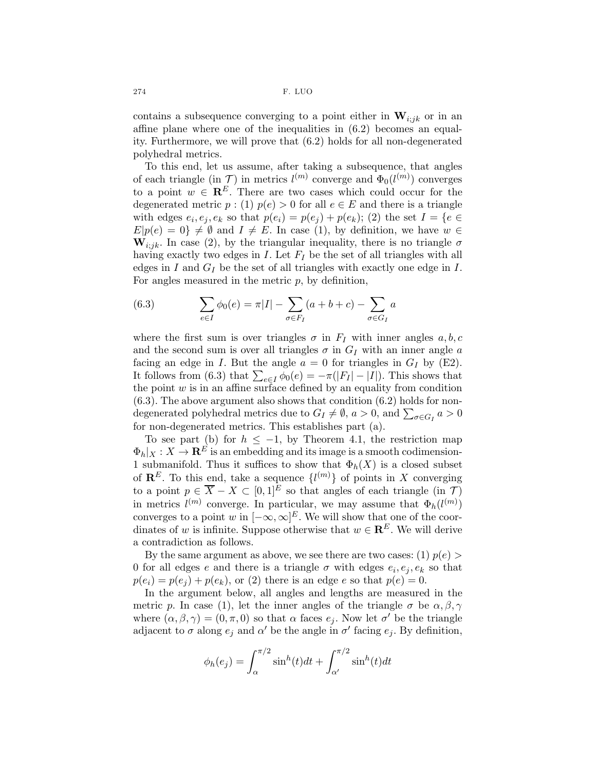contains a subsequence converging to a point either in $\mathbf{W}_{i;jk}$ or in an affine plane where one of the inequalities in (6.2) becomes an equality. Furthermore, we will prove that (6.2) holds for all non-degenerated polyhedral metrics.

To this end, let us assume, after taking a subsequence, that angles of each triangle (in $\mathcal{T}$) in metrics $l^{(m)}$ converge and $\Phi_0(l^{(m)})$ converges to a point $w \in \mathbf{R}^E$. There are two cases which could occur for the degenerated metric $p$ : (1) $p(e) > 0$ for all $e \in E$ and there is a triangle with edges $e_i, e_j, e_k$ so that $p(e_i) = p(e_j) + p(e_k)$; (2) the set $I = \{e \in E | p(e) = 0\} \neq \emptyset$ and $I \neq E$. In case (1), by definition, we have $w \in \mathbf{W}_{i;jk}$. In case (2), by the triangular inequality, there is no triangle $\sigma$ having exactly two edges in $I$. Let $F_I$ be the set of all triangles with all edges in $I$ and $G_I$ be the set of all triangles with exactly one edge in $I$. For angles measured in the metric $p$, by definition,

$$\sum_{e \in I} \phi_0(e) = \pi |I| - \sum_{\sigma \in F_I} (a + b + c) - \sum_{\sigma \in G_I} a \tag{6.3}$$

where the first sum is over triangles $\sigma$ in $F_I$ with inner angles $a, b, c$ and the second sum is over all triangles $\sigma$ in $G_I$ with an inner angle $a$ facing an edge in $I$. But the angle $a = 0$ for triangles in $G_I$ by (E2). It follows from (6.3) that $\sum_{e \in I} \phi_0(e) = -\pi(|F_I| - |I|)$. This shows that the point $w$ is in an affine surface defined by an equality from condition (6.3). The above argument also shows that condition (6.2) holds for non-degenerated polyhedral metrics due to $G_I \neq \emptyset$, $a > 0$, and $\sum_{\sigma \in G_I} a > 0$ for non-degenerated metrics. This establishes part (a).

To see part (b) for $h \leq -1$, by Theorem 4.1, the restriction map $\Phi_h|_X : X \to \mathbf{R}^E$ is an embedding and its image is a smooth codimension-1 submanifold. Thus it suffices to show that $\Phi_h(X)$ is a closed subset of $\mathbf{R}^E$. To this end, take a sequence $\{l^{(m)}\}$ of points in $X$ converging to a point $p \in \overline{X} - X \subset [0,1]^E$ so that angles of each triangle (in $\mathcal{T}$) in metrics $l^{(m)}$ converge. In particular, we may assume that $\Phi_h(l^{(m)})$ converges to a point $w$ in $[-\infty, \infty]^E$. We will show that one of the coordinates of $w$ is infinite. Suppose otherwise that $w \in \mathbf{R}^E$. We will derive a contradiction as follows.

By the same argument as above, we see there are two cases: (1) $p(e) > 0$ for all edges $e$ and there is a triangle $\sigma$ with edges $e_i, e_j, e_k$ so that $p(e_i) = p(e_j) + p(e_k)$, or (2) there is an edge $e$ so that $p(e) = 0$.

In the argument below, all angles and lengths are measured in the metric $p$. In case (1), let the inner angles of the triangle $\sigma$ be $\alpha, \beta, \gamma$ where $(\alpha, \beta, \gamma) = (0, \pi, 0)$ so that $\alpha$ faces $e_j$. Now let $\sigma'$ be the triangle adjacent to $\sigma$ along $e_j$ and $\alpha'$ be the angle in $\sigma'$ facing $e_j$. By definition,

$$\phi_h(e_j) = \int_{\alpha}^{\pi/2} \sin^h(t)dt + \int_{\alpha'}^{\pi/2} \sin^h(t)dt$$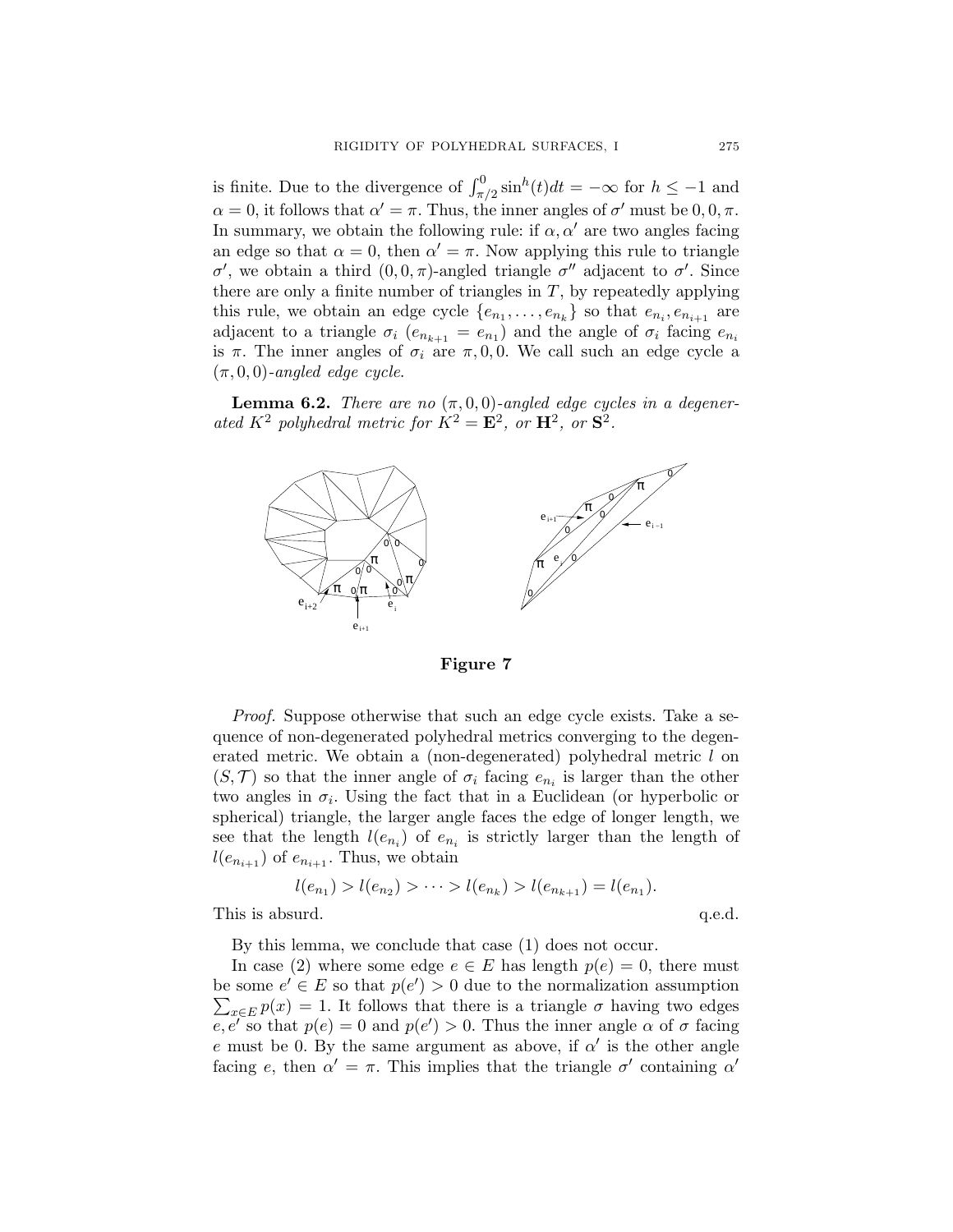is finite. Due to the divergence of $\int_{\pi/2}^{0} \sin^h(t)dt = -\infty$ for $h \leq -1$ and $\alpha = 0$, it follows that $\alpha' = \pi$. Thus, the inner angles of $\sigma'$ must be $0, 0, \pi$. In summary, we obtain the following rule: if $\alpha, \alpha'$ are two angles facing an edge so that $\alpha = 0$, then $\alpha' = \pi$. Now applying this rule to triangle $\sigma'$, we obtain a third $(0, 0, \pi)$-angled triangle $\sigma''$ adjacent to $\sigma'$. Since there are only a finite number of triangles in $T$, by repeatedly applying this rule, we obtain an edge cycle $\{e_{n_1}, \ldots, e_{n_k}\}$ so that $e_{n_i}, e_{n_{i+1}}$ are adjacent to a triangle $\sigma_i$ ($e_{n_{k+1}} = e_{n_1}$) and the angle of $\sigma_i$ facing $e_{n_i}$ is $\pi$. The inner angles of $\sigma_i$ are $\pi, 0, 0$. We call such an edge cycle a *$(\pi, 0, 0)$-angled edge cycle*.

**Lemma 6.2.** *There are no $(\pi, 0, 0)$-angled edge cycles in a degenerated $K^2$ polyhedral metric for $K^2 = \mathbf{E}^2$, or $\mathbf{H}^2$, or $\mathbf{S}^2$.*

**Figure 7**

*Proof.* Suppose otherwise that such an edge cycle exists. Take a sequence of non-degenerated polyhedral metrics converging to the degenerated metric. We obtain a (non-degenerated) polyhedral metric $l$ on $(S, \mathcal{T})$ so that the inner angle of $\sigma_i$ facing $e_{n_i}$ is larger than the other two angles in $\sigma_i$. Using the fact that in a Euclidean (or hyperbolic or spherical) triangle, the larger angle faces the edge of longer length, we see that the length $l(e_{n_i})$ of $e_{n_i}$ is strictly larger than the length of $l(e_{n_{i+1}})$ of $e_{n_{i+1}}$. Thus, we obtain

$$l(e_{n_1}) > l(e_{n_2}) > \cdots > l(e_{n_k}) > l(e_{n_{k+1}}) = l(e_{n_1}).$$

This is absurd. q.e.d.

By this lemma, we conclude that case (1) does not occur.

In case (2) where some edge $e \in E$ has length $p(e) = 0$, there must be some $e' \in E$ so that $p(e') > 0$ due to the normalization assumption $\sum_{x \in E} p(x) = 1$. It follows that there is a triangle $\sigma$ having two edges $e, e'$ so that $p(e) = 0$ and $p(e') > 0$. Thus the inner angle $\alpha$ of $\sigma$ facing $e$ must be 0. By the same argument as above, if $\alpha'$ is the other angle facing $e$, then $\alpha' = \pi$. This implies that the triangle $\sigma'$ containing $\alpha'$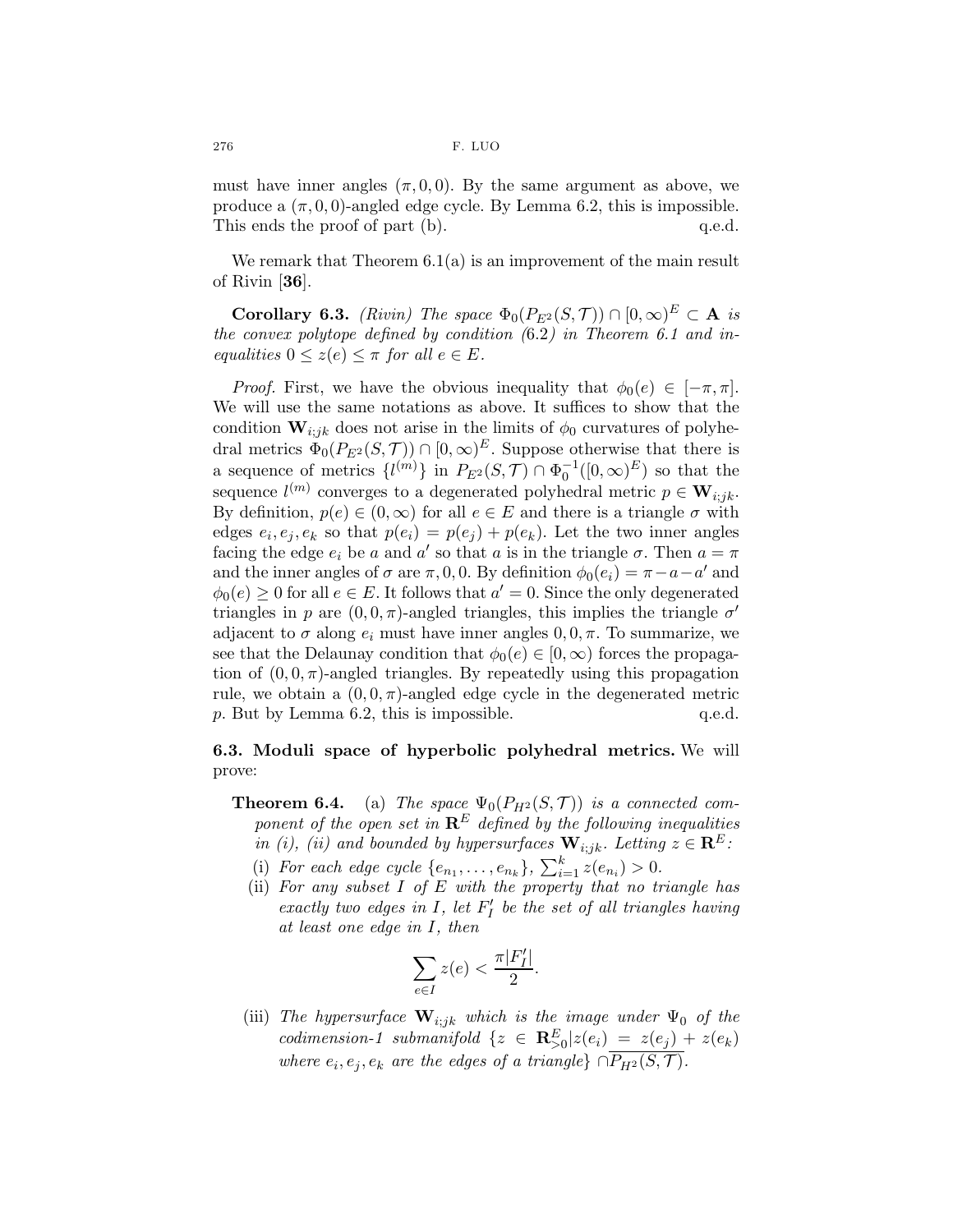must have inner angles $(\pi, 0, 0)$. By the same argument as above, we produce a $(\pi, 0, 0)$-angled edge cycle. By Lemma 6.2, this is impossible. This ends the proof of part (b). q.e.d.

We remark that Theorem 6.1(a) is an improvement of the main result of Rivin [**36**].

**Corollary 6.3.** *(Rivin) The space $\Phi_0(P_{E^2}(S, \mathcal{T})) \cap [0, \infty)^E \subset \mathbf{A}$ is the convex polytope defined by condition (6.2) in Theorem 6.1 and inequalities $0 \leq z(e) \leq \pi$ for all $e \in E$.*

*Proof.* First, we have the obvious inequality that $\phi_0(e) \in [-\pi, \pi]$. We will use the same notations as above. It suffices to show that the condition $\mathbf{W}_{i;jk}$ does not arise in the limits of $\phi_0$ curvatures of polyhedral metrics $\Phi_0(P_{E^2}(S, \mathcal{T})) \cap [0, \infty)^E$. Suppose otherwise that there is a sequence of metrics $\{l^{(m)}\}$ in $P_{E^2}(S, \mathcal{T}) \cap \Phi_0^{-1}([0, \infty)^E)$ so that the sequence $l^{(m)}$ converges to a degenerated polyhedral metric $p \in \mathbf{W}_{i;jk}$. By definition, $p(e) \in (0, \infty)$ for all $e \in E$ and there is a triangle $\sigma$ with edges $e_i, e_j, e_k$ so that $p(e_i) = p(e_j) + p(e_k)$. Let the two inner angles facing the edge $e_i$ be $a$ and $a'$ so that $a$ is in the triangle $\sigma$. Then $a = \pi$ and the inner angles of $\sigma$ are $\pi, 0, 0$. By definition $\phi_0(e_i) = \pi - a - a'$ and $\phi_0(e) \geq 0$ for all $e \in E$. It follows that $a' = 0$. Since the only degenerated triangles in $p$ are $(0, 0, \pi)$-angled triangles, this implies the triangle $\sigma'$ adjacent to $\sigma$ along $e_i$ must have inner angles $0, 0, \pi$. To summarize, we see that the Delaunay condition that $\phi_0(e) \in [0, \infty)$ forces the propagation of $(0, 0, \pi)$-angled triangles. By repeatedly using this propagation rule, we obtain a $(0, 0, \pi)$-angled edge cycle in the degenerated metric $p$. But by Lemma 6.2, this is impossible. q.e.d.

**6.3. Moduli space of hyperbolic polyhedral metrics.** We will prove:

**Theorem 6.4.** (a) *The space $\Psi_0(P_{H^2}(S, \mathcal{T}))$ is a connected component of the open set in $\mathbf{R}^E$ defined by the following inequalities in (i), (ii) and bounded by hypersurfaces $\mathbf{W}_{i;jk}$. Letting $z \in \mathbf{R}^E$:*

(i) *For each edge cycle $\{e_{n_1}, \ldots, e_{n_k}\}$, $\sum_{i=1}^k z(e_{n_i}) > 0$.*

(ii) *For any subset $I$ of $E$ with the property that no triangle has exactly two edges in $I$, let $F'_I$ be the set of all triangles having at least one edge in $I$, then*

$$\sum_{e \in I} z(e) < \frac{\pi |F'_I|}{2}.$$

(iii) *The hypersurface $\mathbf{W}_{i;jk}$ which is the image under $\Psi_0$ of the codimension-1 submanifold $\{z \in \mathbf{R}^E_{>0} | z(e_i) = z(e_j) + z(e_k)$ where $e_i, e_j, e_k$ are the edges of a triangle$\} \cap \overline{P_{H^2}(S, \mathcal{T})}$.*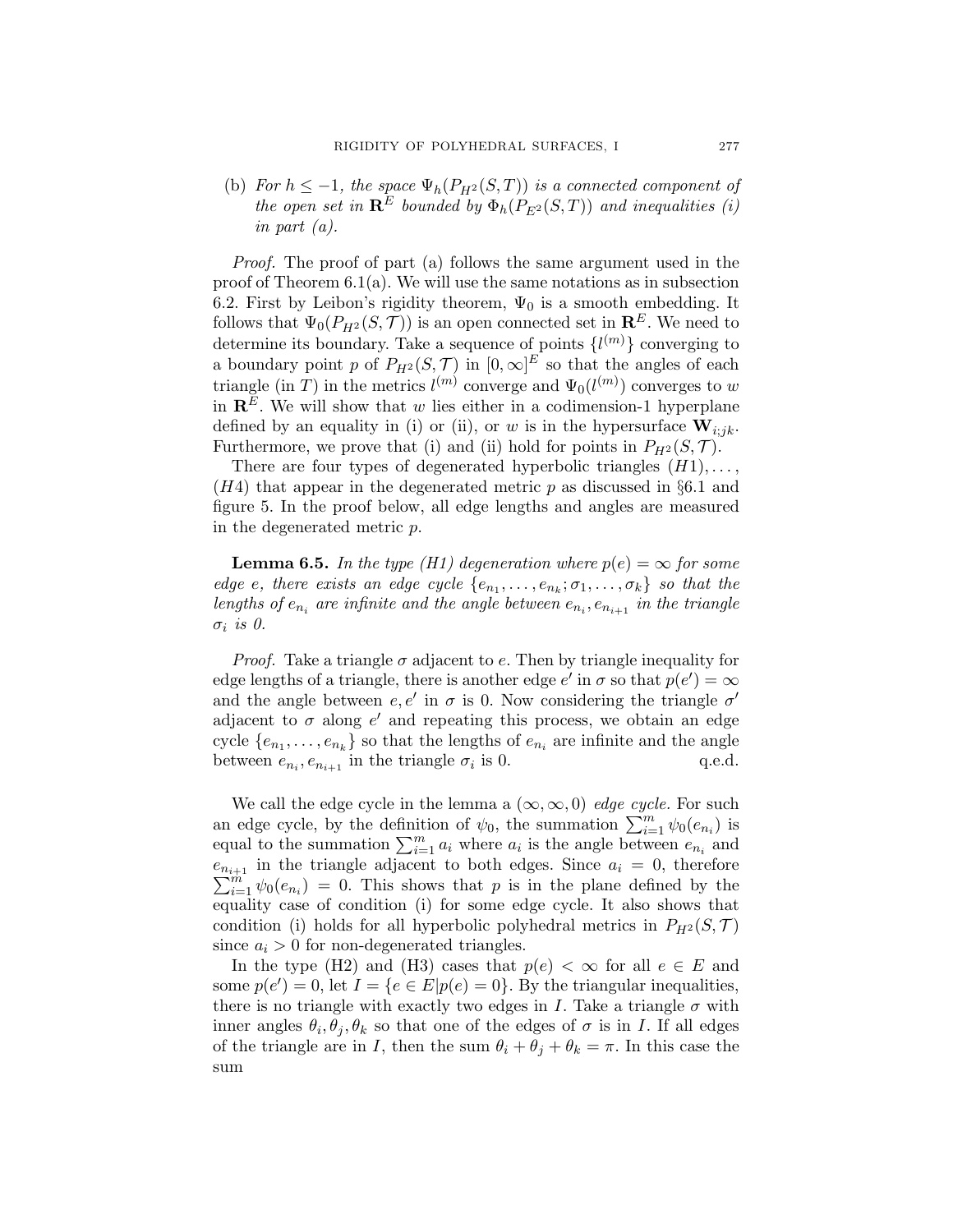(b) *For $h \leq -1$, the space $\Psi_h(P_{H^2}(S,T))$ is a connected component of the open set in $\mathbf{R}^E$ bounded by $\Phi_h(P_{E^2}(S,T))$ and inequalities (i) in part (a).*

*Proof.* The proof of part (a) follows the same argument used in the proof of Theorem 6.1(a). We will use the same notations as in subsection 6.2. First by Leibon's rigidity theorem, $\Psi_0$ is a smooth embedding. It follows that $\Psi_0(P_{H^2}(S,\mathcal{T}))$ is an open connected set in $\mathbf{R}^E$. We need to determine its boundary. Take a sequence of points $\{l^{(m)}\}$ converging to a boundary point $p$ of $P_{H^2}(S,\mathcal{T})$ in $[0,\infty]^E$ so that the angles of each triangle (in $T$) in the metrics $l^{(m)}$ converge and $\Psi_0(l^{(m)})$ converges to $w$ in $\mathbf{R}^E$. We will show that $w$ lies either in a codimension-1 hyperplane defined by an equality in (i) or (ii), or $w$ is in the hypersurface $\mathbf{W}_{i;jk}$. Furthermore, we prove that (i) and (ii) hold for points in $P_{H^2}(S,\mathcal{T})$.

There are four types of degenerated hyperbolic triangles $(H1),\ldots,(H4)$ that appear in the degenerated metric $p$ as discussed in §6.1 and figure 5. In the proof below, all edge lengths and angles are measured in the degenerated metric $p$.

**Lemma 6.5.** *In the type (H1) degeneration where $p(e)=\infty$ for some edge $e$, there exists an edge cycle $\{e_{n_1},\ldots,e_{n_k};\sigma_1,\ldots,\sigma_k\}$ so that the lengths of $e_{n_i}$ are infinite and the angle between $e_{n_i},e_{n_{i+1}}$ in the triangle $\sigma_i$ is 0.*

*Proof.* Take a triangle $\sigma$ adjacent to $e$. Then by triangle inequality for edge lengths of a triangle, there is another edge $e'$ in $\sigma$ so that $p(e')=\infty$ and the angle between $e,e'$ in $\sigma$ is 0. Now considering the triangle $\sigma'$ adjacent to $\sigma$ along $e'$ and repeating this process, we obtain an edge cycle $\{e_{n_1},\ldots,e_{n_k}\}$ so that the lengths of $e_{n_i}$ are infinite and the angle between $e_{n_i},e_{n_{i+1}}$ in the triangle $\sigma_i$ is 0. q.e.d.

We call the edge cycle in the lemma a $(\infty,\infty,0)$ *edge cycle.* For such an edge cycle, by the definition of $\psi_0$, the summation $\sum_{i=1}^m \psi_0(e_{n_i})$ is equal to the summation $\sum_{i=1}^m a_i$ where $a_i$ is the angle between $e_{n_i}$ and $e_{n_{i+1}}$ in the triangle adjacent to both edges. Since $a_i=0$, therefore $\sum_{i=1}^m \psi_0(e_{n_i})=0$. This shows that $p$ is in the plane defined by the equality case of condition (i) for some edge cycle. It also shows that condition (i) holds for all hyperbolic polyhedral metrics in $P_{H^2}(S,\mathcal{T})$ since $a_i>0$ for non-degenerated triangles.

In the type (H2) and (H3) cases that $p(e)<\infty$ for all $e\in E$ and some $p(e')=0$, let $I=\{e\in E|p(e)=0\}$. By the triangular inequalities, there is no triangle with exactly two edges in $I$. Take a triangle $\sigma$ with inner angles $\theta_i,\theta_j,\theta_k$ so that one of the edges of $\sigma$ is in $I$. If all edges of the triangle are in $I$, then the sum $\theta_i+\theta_j+\theta_k=\pi$. In this case the sum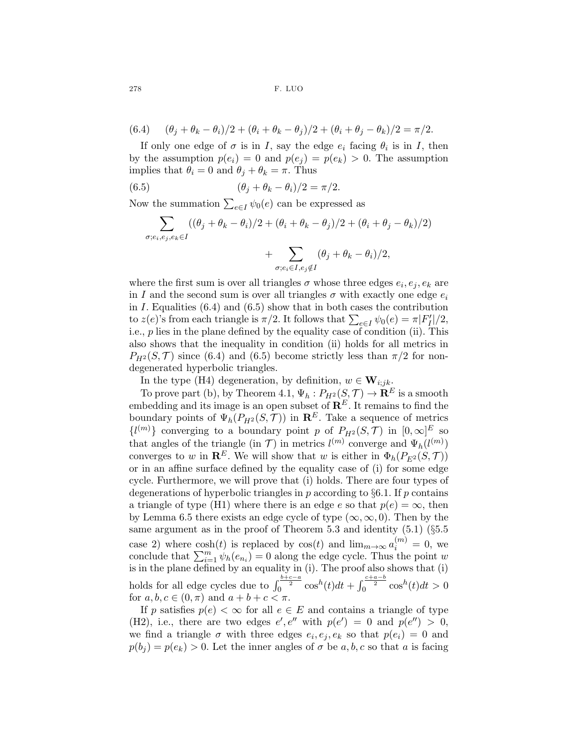$$(6.4) \qquad (\theta_j + \theta_k - \theta_i)/2 + (\theta_i + \theta_k - \theta_j)/2 + (\theta_i + \theta_j - \theta_k)/2 = \pi/2.$$

If only one edge of $\sigma$ is in $I$, say the edge $e_i$ facing $\theta_i$ is in $I$, then by the assumption $p(e_i) = 0$ and $p(e_j) = p(e_k) > 0$. The assumption implies that $\theta_i = 0$ and $\theta_j + \theta_k = \pi$. Thus

$$(6.5) \qquad (\theta_j + \theta_k - \theta_i)/2 = \pi/2.$$

Now the summation $\sum_{e \in I} \psi_0(e)$ can be expressed as

$$\sum_{\sigma; e_i, e_j, e_k \in I} ((\theta_j + \theta_k - \theta_i)/2 + (\theta_i + \theta_k - \theta_j)/2 + (\theta_i + \theta_j - \theta_k)/2) + \sum_{\sigma; e_i \in I, e_j \notin I} (\theta_j + \theta_k - \theta_i)/2,$$

where the first sum is over all triangles $\sigma$ whose three edges $e_i, e_j, e_k$ are in $I$ and the second sum is over all triangles $\sigma$ with exactly one edge $e_i$ in $I$. Equalities (6.4) and (6.5) show that in both cases the contribution to $z(e)$'s from each triangle is $\pi/2$. It follows that $\sum_{e \in I} \psi_0(e) = \pi |F_I'|/2$, i.e., $p$ lies in the plane defined by the equality case of condition (ii). This also shows that the inequality in condition (ii) holds for all metrics in $P_{H^2}(S, \mathcal{T})$ since (6.4) and (6.5) become strictly less than $\pi/2$ for non-degenerated hyperbolic triangles.

In the type (H4) degeneration, by definition, $w \in \mathbf{W}_{i;jk}$.

To prove part (b), by Theorem 4.1, $\Psi_h : P_{H^2}(S, \mathcal{T}) \to \mathbf{R}^E$ is a smooth embedding and its image is an open subset of $\mathbf{R}^E$. It remains to find the boundary points of $\Psi_h(P_{H^2}(S, \mathcal{T}))$ in $\mathbf{R}^E$. Take a sequence of metrics $\{l^{(m)}\}$ converging to a boundary point $p$ of $P_{H^2}(S, \mathcal{T})$ in $[0, \infty]^E$ so that angles of the triangle (in $\mathcal{T}$) in metrics $l^{(m)}$ converge and $\Psi_h(l^{(m)})$ converges to $w$ in $\mathbf{R}^E$. We will show that $w$ is either in $\Phi_h(P_{E^2}(S, \mathcal{T}))$ or in an affine surface defined by the equality case of (i) for some edge cycle. Furthermore, we will prove that (i) holds. There are four types of degenerations of hyperbolic triangles in $p$ according to §6.1. If $p$ contains a triangle of type (H1) where there is an edge $e$ so that $p(e) = \infty$, then by Lemma 6.5 there exists an edge cycle of type $(\infty, \infty, 0)$. Then by the same argument as in the proof of Theorem 5.3 and identity (5.1) (§5.5 case 2) where $\cosh(t)$ is replaced by $\cos(t)$ and $\lim_{m \to \infty} a_i^{(m)} = 0$, we conclude that $\sum_{i=1}^m \psi_h(e_{n_i}) = 0$ along the edge cycle. Thus the point $w$ is in the plane defined by an equality in (i). The proof also shows that (i) holds for all edge cycles due to $\int_0^{\frac{b+c-a}{2}} \cos^h(t) dt + \int_0^{\frac{c+a-b}{2}} \cos^h(t) dt > 0$ for $a, b, c \in (0, \pi)$ and $a + b + c < \pi$.

If $p$ satisfies $p(e) < \infty$ for all $e \in E$ and contains a triangle of type (H2), i.e., there are two edges $e', e''$ with $p(e') = 0$ and $p(e'') > 0$, we find a triangle $\sigma$ with three edges $e_i, e_j, e_k$ so that $p(e_i) = 0$ and $p(b_j) = p(e_k) > 0$. Let the inner angles of $\sigma$ be $a, b, c$ so that $a$ is facing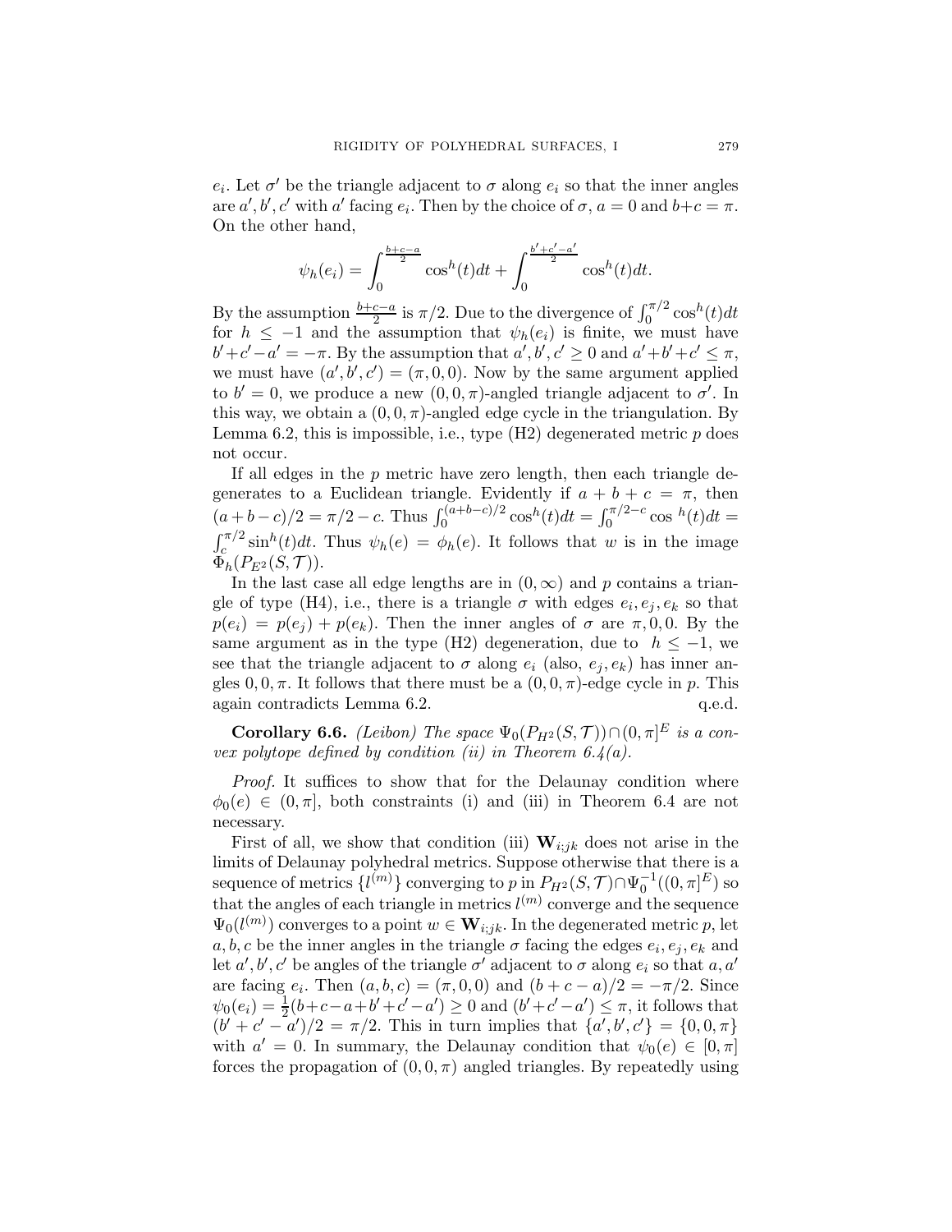$e_i$. Let $\sigma'$ be the triangle adjacent to $\sigma$ along $e_i$ so that the inner angles are $a', b', c'$ with $a'$ facing $e_i$. Then by the choice of $\sigma$, $a = 0$ and $b+c = \pi$. On the other hand,

$$\psi_h(e_i) = \int_0^{\frac{b+c-a}{2}} \cos^h(t)dt + \int_0^{\frac{b'+c'-a'}{2}} \cos^h(t)dt.$$

By the assumption $\frac{b+c-a}{2}$ is $\pi/2$. Due to the divergence of $\int_0^{\pi/2} \cos^h(t)dt$ for $h \leq -1$ and the assumption that $\psi_h(e_i)$ is finite, we must have $b'+c'-a' = -\pi$. By the assumption that $a', b', c' \geq 0$ and $a'+b'+c' \leq \pi$, we must have $(a', b', c') = (\pi, 0, 0)$. Now by the same argument applied to $b' = 0$, we produce a new $(0, 0, \pi)$-angled triangle adjacent to $\sigma'$. In this way, we obtain a $(0, 0, \pi)$-angled edge cycle in the triangulation. By Lemma 6.2, this is impossible, i.e., type (H2) degenerated metric $p$ does not occur.

If all edges in the $p$ metric have zero length, then each triangle degenerates to a Euclidean triangle. Evidently if $a + b + c = \pi$, then $(a+b-c)/2 = \pi/2 - c$. Thus $\int_0^{(a+b-c)/2} \cos^h(t)dt = \int_0^{\pi/2-c} \cos^h(t)dt = \int_c^{\pi/2} \sin^h(t)dt$. Thus $\psi_h(e) = \phi_h(e)$. It follows that $w$ is in the image $\Phi_h(P_{E^2}(S, \mathcal{T}))$.

In the last case all edge lengths are in $(0, \infty)$ and $p$ contains a triangle of type (H4), i.e., there is a triangle $\sigma$ with edges $e_i, e_j, e_k$ so that $p(e_i) = p(e_j) + p(e_k)$. Then the inner angles of $\sigma$ are $\pi, 0, 0$. By the same argument as in the type (H2) degeneration, due to $h \leq -1$, we see that the triangle adjacent to $\sigma$ along $e_i$ (also, $e_j, e_k$) has inner angles $0, 0, \pi$. It follows that there must be a $(0, 0, \pi)$-edge cycle in $p$. This again contradicts Lemma 6.2. q.e.d.

**Corollary 6.6.** *(Leibon) The space $\Psi_0(P_{H^2}(S, \mathcal{T})) \cap (0, \pi]^E$ is a convex polytope defined by condition (ii) in Theorem 6.4(a).*

*Proof.* It suffices to show that for the Delaunay condition where $\phi_0(e) \in (0, \pi]$, both constraints (i) and (iii) in Theorem 6.4 are not necessary.

First of all, we show that condition (iii) $\mathbf{W}_{i;jk}$ does not arise in the limits of Delaunay polyhedral metrics. Suppose otherwise that there is a sequence of metrics $\{l^{(m)}\}$ converging to $p$ in $P_{H^2}(S, \mathcal{T}) \cap \Psi_0^{-1}((0, \pi]^E)$ so that the angles of each triangle in metrics $l^{(m)}$ converge and the sequence $\Psi_0(l^{(m)})$ converges to a point $w \in \mathbf{W}_{i;jk}$. In the degenerated metric $p$, let $a, b, c$ be the inner angles in the triangle $\sigma$ facing the edges $e_i, e_j, e_k$ and let $a', b', c'$ be angles of the triangle $\sigma'$ adjacent to $\sigma$ along $e_i$ so that $a, a'$ are facing $e_i$. Then $(a, b, c) = (\pi, 0, 0)$ and $(b + c - a)/2 = -\pi/2$. Since $\psi_0(e_i) = \frac{1}{2}(b+c-a+b'+c'-a') \geq 0$ and $(b'+c'-a') \leq \pi$, it follows that $(b' + c' - a')/2 = \pi/2$. This in turn implies that $\{a', b', c'\} = \{0, 0, \pi\}$ with $a' = 0$. In summary, the Delaunay condition that $\psi_0(e) \in [0, \pi]$ forces the propagation of $(0, 0, \pi)$ angled triangles. By repeatedly using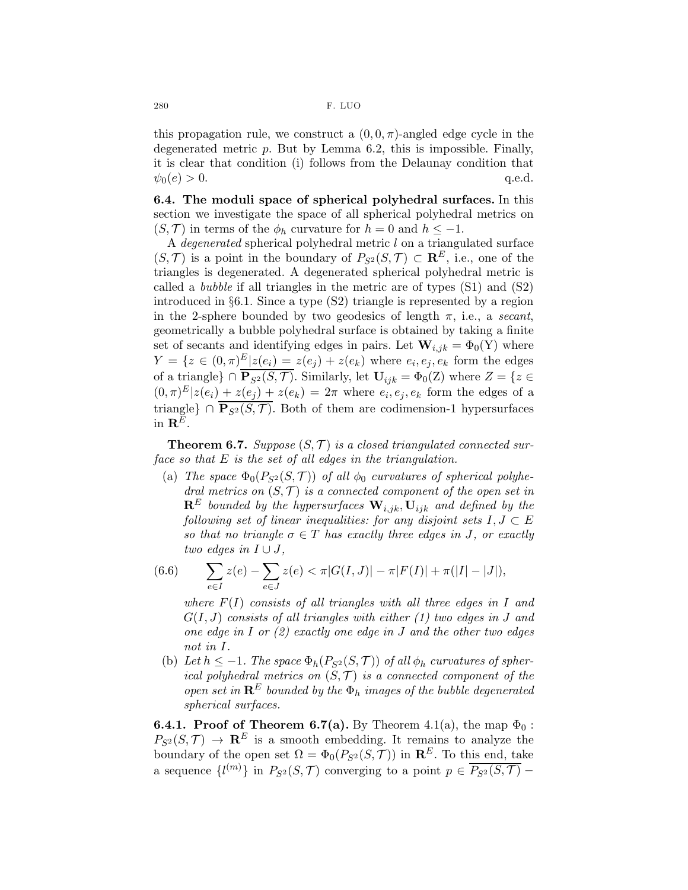this propagation rule, we construct a $(0, 0, \pi)$-angled edge cycle in the degenerated metric $p$. But by Lemma 6.2, this is impossible. Finally, it is clear that condition (i) follows from the Delaunay condition that $\psi_0(e) > 0$. q.e.d.

**6.4. The moduli space of spherical polyhedral surfaces.** In this section we investigate the space of all spherical polyhedral metrics on $(S, \mathcal{T})$ in terms of the $\phi_h$ curvature for $h = 0$ and $h \leq -1$.

A *degenerated* spherical polyhedral metric $l$ on a triangulated surface $(S, \mathcal{T})$ is a point in the boundary of $P_{S^2}(S, \mathcal{T}) \subset \mathbf{R}^E$, i.e., one of the triangles is degenerated. A degenerated spherical polyhedral metric is called a *bubble* if all triangles in the metric are of types (S1) and (S2) introduced in §6.1. Since a type (S2) triangle is represented by a region in the 2-sphere bounded by two geodesics of length $\pi$, i.e., a *secant*, geometrically a bubble polyhedral surface is obtained by taking a finite set of secants and identifying edges in pairs. Let $\mathbf{W}_{i,jk} = \Phi_0(\mathrm{Y})$ where $Y = \{z \in (0, \pi)^E | z(e_i) = z(e_j) + z(e_k)$ where $e_i, e_j, e_k$ form the edges of a triangle$\} \cap \overline{\mathbf{P}_{S^2}(S, \mathcal{T})}$. Similarly, let $\mathbf{U}_{ijk} = \Phi_0(\mathrm{Z})$ where $Z = \{z \in (0, \pi)^E | z(e_i) + z(e_j) + z(e_k) = 2\pi$ where $e_i, e_j, e_k$ form the edges of a triangle$\} \cap \overline{\mathbf{P}_{S^2}(S, \mathcal{T})}$. Both of them are codimension-1 hypersurfaces in $\mathbf{R}^E$.

**Theorem 6.7.** *Suppose $(S, \mathcal{T})$ is a closed triangulated connected surface so that $E$ is the set of all edges in the triangulation.*

(a) *The space $\Phi_0(P_{S^2}(S, \mathcal{T}))$ of all $\phi_0$ curvatures of spherical polyhedral metrics on $(S, \mathcal{T})$ is a connected component of the open set in $\mathbf{R}^E$ bounded by the hypersurfaces $\mathbf{W}_{i,jk}, \mathbf{U}_{ijk}$ and defined by the following set of linear inequalities: for any disjoint sets $I, J \subset E$ so that no triangle $\sigma \in T$ has exactly three edges in $J$, or exactly two edges in $I \cup J$,*

$$
\sum_{e \in I} z(e) - \sum_{e \in J} z(e) < \pi |G(I, J)| - \pi |F(I)| + \pi(|I| - |J|), \tag{6.6}
$$

*where $F(I)$ consists of all triangles with all three edges in $I$ and $G(I, J)$ consists of all triangles with either (1) two edges in $J$ and one edge in $I$ or (2) exactly one edge in $J$ and the other two edges not in $I$.*

(b) *Let $h \leq -1$. The space $\Phi_h(P_{S^2}(S, \mathcal{T}))$ of all $\phi_h$ curvatures of spherical polyhedral metrics on $(S, \mathcal{T})$ is a connected component of the open set in $\mathbf{R}^E$ bounded by the $\Phi_h$ images of the bubble degenerated spherical surfaces.*

**6.4.1. Proof of Theorem 6.7(a).** By Theorem 4.1(a), the map $\Phi_0 : P_{S^2}(S, \mathcal{T}) \to \mathbf{R}^E$ is a smooth embedding. It remains to analyze the boundary of the open set $\Omega = \Phi_0(P_{S^2}(S, \mathcal{T}))$ in $\mathbf{R}^E$. To this end, take a sequence $\{l^{(m)}\}$ in $P_{S^2}(S, \mathcal{T})$ converging to a point $p \in \overline{P_{S^2}(S, \mathcal{T})} -$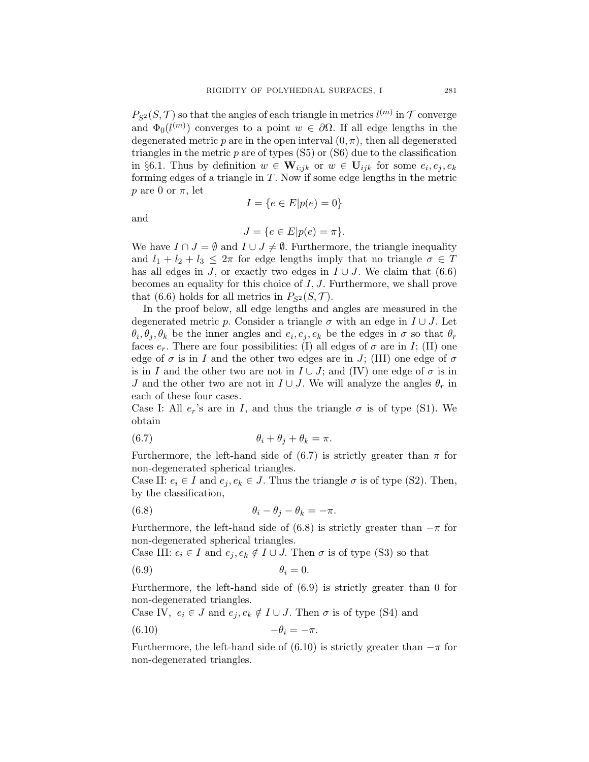$P_{S^2}(S, \mathcal{T})$ so that the angles of each triangle in metrics $l^{(m)}$ in $\mathcal{T}$ converge and $\Phi_0(l^{(m)})$ converges to a point $w \in \partial\Omega$. If all edge lengths in the degenerated metric $p$ are in the open interval $(0, \pi)$, then all degenerated triangles in the metric $p$ are of types (S5) or (S6) due to the classification in §6.1. Thus by definition $w \in \mathbf{W}_{i;jk}$ or $w \in \mathbf{U}_{ijk}$ for some $e_i, e_j, e_k$ forming edges of a triangle in $T$. Now if some edge lengths in the metric $p$ are 0 or $\pi$, let

$$I = \{e \in E | p(e) = 0\}$$

and

$$J = \{e \in E | p(e) = \pi\}.$$

We have $I \cap J = \emptyset$ and $I \cup J \neq \emptyset$. Furthermore, the triangle inequality and $l_1 + l_2 + l_3 \leq 2\pi$ for edge lengths imply that no triangle $\sigma \in T$ has all edges in $J$, or exactly two edges in $I \cup J$. We claim that (6.6) becomes an equality for this choice of $I, J$. Furthermore, we shall prove that (6.6) holds for all metrics in $P_{S^2}(S, \mathcal{T})$.

In the proof below, all edge lengths and angles are measured in the degenerated metric $p$. Consider a triangle $\sigma$ with an edge in $I \cup J$. Let $\theta_i, \theta_j, \theta_k$ be the inner angles and $e_i, e_j, e_k$ be the edges in $\sigma$ so that $\theta_r$ faces $e_r$. There are four possibilities: (I) all edges of $\sigma$ are in $I$; (II) one edge of $\sigma$ is in $I$ and the other two edges are in $J$; (III) one edge of $\sigma$ is in $I$ and the other two are not in $I \cup J$; and (IV) one edge of $\sigma$ is in $J$ and the other two are not in $I \cup J$. We will analyze the angles $\theta_r$ in each of these four cases.

Case I: All $e_r$'s are in $I$, and thus the triangle $\sigma$ is of type (S1). We obtain

$$\theta_i + \theta_j + \theta_k = \pi. \tag{6.7}$$

Furthermore, the left-hand side of (6.7) is strictly greater than $\pi$ for non-degenerated spherical triangles.

Case II: $e_i \in I$ and $e_j, e_k \in J$. Thus the triangle $\sigma$ is of type (S2). Then, by the classification,

$$\theta_i - \theta_j - \theta_k = -\pi. \tag{6.8}$$

Furthermore, the left-hand side of (6.8) is strictly greater than $-\pi$ for non-degenerated spherical triangles.

Case III: $e_i \in I$ and $e_j, e_k \notin I \cup J$. Then $\sigma$ is of type (S3) so that

$$\theta_i = 0. \tag{6.9}$$

Furthermore, the left-hand side of (6.9) is strictly greater than 0 for non-degenerated triangles.

Case IV, $e_i \in J$ and $e_j, e_k \notin I \cup J$. Then $\sigma$ is of type (S4) and

$$-\theta_i = -\pi. \tag{6.10}$$

Furthermore, the left-hand side of (6.10) is strictly greater than $-\pi$ for non-degenerated triangles.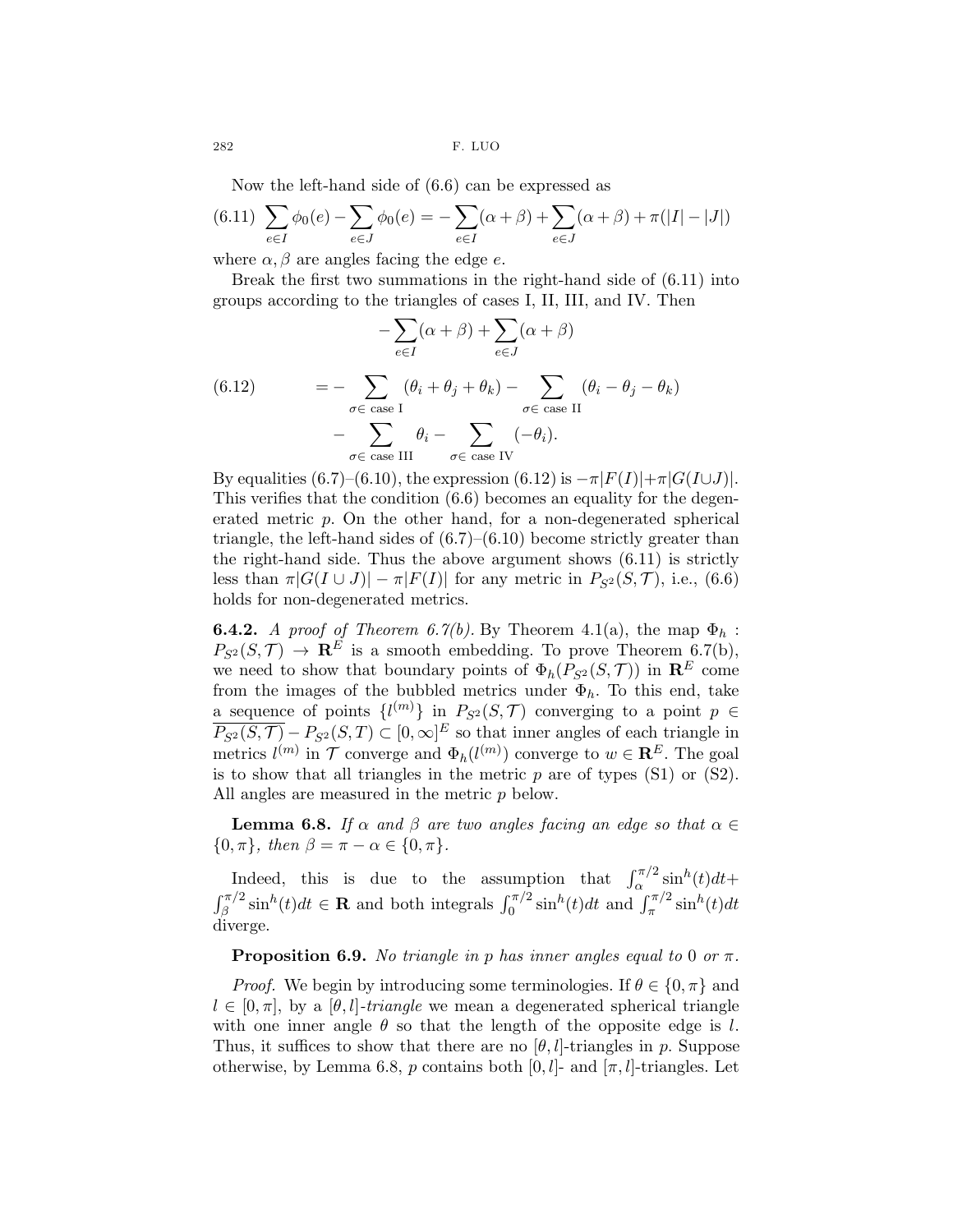Now the left-hand side of (6.6) can be expressed as

$$\sum_{e\in I}\phi_0(e) - \sum_{e\in J}\phi_0(e) = -\sum_{e\in I}(\alpha+\beta) + \sum_{e\in J}(\alpha+\beta) + \pi(|I|-|J|) \tag{6.11}$$

where $\alpha, \beta$ are angles facing the edge $e$.

Break the first two summations in the right-hand side of (6.11) into groups according to the triangles of cases I, II, III, and IV. Then

$$\begin{aligned}
&-\sum_{e\in I}(\alpha+\beta) + \sum_{e\in J}(\alpha+\beta) \\
&= -\sum_{\sigma\in \text{ case I}}(\theta_i+\theta_j+\theta_k) - \sum_{\sigma\in \text{ case II}}(\theta_i-\theta_j-\theta_k) \\
&\quad - \sum_{\sigma\in \text{ case III}}\theta_i - \sum_{\sigma\in \text{ case IV}}(-\theta_i).
\end{aligned} \tag{6.12}$$

By equalities (6.7)–(6.10), the expression (6.12) is $-\pi|F(I)|+\pi|G(I\cup J)|$. This verifies that the condition (6.6) becomes an equality for the degenerated metric $p$. On the other hand, for a non-degenerated spherical triangle, the left-hand sides of (6.7)–(6.10) become strictly greater than the right-hand side. Thus the above argument shows (6.11) is strictly less than $\pi|G(I\cup J)| - \pi|F(I)|$ for any metric in $P_{S^2}(S,\mathcal{T})$, i.e., (6.6) holds for non-degenerated metrics.

**6.4.2.** *A proof of Theorem 6.7(b).* By Theorem 4.1(a), the map $\Phi_h : P_{S^2}(S,\mathcal{T}) \to \mathbf{R}^E$ is a smooth embedding. To prove Theorem 6.7(b), we need to show that boundary points of $\Phi_h(P_{S^2}(S,\mathcal{T}))$ in $\mathbf{R}^E$ come from the images of the bubbled metrics under $\Phi_h$. To this end, take a sequence of points $\{l^{(m)}\}$ in $P_{S^2}(S,\mathcal{T})$ converging to a point $p \in \overline{P_{S^2}(S,\mathcal{T})} - P_{S^2}(S,T) \subset [0,\infty]^E$ so that inner angles of each triangle in metrics $l^{(m)}$ in $\mathcal{T}$ converge and $\Phi_h(l^{(m)})$ converge to $w \in \mathbf{R}^E$. The goal is to show that all triangles in the metric $p$ are of types (S1) or (S2). All angles are measured in the metric $p$ below.

**Lemma 6.8.** *If $\alpha$ and $\beta$ are two angles facing an edge so that $\alpha \in \{0,\pi\}$, then $\beta = \pi - \alpha \in \{0,\pi\}$.*

Indeed, this is due to the assumption that $\int_\alpha^{\pi/2}\sin^h(t)dt + \int_\beta^{\pi/2}\sin^h(t)dt \in \mathbf{R}$ and both integrals $\int_0^{\pi/2}\sin^h(t)dt$ and $\int_\pi^{\pi/2}\sin^h(t)dt$ diverge.

**Proposition 6.9.** *No triangle in $p$ has inner angles equal to $0$ or $\pi$.*

*Proof.* We begin by introducing some terminologies. If $\theta \in \{0,\pi\}$ and $l \in [0,\pi]$, by a *$[\theta,l]$-triangle* we mean a degenerated spherical triangle with one inner angle $\theta$ so that the length of the opposite edge is $l$. Thus, it suffices to show that there are no $[\theta,l]$-triangles in $p$. Suppose otherwise, by Lemma 6.8, $p$ contains both $[0,l]$- and $[\pi,l]$-triangles. Let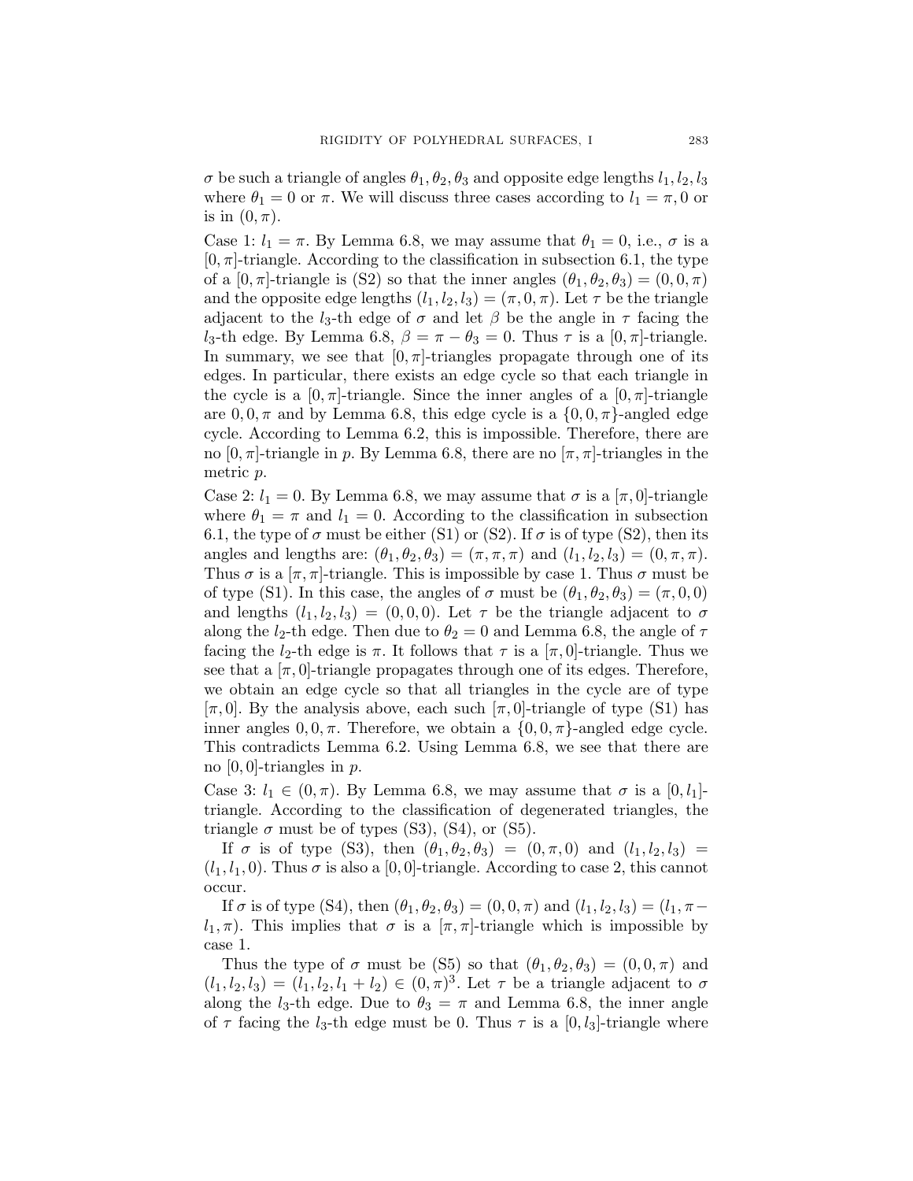$\sigma$ be such a triangle of angles $\theta_1, \theta_2, \theta_3$ and opposite edge lengths $l_1, l_2, l_3$ where $\theta_1 = 0$ or $\pi$. We will discuss three cases according to $l_1 = \pi, 0$ or is in $(0, \pi)$.

Case 1: $l_1 = \pi$. By Lemma 6.8, we may assume that $\theta_1 = 0$, i.e., $\sigma$ is a $[0, \pi]$-triangle. According to the classification in subsection 6.1, the type of a $[0, \pi]$-triangle is (S2) so that the inner angles $(\theta_1, \theta_2, \theta_3) = (0, 0, \pi)$ and the opposite edge lengths $(l_1, l_2, l_3) = (\pi, 0, \pi)$. Let $\tau$ be the triangle adjacent to the $l_3$-th edge of $\sigma$ and let $\beta$ be the angle in $\tau$ facing the $l_3$-th edge. By Lemma 6.8, $\beta = \pi - \theta_3 = 0$. Thus $\tau$ is a $[0, \pi]$-triangle. In summary, we see that $[0, \pi]$-triangles propagate through one of its edges. In particular, there exists an edge cycle so that each triangle in the cycle is a $[0, \pi]$-triangle. Since the inner angles of a $[0, \pi]$-triangle are $0, 0, \pi$ and by Lemma 6.8, this edge cycle is a $\{0, 0, \pi\}$-angled edge cycle. According to Lemma 6.2, this is impossible. Therefore, there are no $[0, \pi]$-triangle in $p$. By Lemma 6.8, there are no $[\pi, \pi]$-triangles in the metric $p$.

Case 2: $l_1 = 0$. By Lemma 6.8, we may assume that $\sigma$ is a $[\pi, 0]$-triangle where $\theta_1 = \pi$ and $l_1 = 0$. According to the classification in subsection 6.1, the type of $\sigma$ must be either (S1) or (S2). If $\sigma$ is of type (S2), then its angles and lengths are: $(\theta_1, \theta_2, \theta_3) = (\pi, \pi, \pi)$ and $(l_1, l_2, l_3) = (0, \pi, \pi)$. Thus $\sigma$ is a $[\pi, \pi]$-triangle. This is impossible by case 1. Thus $\sigma$ must be of type (S1). In this case, the angles of $\sigma$ must be $(\theta_1, \theta_2, \theta_3) = (\pi, 0, 0)$ and lengths $(l_1, l_2, l_3) = (0, 0, 0)$. Let $\tau$ be the triangle adjacent to $\sigma$ along the $l_2$-th edge. Then due to $\theta_2 = 0$ and Lemma 6.8, the angle of $\tau$ facing the $l_2$-th edge is $\pi$. It follows that $\tau$ is a $[\pi, 0]$-triangle. Thus we see that a $[\pi, 0]$-triangle propagates through one of its edges. Therefore, we obtain an edge cycle so that all triangles in the cycle are of type $[\pi, 0]$. By the analysis above, each such $[\pi, 0]$-triangle of type (S1) has inner angles $0, 0, \pi$. Therefore, we obtain a $\{0, 0, \pi\}$-angled edge cycle. This contradicts Lemma 6.2. Using Lemma 6.8, we see that there are no $[0, 0]$-triangles in $p$.

Case 3: $l_1 \in (0, \pi)$. By Lemma 6.8, we may assume that $\sigma$ is a $[0, l_1]$-triangle. According to the classification of degenerated triangles, the triangle $\sigma$ must be of types (S3), (S4), or (S5).

If $\sigma$ is of type (S3), then $(\theta_1, \theta_2, \theta_3) = (0, \pi, 0)$ and $(l_1, l_2, l_3) = (l_1, l_1, 0)$. Thus $\sigma$ is also a $[0, 0]$-triangle. According to case 2, this cannot occur.

If $\sigma$ is of type (S4), then $(\theta_1, \theta_2, \theta_3) = (0, 0, \pi)$ and $(l_1, l_2, l_3) = (l_1, \pi - l_1, \pi)$. This implies that $\sigma$ is a $[\pi, \pi]$-triangle which is impossible by case 1.

Thus the type of $\sigma$ must be (S5) so that $(\theta_1, \theta_2, \theta_3) = (0, 0, \pi)$ and $(l_1, l_2, l_3) = (l_1, l_2, l_1 + l_2) \in (0, \pi)^3$. Let $\tau$ be a triangle adjacent to $\sigma$ along the $l_3$-th edge. Due to $\theta_3 = \pi$ and Lemma 6.8, the inner angle of $\tau$ facing the $l_3$-th edge must be 0. Thus $\tau$ is a $[0, l_3]$-triangle where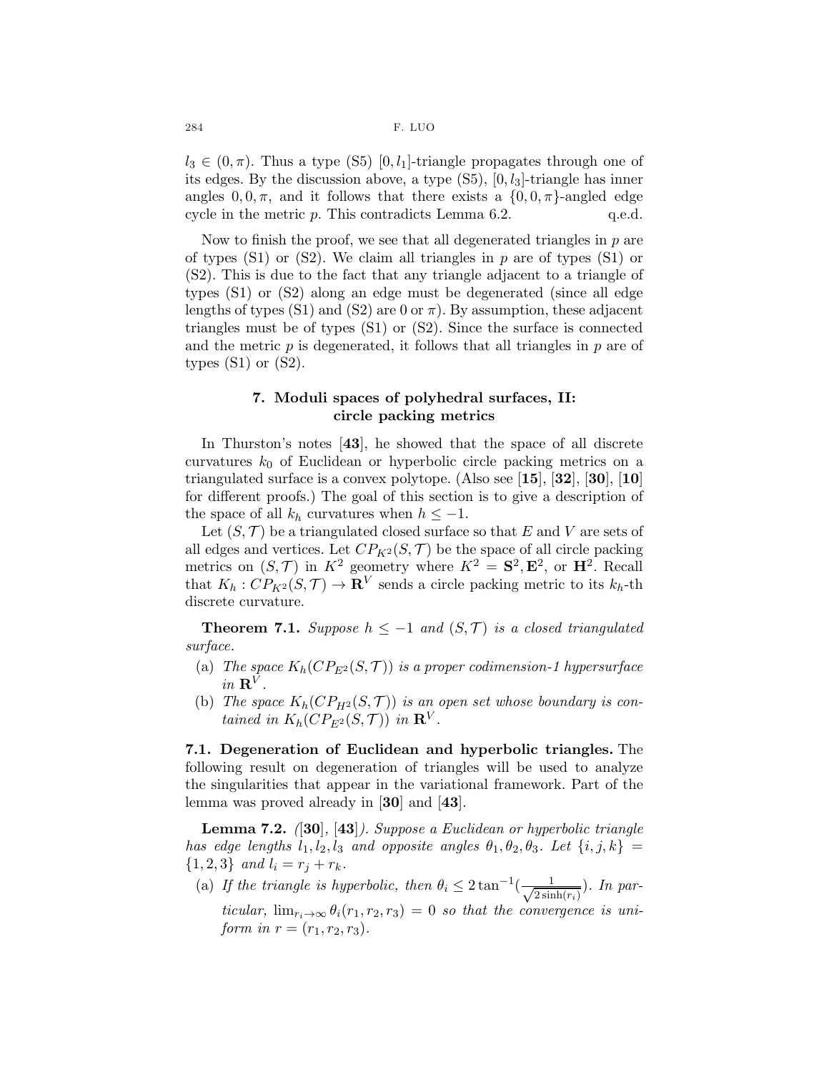$l_3 \in (0, \pi)$. Thus a type (S5) $[0, l_1]$-triangle propagates through one of its edges. By the discussion above, a type (S5), $[0, l_3]$-triangle has inner angles $0, 0, \pi$, and it follows that there exists a $\{0, 0, \pi\}$-angled edge cycle in the metric $p$. This contradicts Lemma 6.2. q.e.d.

Now to finish the proof, we see that all degenerated triangles in $p$ are of types (S1) or (S2). We claim all triangles in $p$ are of types (S1) or (S2). This is due to the fact that any triangle adjacent to a triangle of types (S1) or (S2) along an edge must be degenerated (since all edge lengths of types (S1) and (S2) are 0 or $\pi$). By assumption, these adjacent triangles must be of types (S1) or (S2). Since the surface is connected and the metric $p$ is degenerated, it follows that all triangles in $p$ are of types (S1) or (S2).

## 7. Moduli spaces of polyhedral surfaces, II: circle packing metrics

In Thurston's notes [**43**], he showed that the space of all discrete curvatures $k_0$ of Euclidean or hyperbolic circle packing metrics on a triangulated surface is a convex polytope. (Also see [**15**], [**32**], [**30**], [**10**] for different proofs.) The goal of this section is to give a description of the space of all $k_h$ curvatures when $h \leq -1$.

Let $(S, \mathcal{T})$ be a triangulated closed surface so that $E$ and $V$ are sets of all edges and vertices. Let $CP_{K^2}(S, \mathcal{T})$ be the space of all circle packing metrics on $(S, \mathcal{T})$ in $K^2$ geometry where $K^2 = \mathbf{S}^2, \mathbf{E}^2$, or $\mathbf{H}^2$. Recall that $K_h : CP_{K^2}(S, \mathcal{T}) \to \mathbf{R}^V$ sends a circle packing metric to its $k_h$-th discrete curvature.

**Theorem 7.1.** *Suppose $h \leq -1$ and $(S, \mathcal{T})$ is a closed triangulated surface.*

- (a) *The space $K_h(CP_{E^2}(S, \mathcal{T}))$ is a proper codimension-1 hypersurface in $\mathbf{R}^V$.*
- (b) *The space $K_h(CP_{H^2}(S, \mathcal{T}))$ is an open set whose boundary is contained in $K_h(CP_{E^2}(S, \mathcal{T}))$ in $\mathbf{R}^V$.*

**7.1. Degeneration of Euclidean and hyperbolic triangles.** The following result on degeneration of triangles will be used to analyze the singularities that appear in the variational framework. Part of the lemma was proved already in [**30**] and [**43**].

**Lemma 7.2.** *([**30**], [**43**]). Suppose a Euclidean or hyperbolic triangle has edge lengths $l_1, l_2, l_3$ and opposite angles $\theta_1, \theta_2, \theta_3$. Let $\{i, j, k\} = \{1, 2, 3\}$ and $l_i = r_j + r_k$.*

- (a) *If the triangle is hyperbolic, then $\theta_i \leq 2\tan^{-1}(\frac{1}{\sqrt{2\sinh(r_i)}})$. In particular, $\lim_{r_i \to \infty} \theta_i(r_1, r_2, r_3) = 0$ so that the convergence is uniform in $r = (r_1, r_2, r_3)$.*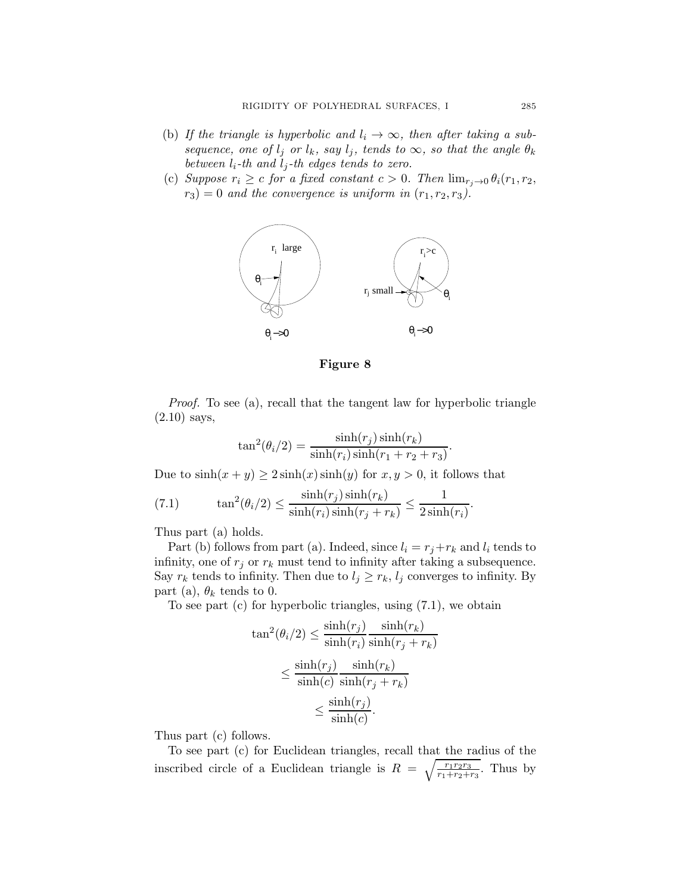(b) *If the triangle is hyperbolic and $l_i \to \infty$, then after taking a subsequence, one of $l_j$ or $l_k$, say $l_j$, tends to $\infty$, so that the angle $\theta_k$ between $l_i$-th and $l_j$-th edges tends to zero.*

(c) *Suppose $r_i \geq c$ for a fixed constant $c > 0$. Then $\lim_{r_j \to 0} \theta_i(r_1, r_2, r_3) = 0$ and the convergence is uniform in $(r_1, r_2, r_3)$.*

**Figure 8**

*Proof.* To see (a), recall that the tangent law for hyperbolic triangle (2.10) says,

$$\tan^2(\theta_i/2) = \frac{\sinh(r_j)\sinh(r_k)}{\sinh(r_i)\sinh(r_1 + r_2 + r_3)}.$$

Due to $\sinh(x + y) \geq 2\sinh(x)\sinh(y)$ for $x, y > 0$, it follows that

$$\tan^2(\theta_i/2) \leq \frac{\sinh(r_j)\sinh(r_k)}{\sinh(r_i)\sinh(r_j + r_k)} \leq \frac{1}{2\sinh(r_i)}. \tag{7.1}$$

Thus part (a) holds.

Part (b) follows from part (a). Indeed, since $l_i = r_j + r_k$ and $l_i$ tends to infinity, one of $r_j$ or $r_k$ must tend to infinity after taking a subsequence. Say $r_k$ tends to infinity. Then due to $l_j \geq r_k$, $l_j$ converges to infinity. By part (a), $\theta_k$ tends to 0.

To see part (c) for hyperbolic triangles, using (7.1), we obtain

$$\begin{aligned}
\tan^2(\theta_i/2) &\leq \frac{\sinh(r_j)}{\sinh(r_i)} \frac{\sinh(r_k)}{\sinh(r_j + r_k)} \\
&\leq \frac{\sinh(r_j)}{\sinh(c)} \frac{\sinh(r_k)}{\sinh(r_j + r_k)} \\
&\leq \frac{\sinh(r_j)}{\sinh(c)}.
\end{aligned}$$

Thus part (c) follows.

To see part (c) for Euclidean triangles, recall that the radius of the inscribed circle of a Euclidean triangle is $R = \sqrt{\frac{r_1 r_2 r_3}{r_1 + r_2 + r_3}}$. Thus by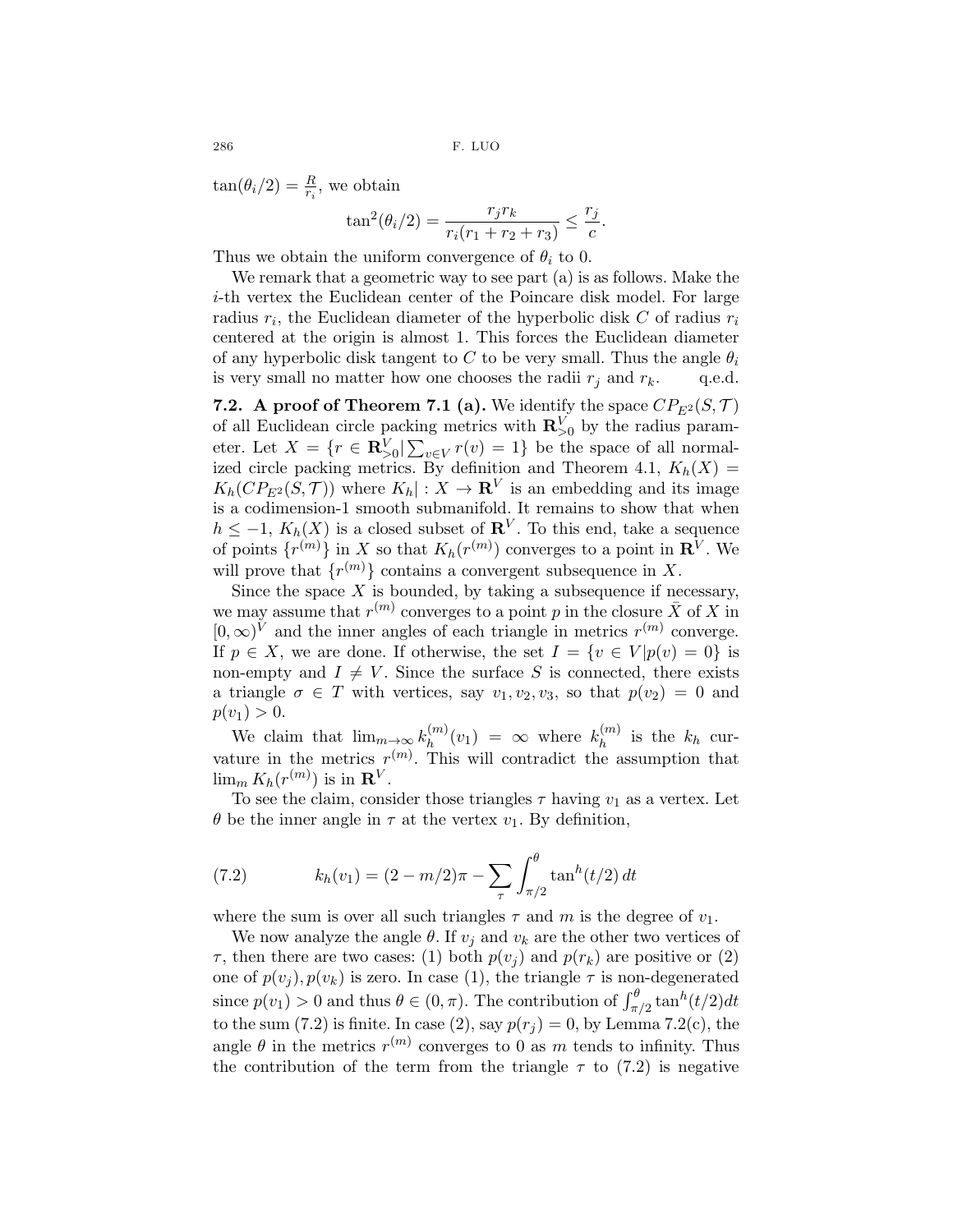$\tan(\theta_i/2) = \frac{R}{r_i}$, we obtain

$$\tan^2(\theta_i/2) = \frac{r_j r_k}{r_i(r_1 + r_2 + r_3)} \leq \frac{r_j}{c}.$$

Thus we obtain the uniform convergence of $\theta_i$ to 0.

We remark that a geometric way to see part (a) is as follows. Make the $i$-th vertex the Euclidean center of the Poincare disk model. For large radius $r_i$, the Euclidean diameter of the hyperbolic disk $C$ of radius $r_i$ centered at the origin is almost 1. This forces the Euclidean diameter of any hyperbolic disk tangent to $C$ to be very small. Thus the angle $\theta_i$ is very small no matter how one chooses the radii $r_j$ and $r_k$. q.e.d.

**7.2. A proof of Theorem 7.1 (a).** We identify the space $CP_{E^2}(S, \mathcal{T})$ of all Euclidean circle packing metrics with $\mathbf{R}^V_{>0}$ by the radius parameter. Let $X = \{r \in \mathbf{R}^V_{>0} | \sum_{v \in V} r(v) = 1\}$ be the space of all normalized circle packing metrics. By definition and Theorem 4.1, $K_h(X) = K_h(CP_{E^2}(S, \mathcal{T}))$ where $K_h| : X \to \mathbf{R}^V$ is an embedding and its image is a codimension-1 smooth submanifold. It remains to show that when $h \leq -1$, $K_h(X)$ is a closed subset of $\mathbf{R}^V$. To this end, take a sequence of points $\{r^{(m)}\}$ in $X$ so that $K_h(r^{(m)})$ converges to a point in $\mathbf{R}^V$. We will prove that $\{r^{(m)}\}$ contains a convergent subsequence in $X$.

Since the space $X$ is bounded, by taking a subsequence if necessary, we may assume that $r^{(m)}$ converges to a point $p$ in the closure $\bar{X}$ of $X$ in $[0, \infty)^V$ and the inner angles of each triangle in metrics $r^{(m)}$ converge. If $p \in X$, we are done. If otherwise, the set $I = \{v \in V | p(v) = 0\}$ is non-empty and $I \neq V$. Since the surface $S$ is connected, there exists a triangle $\sigma \in T$ with vertices, say $v_1, v_2, v_3$, so that $p(v_2) = 0$ and $p(v_1) > 0$.

We claim that $\lim_{m \to \infty} k_h^{(m)}(v_1) = \infty$ where $k_h^{(m)}$ is the $k_h$ curvature in the metrics $r^{(m)}$. This will contradict the assumption that $\lim_m K_h(r^{(m)})$ is in $\mathbf{R}^V$.

To see the claim, consider those triangles $\tau$ having $v_1$ as a vertex. Let $\theta$ be the inner angle in $\tau$ at the vertex $v_1$. By definition,

$$k_h(v_1) = (2 - m/2)\pi - \sum_\tau \int_{\pi/2}^{\theta} \tan^h(t/2)\, dt \tag{7.2}$$

where the sum is over all such triangles $\tau$ and $m$ is the degree of $v_1$.

We now analyze the angle $\theta$. If $v_j$ and $v_k$ are the other two vertices of $\tau$, then there are two cases: (1) both $p(v_j)$ and $p(r_k)$ are positive or (2) one of $p(v_j), p(v_k)$ is zero. In case (1), the triangle $\tau$ is non-degenerated since $p(v_1) > 0$ and thus $\theta \in (0, \pi)$. The contribution of $\int_{\pi/2}^{\theta} \tan^h(t/2) dt$ to the sum (7.2) is finite. In case (2), say $p(r_j) = 0$, by Lemma 7.2(c), the angle $\theta$ in the metrics $r^{(m)}$ converges to 0 as $m$ tends to infinity. Thus the contribution of the term from the triangle $\tau$ to (7.2) is negative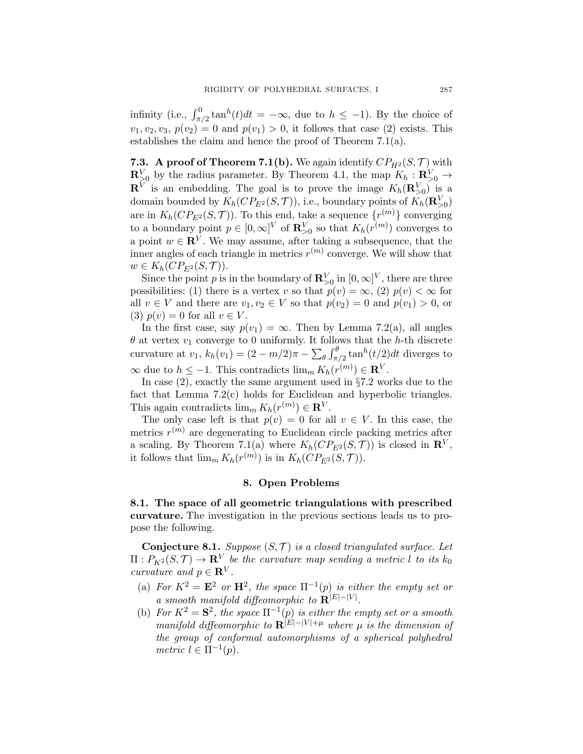infinity (i.e., $\int_{\pi/2}^{0} \tan^h(t)dt = -\infty$, due to $h \leq -1$). By the choice of $v_1, v_2, v_3$, $p(v_2) = 0$ and $p(v_1) > 0$, it follows that case (2) exists. This establishes the claim and hence the proof of Theorem 7.1(a).

**7.3. A proof of Theorem 7.1(b).** We again identify $CP_{H^2}(S, \mathcal{T})$ with $\mathbf{R}^V_{>0}$ by the radius parameter. By Theorem 4.1, the map $K_h : \mathbf{R}^V_{>0} \to \mathbf{R}^V$ is an embedding. The goal is to prove the image $K_h(\mathbf{R}^V_{>0})$ is a domain bounded by $K_h(CP_{E^2}(S, \mathcal{T}))$, i.e., boundary points of $K_h(\mathbf{R}^V_{>0})$ are in $K_h(CP_{E^2}(S, \mathcal{T}))$. To this end, take a sequence $\{r^{(m)}\}$ converging to a boundary point $p \in [0, \infty]^V$ of $\mathbf{R}^V_{>0}$ so that $K_h(r^{(m)})$ converges to a point $w \in \mathbf{R}^V$. We may assume, after taking a subsequence, that the inner angles of each triangle in metrics $r^{(m)}$ converge. We will show that $w \in K_h(CP_{E^2}(S, \mathcal{T}))$.

Since the point $p$ is in the boundary of $\mathbf{R}^V_{>0}$ in $[0, \infty]^V$, there are three possibilities: (1) there is a vertex $v$ so that $p(v) = \infty$, (2) $p(v) < \infty$ for all $v \in V$ and there are $v_1, v_2 \in V$ so that $p(v_2) = 0$ and $p(v_1) > 0$, or (3) $p(v) = 0$ for all $v \in V$.

In the first case, say $p(v_1) = \infty$. Then by Lemma 7.2(a), all angles $\theta$ at vertex $v_1$ converge to 0 uniformly. It follows that the $h$-th discrete curvature at $v_1$, $k_h(v_1) = (2 - m/2)\pi - \sum_\theta \int_{\pi/2}^{\theta} \tan^h(t/2)dt$ diverges to $\infty$ due to $h \leq -1$. This contradicts $\lim_m K_h(r^{(m)}) \in \mathbf{R}^V$.

In case (2), exactly the same argument used in §7.2 works due to the fact that Lemma 7.2(c) holds for Euclidean and hyperbolic triangles. This again contradicts $\lim_m K_h(r^{(m)}) \in \mathbf{R}^V$.

The only case left is that $p(v) = 0$ for all $v \in V$. In this case, the metrics $r^{(m)}$ are degenerating to Euclidean circle packing metrics after a scaling. By Theorem 7.1(a) where $K_h(CP_{E^2}(S, \mathcal{T}))$ is closed in $\mathbf{R}^V$, it follows that $\lim_m K_h(r^{(m)})$ is in $K_h(CP_{E^2}(S, \mathcal{T}))$.

## 8. Open Problems

**8.1. The space of all geometric triangulations with prescribed curvature.** The investigation in the previous sections leads us to propose the following.

**Conjecture 8.1.** *Suppose $(S, \mathcal{T})$ is a closed triangulated surface. Let $\Pi : P_{K^2}(S, \mathcal{T}) \to \mathbf{R}^V$ be the curvature map sending a metric $l$ to its $k_0$ curvature and $p \in \mathbf{R}^V$.*

(a) *For $K^2 = \mathbf{E}^2$ or $\mathbf{H}^2$, the space $\Pi^{-1}(p)$ is either the empty set or a smooth manifold diffeomorphic to $\mathbf{R}^{|E|-|V|}$.*

(b) *For $K^2 = \mathbf{S}^2$, the space $\Pi^{-1}(p)$ is either the empty set or a smooth manifold diffeomorphic to $\mathbf{R}^{|E|-|V|+\mu}$ where $\mu$ is the dimension of the group of conformal automorphisms of a spherical polyhedral metric $l \in \Pi^{-1}(p)$.*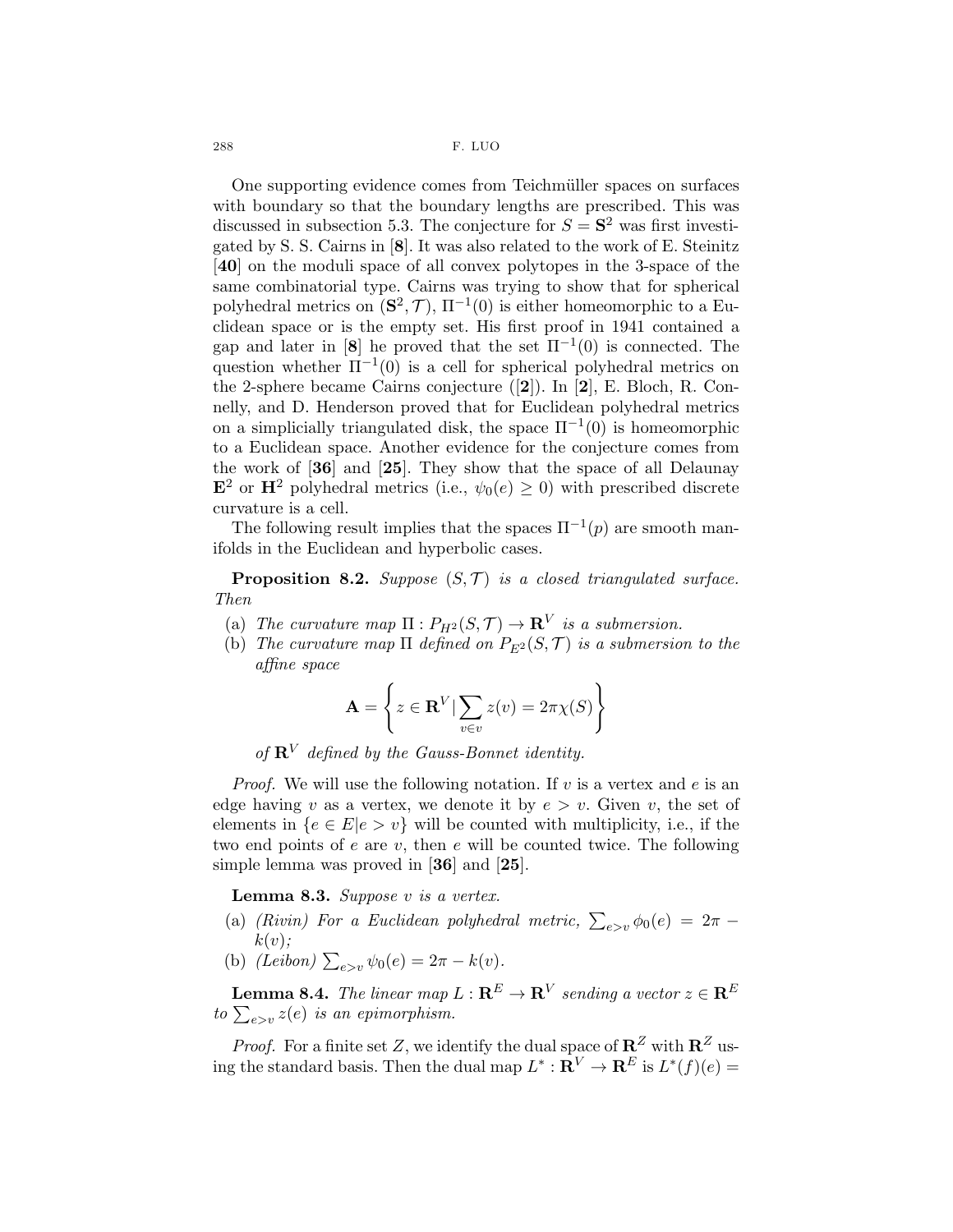One supporting evidence comes from Teichmüller spaces on surfaces with boundary so that the boundary lengths are prescribed. This was discussed in subsection 5.3. The conjecture for $S = \mathbf{S}^2$ was first investigated by S. S. Cairns in [**8**]. It was also related to the work of E. Steinitz [**40**] on the moduli space of all convex polytopes in the 3-space of the same combinatorial type. Cairns was trying to show that for spherical polyhedral metrics on $(\mathbf{S}^2, \mathcal{T})$, $\Pi^{-1}(0)$ is either homeomorphic to a Euclidean space or is the empty set. His first proof in 1941 contained a gap and later in [**8**] he proved that the set $\Pi^{-1}(0)$ is connected. The question whether $\Pi^{-1}(0)$ is a cell for spherical polyhedral metrics on the 2-sphere became Cairns conjecture ([**2**]). In [**2**], E. Bloch, R. Connelly, and D. Henderson proved that for Euclidean polyhedral metrics on a simplicially triangulated disk, the space $\Pi^{-1}(0)$ is homeomorphic to a Euclidean space. Another evidence for the conjecture comes from the work of [**36**] and [**25**]. They show that the space of all Delaunay $\mathbf{E}^2$ or $\mathbf{H}^2$ polyhedral metrics (i.e., $\psi_0(e) \geq 0$) with prescribed discrete curvature is a cell.

The following result implies that the spaces $\Pi^{-1}(p)$ are smooth manifolds in the Euclidean and hyperbolic cases.

**Proposition 8.2.** *Suppose $(S, \mathcal{T})$ is a closed triangulated surface. Then*

(a) *The curvature map $\Pi : P_{H^2}(S, \mathcal{T}) \to \mathbf{R}^V$ is a submersion.*

(b) *The curvature map $\Pi$ defined on $P_{E^2}(S, \mathcal{T})$ is a submersion to the affine space*

$$\mathbf{A} = \left\{ z \in \mathbf{R}^V \,|\, \sum_{v \in v} z(v) = 2\pi\chi(S) \right\}$$

*of $\mathbf{R}^V$ defined by the Gauss-Bonnet identity.*

*Proof.* We will use the following notation. If $v$ is a vertex and $e$ is an edge having $v$ as a vertex, we denote it by $e > v$. Given $v$, the set of elements in $\{e \in E | e > v\}$ will be counted with multiplicity, i.e., if the two end points of $e$ are $v$, then $e$ will be counted twice. The following simple lemma was proved in [**36**] and [**25**].

**Lemma 8.3.** *Suppose $v$ is a vertex.*

(a) *(Rivin) For a Euclidean polyhedral metric, $\sum_{e>v} \phi_0(e) = 2\pi - k(v)$;*

(b) *(Leibon) $\sum_{e>v} \psi_0(e) = 2\pi - k(v)$.*

**Lemma 8.4.** *The linear map $L : \mathbf{R}^E \to \mathbf{R}^V$ sending a vector $z \in \mathbf{R}^E$ to $\sum_{e>v} z(e)$ is an epimorphism.*

*Proof.* For a finite set $Z$, we identify the dual space of $\mathbf{R}^Z$ with $\mathbf{R}^Z$ using the standard basis. Then the dual map $L^* : \mathbf{R}^V \to \mathbf{R}^E$ is $L^*(f)(e) =$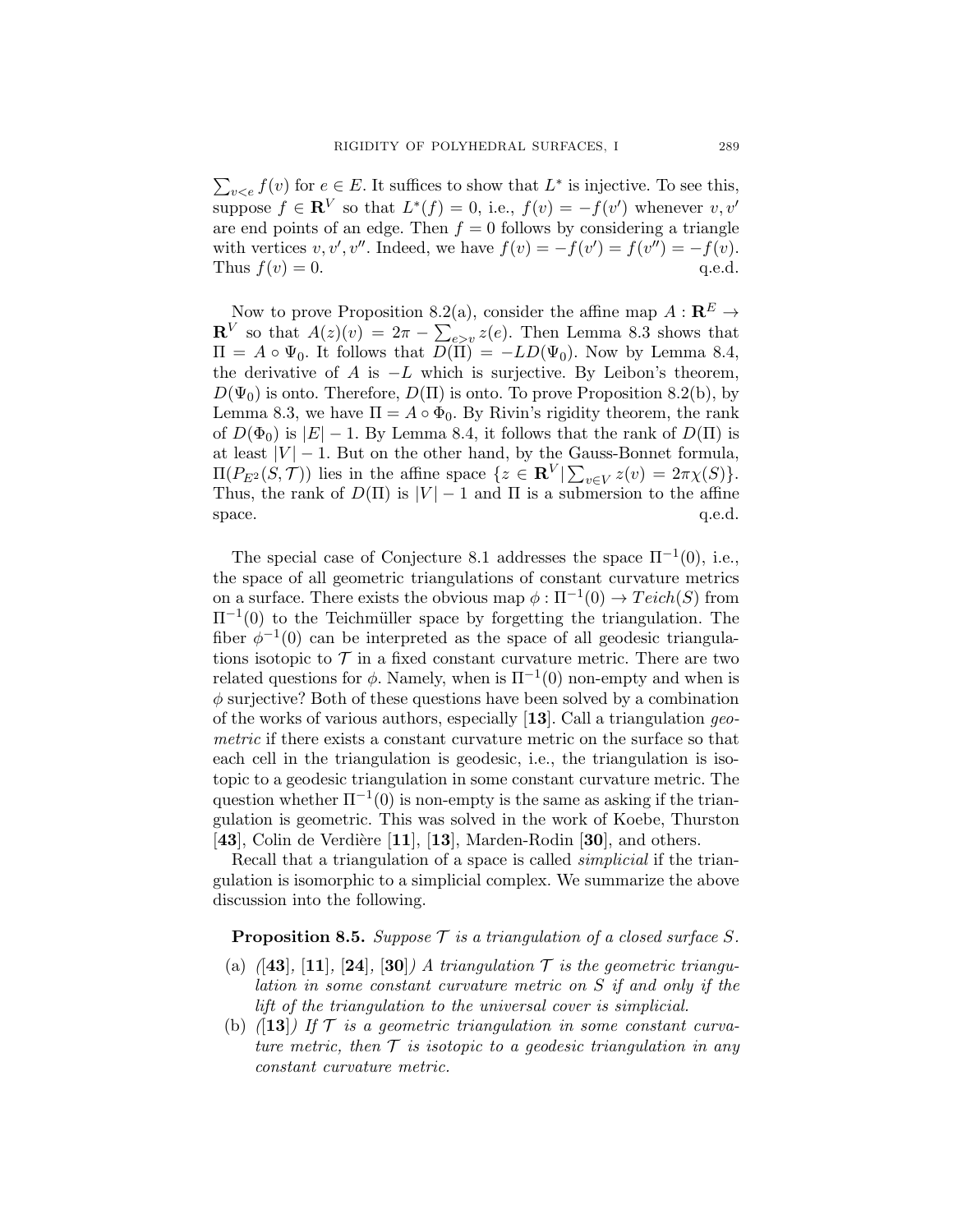$\sum_{v<e} f(v)$ for $e \in E$. It suffices to show that $L^*$ is injective. To see this, suppose $f \in \mathbf{R}^V$ so that $L^*(f) = 0$, i.e., $f(v) = -f(v')$ whenever $v, v'$ are end points of an edge. Then $f = 0$ follows by considering a triangle with vertices $v, v', v''$. Indeed, we have $f(v) = -f(v') = f(v'') = -f(v)$. Thus $f(v) = 0$. q.e.d.

Now to prove Proposition 8.2(a), consider the affine map $A : \mathbf{R}^E \to \mathbf{R}^V$ so that $A(z)(v) = 2\pi - \sum_{e>v} z(e)$. Then Lemma 8.3 shows that $\Pi = A \circ \Psi_0$. It follows that $D(\Pi) = -LD(\Psi_0)$. Now by Lemma 8.4, the derivative of $A$ is $-L$ which is surjective. By Leibon's theorem, $D(\Psi_0)$ is onto. Therefore, $D(\Pi)$ is onto. To prove Proposition 8.2(b), by Lemma 8.3, we have $\Pi = A \circ \Phi_0$. By Rivin's rigidity theorem, the rank of $D(\Phi_0)$ is $|E| - 1$. By Lemma 8.4, it follows that the rank of $D(\Pi)$ is at least $|V| - 1$. But on the other hand, by the Gauss-Bonnet formula, $\Pi(P_{E^2}(S, \mathcal{T}))$ lies in the affine space $\{z \in \mathbf{R}^V | \sum_{v \in V} z(v) = 2\pi\chi(S)\}$. Thus, the rank of $D(\Pi)$ is $|V| - 1$ and $\Pi$ is a submersion to the affine space. q.e.d.

The special case of Conjecture 8.1 addresses the space $\Pi^{-1}(0)$, i.e., the space of all geometric triangulations of constant curvature metrics on a surface. There exists the obvious map $\phi : \Pi^{-1}(0) \to Teich(S)$ from $\Pi^{-1}(0)$ to the Teichmüller space by forgetting the triangulation. The fiber $\phi^{-1}(0)$ can be interpreted as the space of all geodesic triangulations isotopic to $\mathcal{T}$ in a fixed constant curvature metric. There are two related questions for $\phi$. Namely, when is $\Pi^{-1}(0)$ non-empty and when is $\phi$ surjective? Both of these questions have been solved by a combination of the works of various authors, especially [**13**]. Call a triangulation *geometric* if there exists a constant curvature metric on the surface so that each cell in the triangulation is geodesic, i.e., the triangulation is isotopic to a geodesic triangulation in some constant curvature metric. The question whether $\Pi^{-1}(0)$ is non-empty is the same as asking if the triangulation is geometric. This was solved in the work of Koebe, Thurston [**43**], Colin de Verdière [**11**], [**13**], Marden-Rodin [**30**], and others.

Recall that a triangulation of a space is called *simplicial* if the triangulation is isomorphic to a simplicial complex. We summarize the above discussion into the following.

**Proposition 8.5.** *Suppose $\mathcal{T}$ is a triangulation of a closed surface $S$.*

(a) *([**43**], [**11**], [**24**], [**30**]) A triangulation $\mathcal{T}$ is the geometric triangulation in some constant curvature metric on $S$ if and only if the lift of the triangulation to the universal cover is simplicial.*

(b) *([**13**]) If $\mathcal{T}$ is a geometric triangulation in some constant curvature metric, then $\mathcal{T}$ is isotopic to a geodesic triangulation in any constant curvature metric.*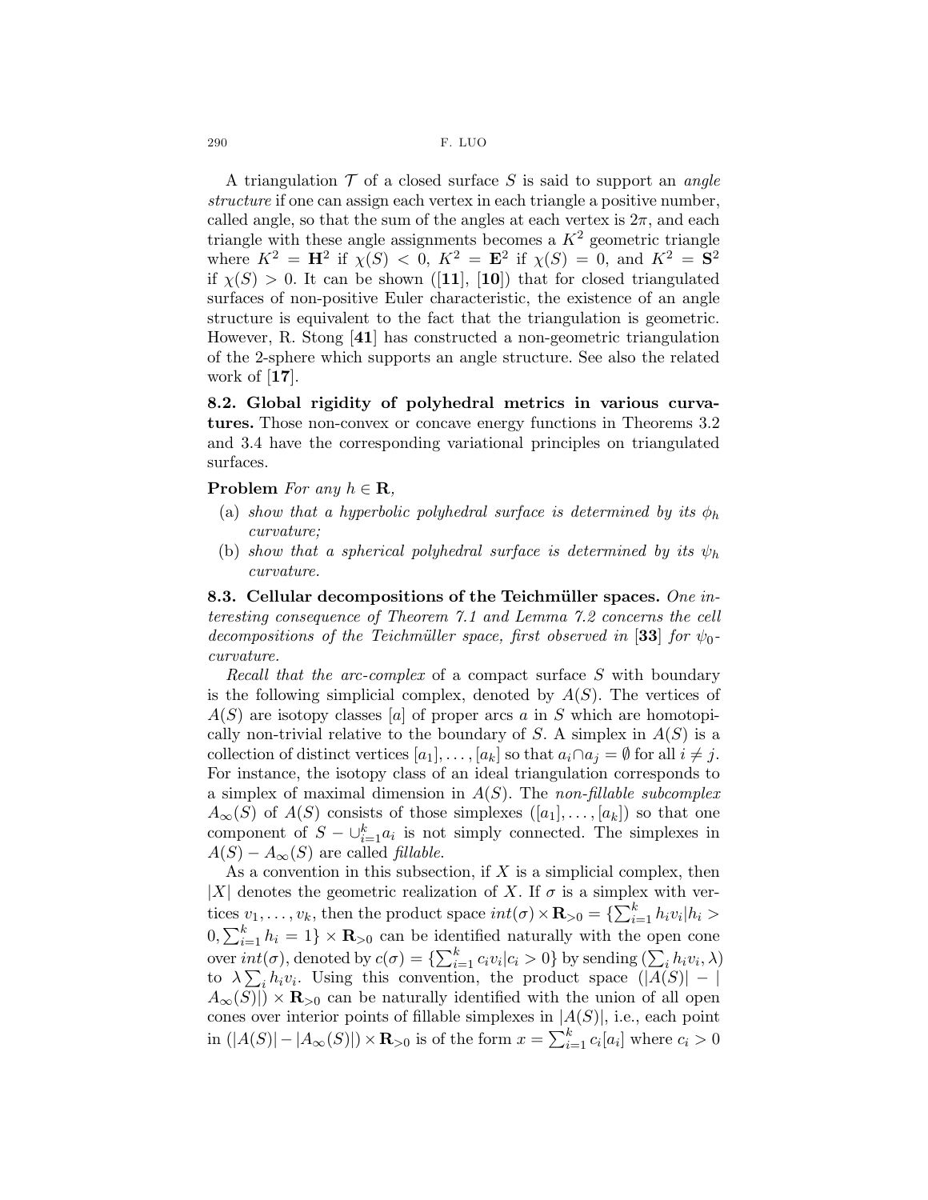A triangulation $\mathcal{T}$ of a closed surface $S$ is said to support an *angle structure* if one can assign each vertex in each triangle a positive number, called angle, so that the sum of the angles at each vertex is $2\pi$, and each triangle with these angle assignments becomes a $K^2$ geometric triangle where $K^2 = \mathbf{H}^2$ if $\chi(S) < 0$, $K^2 = \mathbf{E}^2$ if $\chi(S) = 0$, and $K^2 = \mathbf{S}^2$ if $\chi(S) > 0$. It can be shown ([**11**], [**10**]) that for closed triangulated surfaces of non-positive Euler characteristic, the existence of an angle structure is equivalent to the fact that the triangulation is geometric. However, R. Stong [**41**] has constructed a non-geometric triangulation of the 2-sphere which supports an angle structure. See also the related work of [**17**].

**8.2. Global rigidity of polyhedral metrics in various curvatures.** Those non-convex or concave energy functions in Theorems 3.2 and 3.4 have the corresponding variational principles on triangulated surfaces.

**Problem** *For any $h \in \mathbf{R}$,*

(a) *show that a hyperbolic polyhedral surface is determined by its $\phi_h$ curvature;*
(b) *show that a spherical polyhedral surface is determined by its $\psi_h$ curvature.*

**8.3. Cellular decompositions of the Teichmüller spaces.** *One interesting consequence of Theorem 7.1 and Lemma 7.2 concerns the cell decompositions of the Teichmüller space, first observed in* [**33**] *for $\psi_0$-curvature.*

*Recall that the arc-complex* of a compact surface $S$ with boundary is the following simplicial complex, denoted by $A(S)$. The vertices of $A(S)$ are isotopy classes $[a]$ of proper arcs $a$ in $S$ which are homotopically non-trivial relative to the boundary of $S$. A simplex in $A(S)$ is a collection of distinct vertices $[a_1], \ldots, [a_k]$ so that $a_i \cap a_j = \emptyset$ for all $i \neq j$. For instance, the isotopy class of an ideal triangulation corresponds to a simplex of maximal dimension in $A(S)$. The *non-fillable subcomplex* $A_\infty(S)$ of $A(S)$ consists of those simplexes $([a_1], \ldots, [a_k])$ so that one component of $S - \cup_{i=1}^k a_i$ is not simply connected. The simplexes in $A(S) - A_\infty(S)$ are called *fillable*.

As a convention in this subsection, if $X$ is a simplicial complex, then $|X|$ denotes the geometric realization of $X$. If $\sigma$ is a simplex with vertices $v_1, \ldots, v_k$, then the product space $int(\sigma) \times \mathbf{R}_{>0} = \{\sum_{i=1}^k h_i v_i | h_i > 0, \sum_{i=1}^k h_i = 1\} \times \mathbf{R}_{>0}$ can be identified naturally with the open cone over $int(\sigma)$, denoted by $c(\sigma) = \{\sum_{i=1}^k c_i v_i | c_i > 0\}$ by sending $(\sum_i h_i v_i, \lambda)$ to $\lambda \sum_i h_i v_i$. Using this convention, the product space $(|A(S)| - |A_\infty(S)|) \times \mathbf{R}_{>0}$ can be naturally identified with the union of all open cones over interior points of fillable simplexes in $|A(S)|$, i.e., each point in $(|A(S)| - |A_\infty(S)|) \times \mathbf{R}_{>0}$ is of the form $x = \sum_{i=1}^k c_i [a_i]$ where $c_i > 0$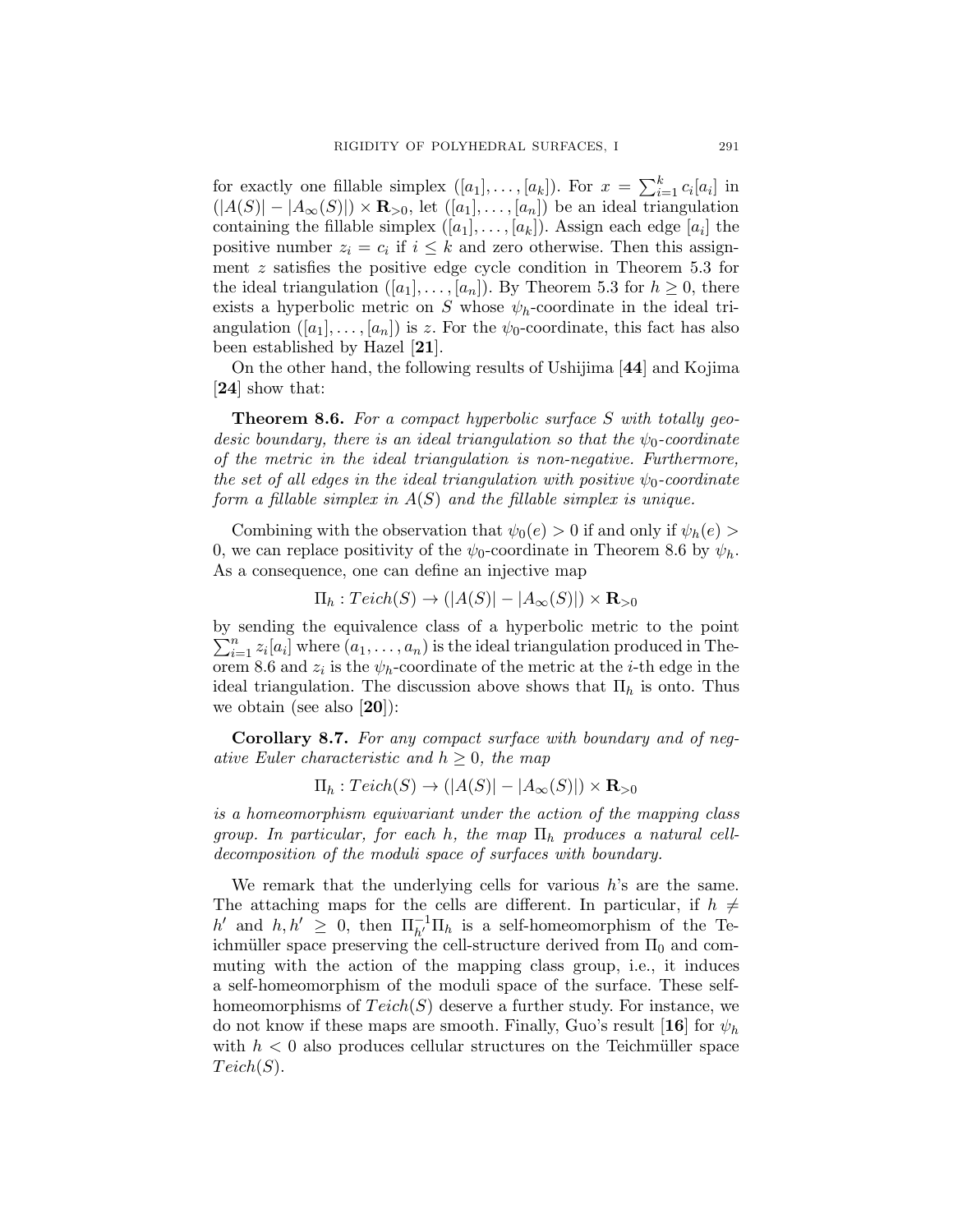for exactly one fillable simplex $([a_1], \dots, [a_k])$. For $x = \sum_{i=1}^{k} c_i[a_i]$ in $(|A(S)| - |A_\infty(S)|) \times \mathbf{R}_{>0}$, let $([a_1], \dots, [a_n])$ be an ideal triangulation containing the fillable simplex $([a_1], \dots, [a_k])$. Assign each edge $[a_i]$ the positive number $z_i = c_i$ if $i \leq k$ and zero otherwise. Then this assignment $z$ satisfies the positive edge cycle condition in Theorem 5.3 for the ideal triangulation $([a_1], \dots, [a_n])$. By Theorem 5.3 for $h \geq 0$, there exists a hyperbolic metric on $S$ whose $\psi_h$-coordinate in the ideal triangulation $([a_1], \dots, [a_n])$ is $z$. For the $\psi_0$-coordinate, this fact has also been established by Hazel [**21**].

On the other hand, the following results of Ushijima [**44**] and Kojima [**24**] show that:

**Theorem 8.6.** *For a compact hyperbolic surface $S$ with totally geodesic boundary, there is an ideal triangulation so that the $\psi_0$-coordinate of the metric in the ideal triangulation is non-negative. Furthermore, the set of all edges in the ideal triangulation with positive $\psi_0$-coordinate form a fillable simplex in $A(S)$ and the fillable simplex is unique.*

Combining with the observation that $\psi_0(e) > 0$ if and only if $\psi_h(e) > 0$, we can replace positivity of the $\psi_0$-coordinate in Theorem 8.6 by $\psi_h$. As a consequence, one can define an injective map

$$\Pi_h : Teich(S) \to (|A(S)| - |A_\infty(S)|) \times \mathbf{R}_{>0}$$

by sending the equivalence class of a hyperbolic metric to the point $\sum_{i=1}^{n} z_i[a_i]$ where $(a_1, \dots, a_n)$ is the ideal triangulation produced in Theorem 8.6 and $z_i$ is the $\psi_h$-coordinate of the metric at the $i$-th edge in the ideal triangulation. The discussion above shows that $\Pi_h$ is onto. Thus we obtain (see also [**20**]):

**Corollary 8.7.** *For any compact surface with boundary and of negative Euler characteristic and $h \geq 0$, the map*

$$\Pi_h : Teich(S) \to (|A(S)| - |A_\infty(S)|) \times \mathbf{R}_{>0}$$

*is a homeomorphism equivariant under the action of the mapping class group. In particular, for each $h$, the map $\Pi_h$ produces a natural cell-decomposition of the moduli space of surfaces with boundary.*

We remark that the underlying cells for various $h$'s are the same. The attaching maps for the cells are different. In particular, if $h \neq h'$ and $h, h' \geq 0$, then $\Pi_{h'}^{-1}\Pi_h$ is a self-homeomorphism of the Teichmüller space preserving the cell-structure derived from $\Pi_0$ and commuting with the action of the mapping class group, i.e., it induces a self-homeomorphism of the moduli space of the surface. These self-homeomorphisms of $Teich(S)$ deserve a further study. For instance, we do not know if these maps are smooth. Finally, Guo's result [**16**] for $\psi_h$ with $h < 0$ also produces cellular structures on the Teichmüller space $Teich(S)$.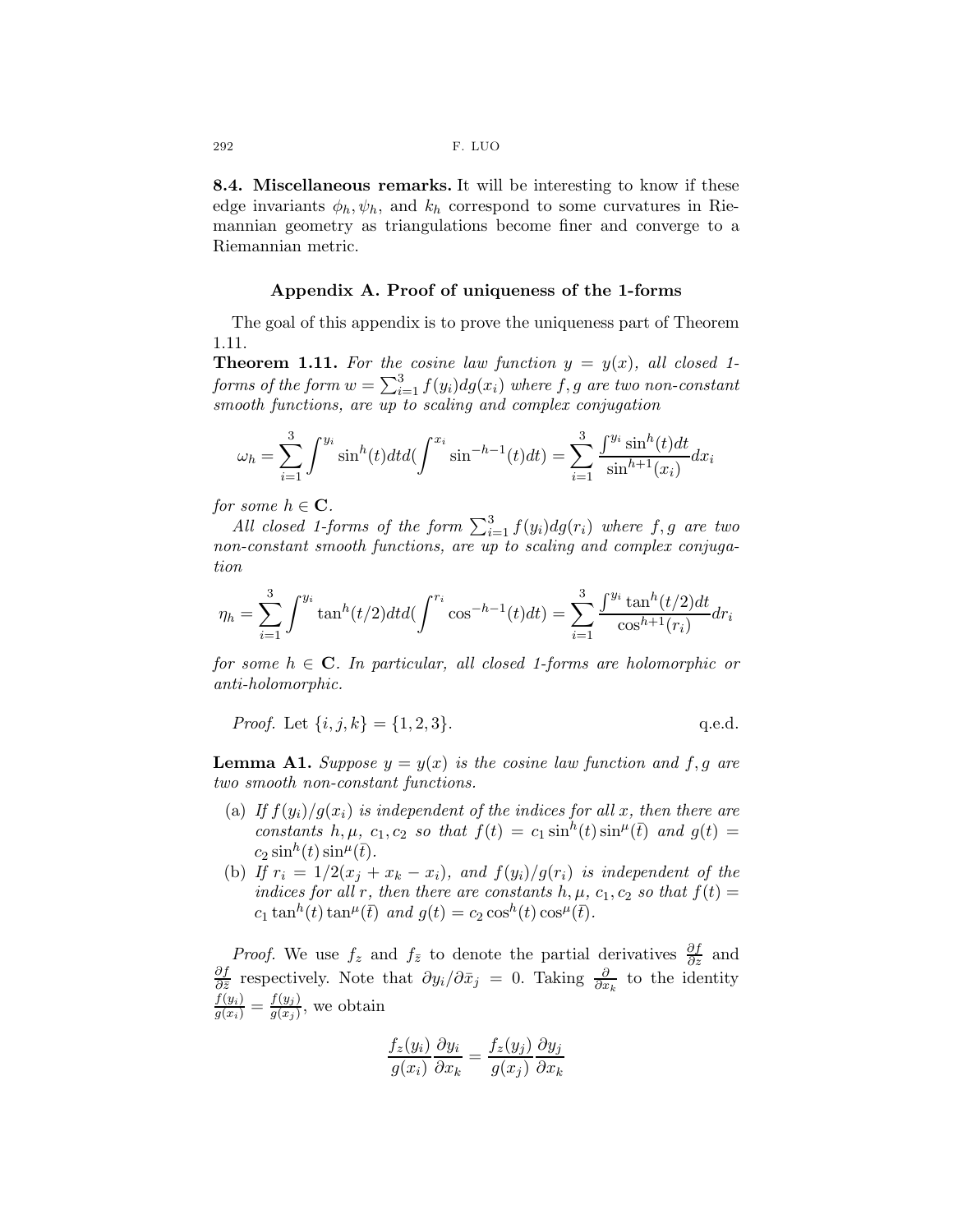**8.4. Miscellaneous remarks.** It will be interesting to know if these edge invariants $\phi_h, \psi_h$, and $k_h$ correspond to some curvatures in Riemannian geometry as triangulations become finer and converge to a Riemannian metric.

## Appendix A. Proof of uniqueness of the 1-forms

The goal of this appendix is to prove the uniqueness part of Theorem 1.11.

**Theorem 1.11.** *For the cosine law function $y = y(x)$, all closed 1-forms of the form $w = \sum_{i=1}^3 f(y_i) dg(x_i)$ where $f, g$ are two non-constant smooth functions, are up to scaling and complex conjugation*

$$\omega_h = \sum_{i=1}^3 \int^{y_i} \sin^h(t)dt d(\int^{x_i} \sin^{-h-1}(t)dt) = \sum_{i=1}^3 \frac{\int^{y_i} \sin^h(t)dt}{\sin^{h+1}(x_i)} dx_i$$

*for some $h \in \mathbf{C}$.*

*All closed 1-forms of the form $\sum_{i=1}^3 f(y_i) dg(r_i)$ where $f, g$ are two non-constant smooth functions, are up to scaling and complex conjugation*

$$\eta_h = \sum_{i=1}^3 \int^{y_i} \tan^h(t/2)dt d(\int^{r_i} \cos^{-h-1}(t)dt) = \sum_{i=1}^3 \frac{\int^{y_i} \tan^h(t/2)dt}{\cos^{h+1}(r_i)} dr_i$$

*for some $h \in \mathbf{C}$. In particular, all closed 1-forms are holomorphic or anti-holomorphic.*

*Proof.* Let $\{i, j, k\} = \{1, 2, 3\}$. q.e.d.

**Lemma A1.** *Suppose $y = y(x)$ is the cosine law function and $f, g$ are two smooth non-constant functions.*

(a) *If $f(y_i)/g(x_i)$ is independent of the indices for all $x$, then there are constants $h, \mu$, $c_1, c_2$ so that $f(t) = c_1 \sin^h(t) \sin^\mu(\bar{t})$ and $g(t) = c_2 \sin^h(t) \sin^\mu(\bar{t})$.*

(b) *If $r_i = 1/2(x_j + x_k - x_i)$, and $f(y_i)/g(r_i)$ is independent of the indices for all $r$, then there are constants $h, \mu$, $c_1, c_2$ so that $f(t) = c_1 \tan^h(t) \tan^\mu(\bar{t})$ and $g(t) = c_2 \cos^h(t) \cos^\mu(\bar{t})$.*

*Proof.* We use $f_z$ and $f_{\bar{z}}$ to denote the partial derivatives $\frac{\partial f}{\partial z}$ and $\frac{\partial f}{\partial \bar{z}}$ respectively. Note that $\partial y_i / \partial \bar{x}_j = 0$. Taking $\frac{\partial}{\partial x_k}$ to the identity $\frac{f(y_i)}{g(x_i)} = \frac{f(y_j)}{g(x_j)}$, we obtain

$$\frac{f_z(y_i)}{g(x_i)} \frac{\partial y_i}{\partial x_k} = \frac{f_z(y_j)}{g(x_j)} \frac{\partial y_j}{\partial x_k}$$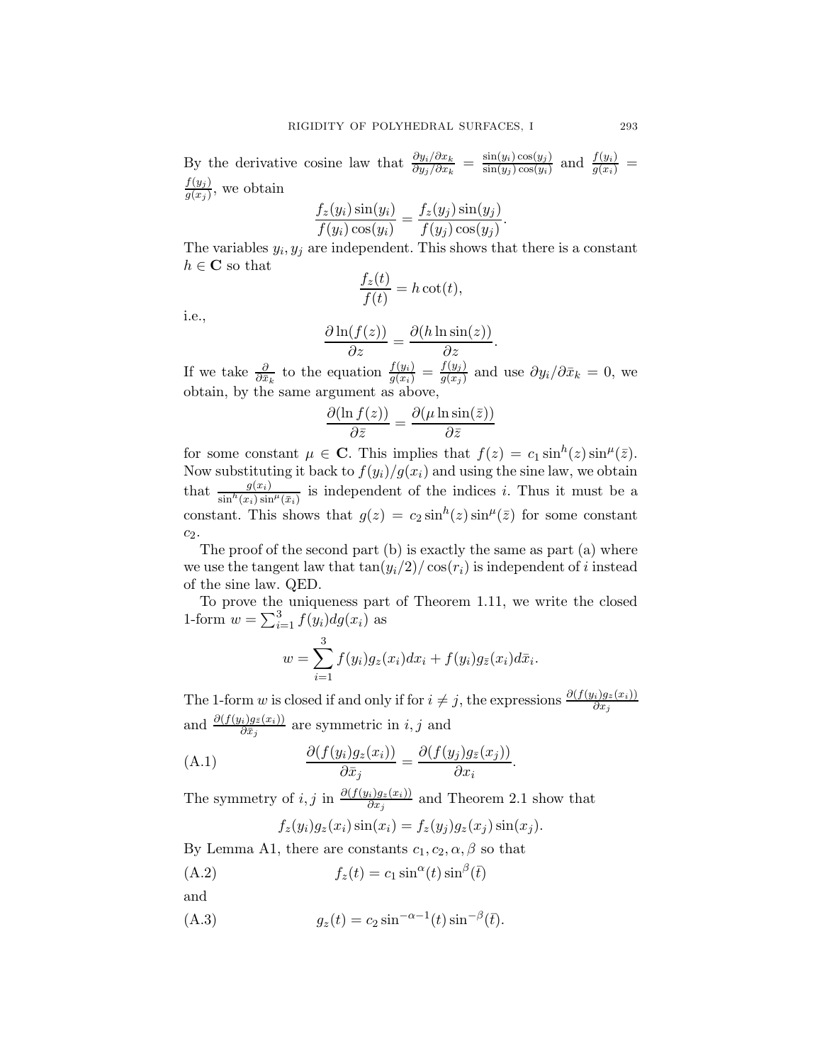By the derivative cosine law that $\frac{\partial y_i/\partial x_k}{\partial y_j/\partial x_k} = \frac{\sin(y_i)\cos(y_j)}{\sin(y_j)\cos(y_i)}$ and $\frac{f(y_i)}{g(x_i)} = \frac{f(y_j)}{g(x_j)}$, we obtain

$$\frac{f_z(y_i)\sin(y_i)}{f(y_i)\cos(y_i)} = \frac{f_z(y_j)\sin(y_j)}{f(y_j)\cos(y_j)}.$$

The variables $y_i, y_j$ are independent. This shows that there is a constant $h \in \mathbf{C}$ so that

$$\frac{f_z(t)}{f(t)} = h\cot(t),$$

i.e.,

$$\frac{\partial \ln(f(z))}{\partial z} = \frac{\partial(h \ln \sin(z))}{\partial z}.$$

If we take $\frac{\partial}{\partial \bar{x}_k}$ to the equation $\frac{f(y_i)}{g(x_i)} = \frac{f(y_j)}{g(x_j)}$ and use $\partial y_i/\partial \bar{x}_k = 0$, we obtain, by the same argument as above,

$$\frac{\partial(\ln f(z))}{\partial \bar{z}} = \frac{\partial(\mu \ln \sin(\bar{z}))}{\partial \bar{z}}$$

for some constant $\mu \in \mathbf{C}$. This implies that $f(z) = c_1 \sin^h(z)\sin^\mu(\bar{z})$. Now substituting it back to $f(y_i)/g(x_i)$ and using the sine law, we obtain that $\frac{g(x_i)}{\sin^h(x_i)\sin^\mu(\bar{x}_i)}$ is independent of the indices $i$. Thus it must be a constant. This shows that $g(z) = c_2 \sin^h(z)\sin^\mu(\bar{z})$ for some constant $c_2$.

The proof of the second part (b) is exactly the same as part (a) where we use the tangent law that $\tan(y_i/2)/\cos(r_i)$ is independent of $i$ instead of the sine law. QED.

To prove the uniqueness part of Theorem 1.11, we write the closed 1-form $w = \sum_{i=1}^3 f(y_i)dg(x_i)$ as

$$w = \sum_{i=1}^3 f(y_i)g_z(x_i)dx_i + f(y_i)g_{\bar{z}}(x_i)d\bar{x}_i.$$

The 1-form $w$ is closed if and only if for $i \neq j$, the expressions $\frac{\partial(f(y_i)g_z(x_i))}{\partial x_j}$ and $\frac{\partial(f(y_i)g_{\bar{z}}(x_i))}{\partial \bar{x}_j}$ are symmetric in $i, j$ and

$$\text{(A.1)} \qquad \frac{\partial(f(y_i)g_z(x_i))}{\partial \bar{x}_j} = \frac{\partial(f(y_j)g_{\bar{z}}(x_j))}{\partial x_i}.$$

The symmetry of $i, j$ in $\frac{\partial(f(y_i)g_z(x_i))}{\partial x_j}$ and Theorem 2.1 show that

$$f_z(y_i)g_z(x_i)\sin(x_i) = f_z(y_j)g_z(x_j)\sin(x_j).$$

By Lemma A1, there are constants $c_1, c_2, \alpha, \beta$ so that

$$\text{(A.2)} \qquad f_z(t) = c_1 \sin^\alpha(t)\sin^\beta(\bar{t})$$

and

$$\text{(A.3)} \qquad g_z(t) = c_2 \sin^{-\alpha-1}(t)\sin^{-\beta}(\bar{t}).$$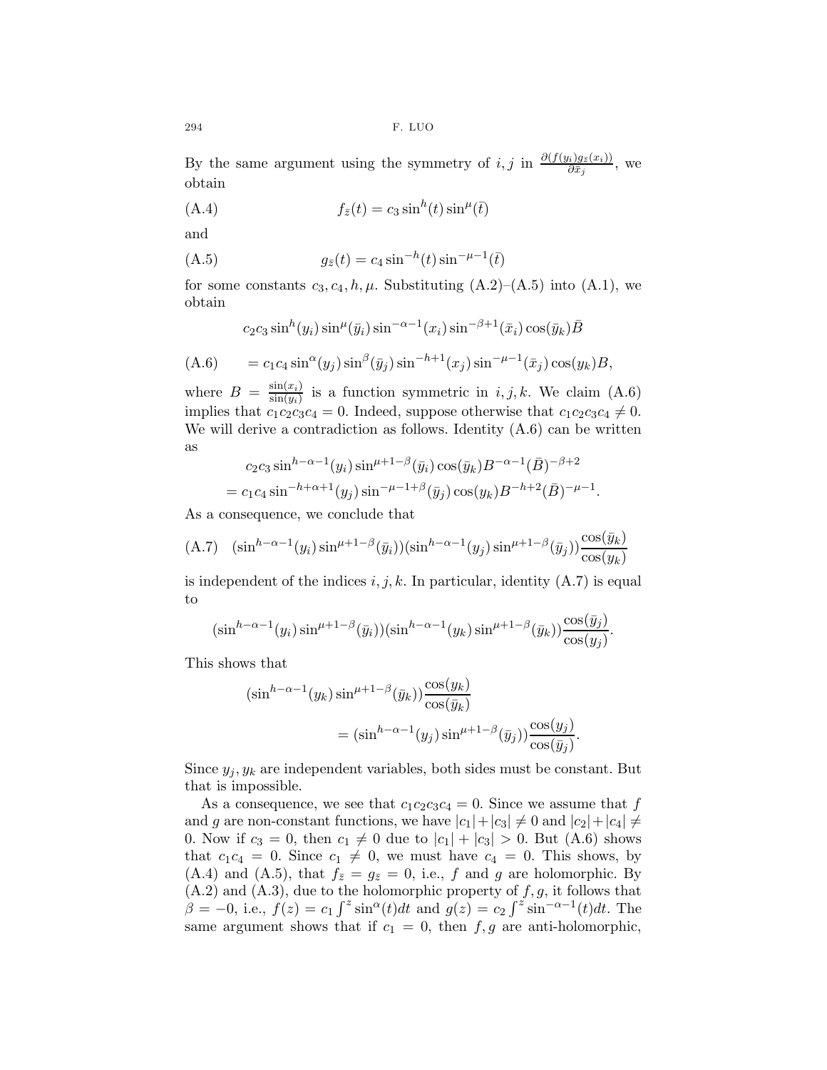By the same argument using the symmetry of $i, j$ in $\frac{\partial(f(y_i)g_{\bar{z}}(x_i))}{\partial \bar{x}_j}$, we obtain

$$f_{\bar{z}}(t) = c_3 \sin^h(t) \sin^\mu(\bar{t}) \tag{A.4}$$

and

$$g_{\bar{z}}(t) = c_4 \sin^{-h}(t) \sin^{-\mu-1}(\bar{t}) \tag{A.5}$$

for some constants $c_3, c_4, h, \mu$. Substituting (A.2)–(A.5) into (A.1), we obtain

$$\begin{aligned} &c_2 c_3 \sin^h(y_i) \sin^\mu(\bar{y}_i) \sin^{-\alpha-1}(x_i) \sin^{-\beta+1}(\bar{x}_i) \cos(\bar{y}_k) \bar{B} \\ &= c_1 c_4 \sin^\alpha(y_j) \sin^\beta(\bar{y}_j) \sin^{-h+1}(x_j) \sin^{-\mu-1}(\bar{x}_j) \cos(y_k) B, \end{aligned} \tag{A.6}$$

where $B = \frac{\sin(x_i)}{\sin(y_i)}$ is a function symmetric in $i, j, k$. We claim (A.6) implies that $c_1 c_2 c_3 c_4 = 0$. Indeed, suppose otherwise that $c_1 c_2 c_3 c_4 \neq 0$. We will derive a contradiction as follows. Identity (A.6) can be written as

$$\begin{aligned} &c_2 c_3 \sin^{h-\alpha-1}(y_i) \sin^{\mu+1-\beta}(\bar{y}_i) \cos(\bar{y}_k) B^{-\alpha-1} (\bar{B})^{-\beta+2} \\ &= c_1 c_4 \sin^{-h+\alpha+1}(y_j) \sin^{-\mu-1+\beta}(\bar{y}_j) \cos(y_k) B^{-h+2} (\bar{B})^{-\mu-1}. \end{aligned}$$

As a consequence, we conclude that

$$(\sin^{h-\alpha-1}(y_i) \sin^{\mu+1-\beta}(\bar{y}_i))(\sin^{h-\alpha-1}(y_j) \sin^{\mu+1-\beta}(\bar{y}_j)) \frac{\cos(\bar{y}_k)}{\cos(y_k)} \tag{A.7}$$

is independent of the indices $i, j, k$. In particular, identity (A.7) is equal to

$$(\sin^{h-\alpha-1}(y_i) \sin^{\mu+1-\beta}(\bar{y}_i))(\sin^{h-\alpha-1}(y_k) \sin^{\mu+1-\beta}(\bar{y}_k)) \frac{\cos(\bar{y}_j)}{\cos(y_j)}.$$

This shows that

$$\begin{aligned} &(\sin^{h-\alpha-1}(y_k) \sin^{\mu+1-\beta}(\bar{y}_k)) \frac{\cos(y_k)}{\cos(\bar{y}_k)} \\ &\qquad = (\sin^{h-\alpha-1}(y_j) \sin^{\mu+1-\beta}(\bar{y}_j)) \frac{\cos(y_j)}{\cos(\bar{y}_j)}. \end{aligned}$$

Since $y_j, y_k$ are independent variables, both sides must be constant. But that is impossible.

As a consequence, we see that $c_1 c_2 c_3 c_4 = 0$. Since we assume that $f$ and $g$ are non-constant functions, we have $|c_1| + |c_3| \neq 0$ and $|c_2| + |c_4| \neq 0$. Now if $c_3 = 0$, then $c_1 \neq 0$ due to $|c_1| + |c_3| > 0$. But (A.6) shows that $c_1 c_4 = 0$. Since $c_1 \neq 0$, we must have $c_4 = 0$. This shows, by (A.4) and (A.5), that $f_{\bar{z}} = g_{\bar{z}} = 0$, i.e., $f$ and $g$ are holomorphic. By (A.2) and (A.3), due to the holomorphic property of $f, g$, it follows that $\beta = -0$, i.e., $f(z) = c_1 \int^z \sin^\alpha(t) dt$ and $g(z) = c_2 \int^z \sin^{-\alpha-1}(t) dt$. The same argument shows that if $c_1 = 0$, then $f, g$ are anti-holomorphic,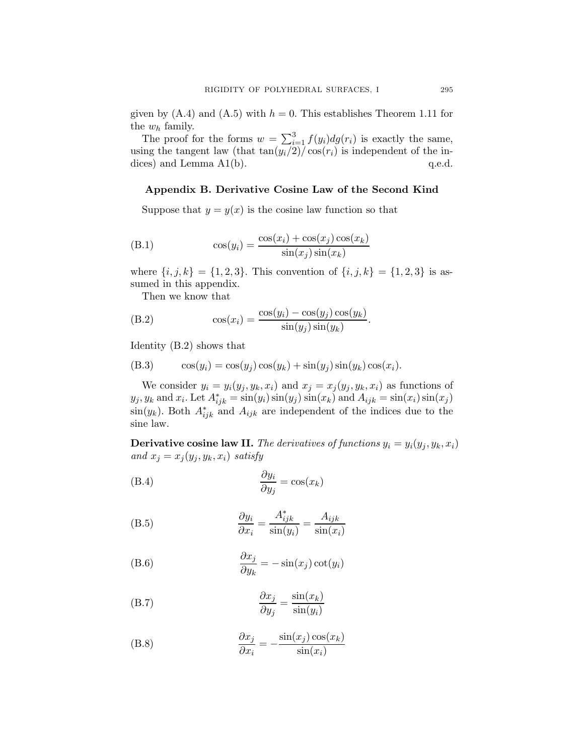given by (A.4) and (A.5) with $h = 0$. This establishes Theorem 1.11 for the $w_h$ family.

The proof for the forms $w = \sum_{i=1}^{3} f(y_i)dg(r_i)$ is exactly the same, using the tangent law (that $\tan(y_i/2)/\cos(r_i)$ is independent of the indices) and Lemma A1(b). q.e.d.

## Appendix B. Derivative Cosine Law of the Second Kind

Suppose that $y = y(x)$ is the cosine law function so that

$$\cos(y_i) = \frac{\cos(x_i) + \cos(x_j)\cos(x_k)}{\sin(x_j)\sin(x_k)} \tag{B.1}$$

where $\{i, j, k\} = \{1, 2, 3\}$. This convention of $\{i, j, k\} = \{1, 2, 3\}$ is assumed in this appendix.

Then we know that

$$\cos(x_i) = \frac{\cos(y_i) - \cos(y_j)\cos(y_k)}{\sin(y_j)\sin(y_k)}. \tag{B.2}$$

Identity (B.2) shows that

$$\cos(y_i) = \cos(y_j)\cos(y_k) + \sin(y_j)\sin(y_k)\cos(x_i). \tag{B.3}$$

We consider $y_i = y_i(y_j, y_k, x_i)$ and $x_j = x_j(y_j, y_k, x_i)$ as functions of $y_j, y_k$ and $x_i$. Let $A^*_{ijk} = \sin(y_i)\sin(y_j)\sin(x_k)$ and $A_{ijk} = \sin(x_i)\sin(x_j)\sin(y_k)$. Both $A^*_{ijk}$ and $A_{ijk}$ are independent of the indices due to the sine law.

**Derivative cosine law II.** *The derivatives of functions $y_i = y_i(y_j, y_k, x_i)$ and $x_j = x_j(y_j, y_k, x_i)$ satisfy*

$$\frac{\partial y_i}{\partial y_j} = \cos(x_k) \tag{B.4}$$

$$\frac{\partial y_i}{\partial x_i} = \frac{A^*_{ijk}}{\sin(y_i)} = \frac{A_{ijk}}{\sin(x_i)} \tag{B.5}$$

$$\frac{\partial x_j}{\partial y_k} = -\sin(x_j)\cot(y_i) \tag{B.6}$$

$$\frac{\partial x_j}{\partial y_j} = \frac{\sin(x_k)}{\sin(y_i)} \tag{B.7}$$

$$\frac{\partial x_j}{\partial x_i} = -\frac{\sin(x_j)\cos(x_k)}{\sin(x_i)} \tag{B.8}$$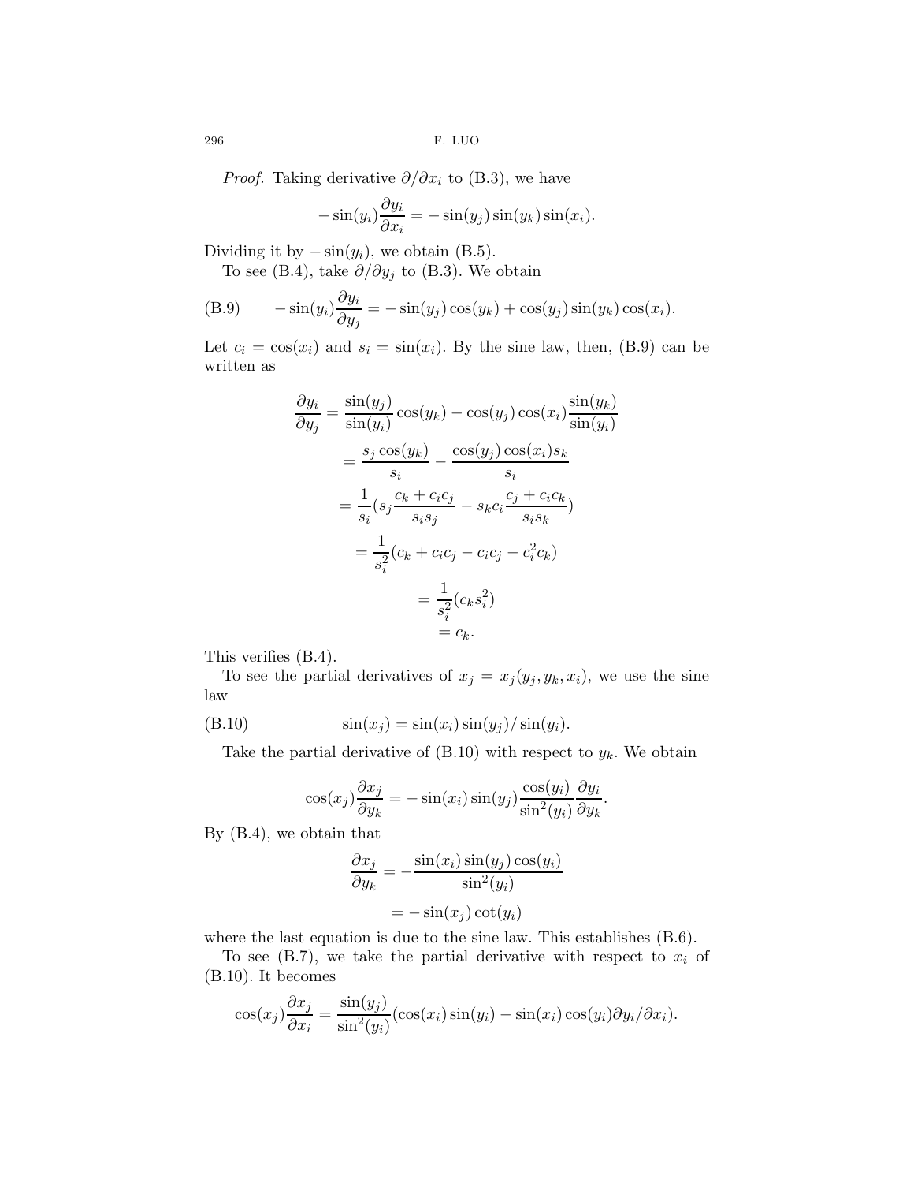*Proof.* Taking derivative $\partial/\partial x_i$ to (B.3), we have

$$-\sin(y_i)\frac{\partial y_i}{\partial x_i} = -\sin(y_j)\sin(y_k)\sin(x_i).$$

Dividing it by $-\sin(y_i)$, we obtain (B.5).

To see (B.4), take $\partial/\partial y_j$ to (B.3). We obtain

$$\text{(B.9)} \qquad -\sin(y_i)\frac{\partial y_i}{\partial y_j} = -\sin(y_j)\cos(y_k) + \cos(y_j)\sin(y_k)\cos(x_i).$$

Let $c_i = \cos(x_i)$ and $s_i = \sin(x_i)$. By the sine law, then, (B.9) can be written as

$$\begin{aligned}
\frac{\partial y_i}{\partial y_j} &= \frac{\sin(y_j)}{\sin(y_i)}\cos(y_k) - \cos(y_j)\cos(x_i)\frac{\sin(y_k)}{\sin(y_i)} \\
&= \frac{s_j\cos(y_k)}{s_i} - \frac{\cos(y_j)\cos(x_i)s_k}{s_i} \\
&= \frac{1}{s_i}\left(s_j\frac{c_k + c_ic_j}{s_is_j} - s_kc_i\frac{c_j + c_ic_k}{s_is_k}\right) \\
&= \frac{1}{s_i^2}(c_k + c_ic_j - c_ic_j - c_i^2c_k) \\
&= \frac{1}{s_i^2}(c_ks_i^2) \\
&= c_k.
\end{aligned}$$

This verifies (B.4).

To see the partial derivatives of $x_j = x_j(y_j, y_k, x_i)$, we use the sine law

$$\text{(B.10)} \qquad \sin(x_j) = \sin(x_i)\sin(y_j)/\sin(y_i).$$

Take the partial derivative of (B.10) with respect to $y_k$. We obtain

$$\cos(x_j)\frac{\partial x_j}{\partial y_k} = -\sin(x_i)\sin(y_j)\frac{\cos(y_i)}{\sin^2(y_i)}\frac{\partial y_i}{\partial y_k}.$$

By (B.4), we obtain that

$$\begin{aligned}
\frac{\partial x_j}{\partial y_k} &= -\frac{\sin(x_i)\sin(y_j)\cos(y_i)}{\sin^2(y_i)} \\
&= -\sin(x_j)\cot(y_i)
\end{aligned}$$

where the last equation is due to the sine law. This establishes (B.6).

To see (B.7), we take the partial derivative with respect to $x_i$ of (B.10). It becomes

$$\cos(x_j)\frac{\partial x_j}{\partial x_i} = \frac{\sin(y_j)}{\sin^2(y_i)}(\cos(x_i)\sin(y_i) - \sin(x_i)\cos(y_i)\partial y_i/\partial x_i).$$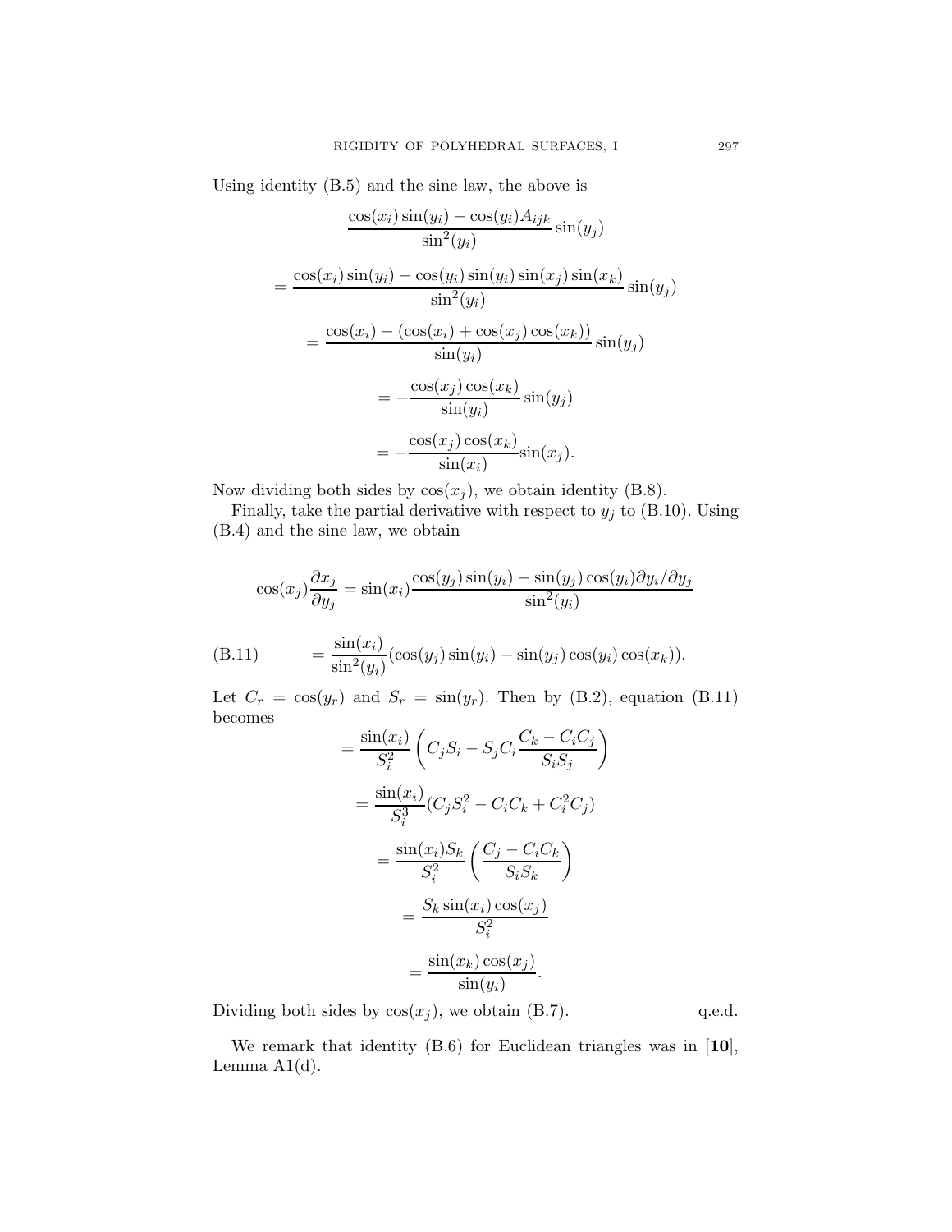Using identity (B.5) and the sine law, the above is

$$
\begin{aligned}
&\frac{\cos(x_i)\sin(y_i) - \cos(y_i)A_{ijk}}{\sin^2(y_i)}\sin(y_j) \\
&= \frac{\cos(x_i)\sin(y_i) - \cos(y_i)\sin(y_i)\sin(x_j)\sin(x_k)}{\sin^2(y_i)}\sin(y_j) \\
&= \frac{\cos(x_i) - (\cos(x_i) + \cos(x_j)\cos(x_k))}{\sin(y_i)}\sin(y_j) \\
&= -\frac{\cos(x_j)\cos(x_k)}{\sin(y_i)}\sin(y_j) \\
&= -\frac{\cos(x_j)\cos(x_k)}{\sin(x_i)}\sin(x_j).
\end{aligned}
$$

Now dividing both sides by $\cos(x_j)$, we obtain identity (B.8).

Finally, take the partial derivative with respect to $y_j$ to (B.10). Using (B.4) and the sine law, we obtain

$$
\cos(x_j)\frac{\partial x_j}{\partial y_j} = \sin(x_i)\frac{\cos(y_j)\sin(y_i) - \sin(y_j)\cos(y_i)\partial y_i/\partial y_j}{\sin^2(y_i)}
$$

$$
= \frac{\sin(x_i)}{\sin^2(y_i)}(\cos(y_j)\sin(y_i) - \sin(y_j)\cos(y_i)\cos(x_k)). \tag{B.11}
$$

Let $C_r = \cos(y_r)$ and $S_r = \sin(y_r)$. Then by (B.2), equation (B.11) becomes

$$
\begin{aligned}
&= \frac{\sin(x_i)}{S_i^2}\left(C_j S_i - S_j C_i \frac{C_k - C_i C_j}{S_i S_j}\right) \\
&= \frac{\sin(x_i)}{S_i^3}(C_j S_i^2 - C_i C_k + C_i^2 C_j) \\
&= \frac{\sin(x_i) S_k}{S_i^2}\left(\frac{C_j - C_i C_k}{S_i S_k}\right) \\
&= \frac{S_k \sin(x_i)\cos(x_j)}{S_i^2} \\
&= \frac{\sin(x_k)\cos(x_j)}{\sin(y_i)}.
\end{aligned}
$$

Dividing both sides by $\cos(x_j)$, we obtain (B.7). q.e.d.

We remark that identity (B.6) for Euclidean triangles was in [**10**], Lemma A1(d).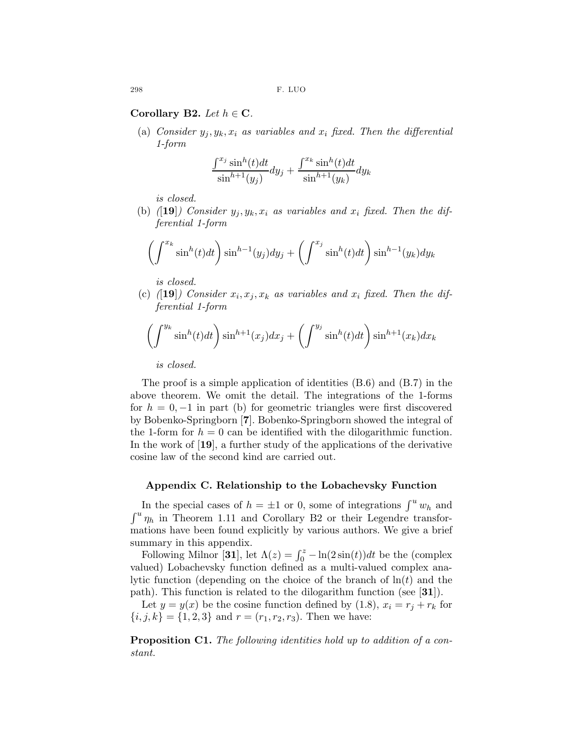**Corollary B2.** *Let $h \in \mathbf{C}$.*

(a) *Consider $y_j, y_k, x_i$ as variables and $x_i$ fixed. Then the differential 1-form*

$$\frac{\int^{x_j} \sin^h(t)dt}{\sin^{h+1}(y_j)}dy_j + \frac{\int^{x_k} \sin^h(t)dt}{\sin^{h+1}(y_k)}dy_k$$

*is closed.*

(b) *([**19**]) Consider $y_j, y_k, x_i$ as variables and $x_i$ fixed. Then the differential 1-form*

$$\left(\int^{x_k} \sin^h(t)dt\right) \sin^{h-1}(y_j)dy_j + \left(\int^{x_j} \sin^h(t)dt\right) \sin^{h-1}(y_k)dy_k$$

*is closed.*

(c) *([**19**]) Consider $x_i, x_j, x_k$ as variables and $x_i$ fixed. Then the differential 1-form*

$$\left(\int^{y_k} \sin^h(t)dt\right) \sin^{h+1}(x_j)dx_j + \left(\int^{y_j} \sin^h(t)dt\right) \sin^{h+1}(x_k)dx_k$$

*is closed.*

The proof is a simple application of identities (B.6) and (B.7) in the above theorem. We omit the detail. The integrations of the 1-forms for $h = 0, -1$ in part (b) for geometric triangles were first discovered by Bobenko-Springborn [**7**]. Bobenko-Springborn showed the integral of the 1-form for $h = 0$ can be identified with the dilogarithmic function. In the work of [**19**], a further study of the applications of the derivative cosine law of the second kind are carried out.

## Appendix C. Relationship to the Lobachevsky Function

In the special cases of $h = \pm 1$ or 0, some of integrations $\int^u w_h$ and $\int^u \eta_h$ in Theorem 1.11 and Corollary B2 or their Legendre transformations have been found explicitly by various authors. We give a brief summary in this appendix.

Following Milnor [**31**], let $\Lambda(z) = \int_0^z -\ln(2\sin(t))dt$ be the (complex valued) Lobachevsky function defined as a multi-valued complex analytic function (depending on the choice of the branch of $\ln(t)$ and the path). This function is related to the dilogarithm function (see [**31**]).

Let $y = y(x)$ be the cosine function defined by (1.8), $x_i = r_j + r_k$ for $\{i, j, k\} = \{1, 2, 3\}$ and $r = (r_1, r_2, r_3)$. Then we have:

**Proposition C1.** *The following identities hold up to addition of a constant.*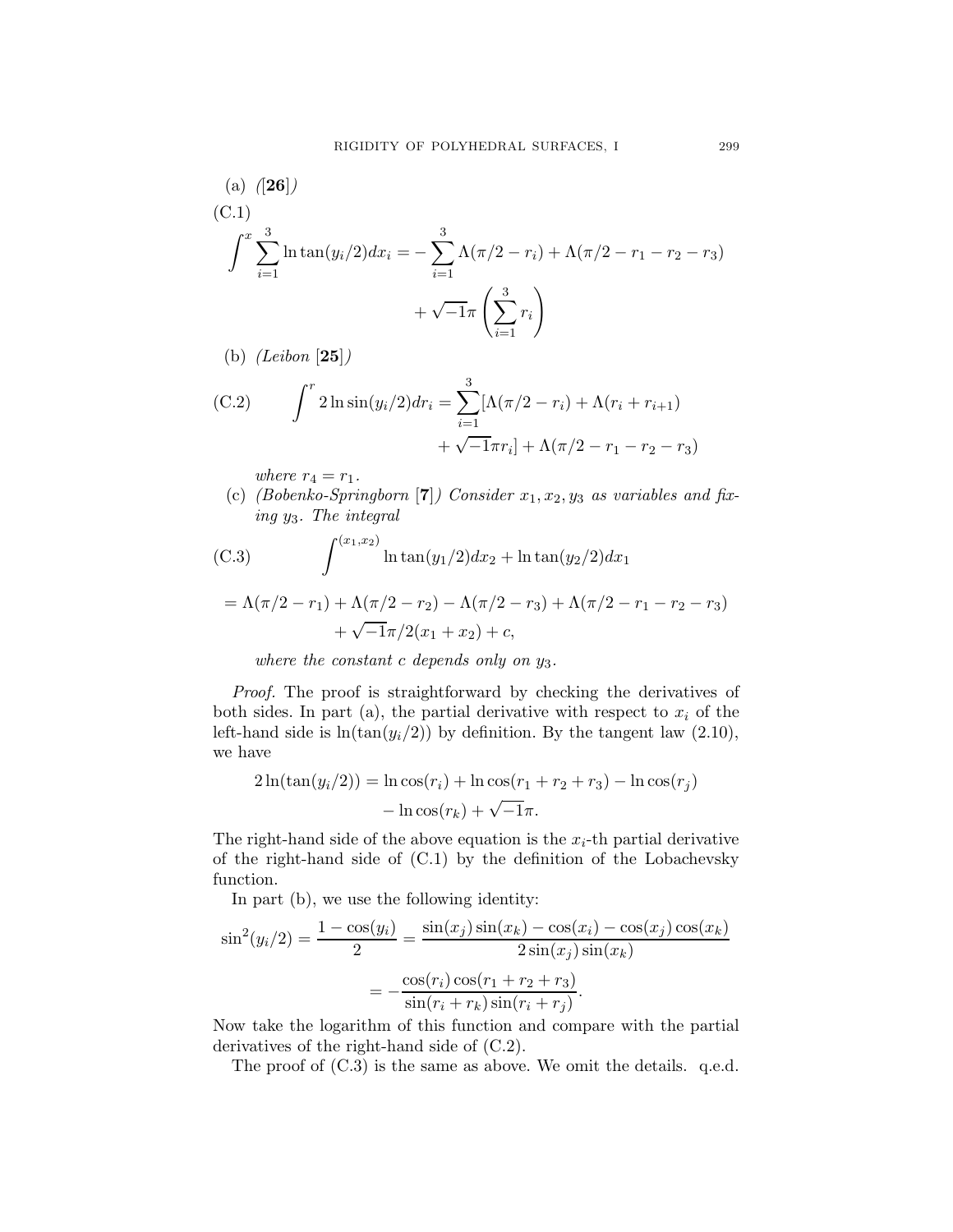(a) *([**26**])*

(C.1)

$$\int^x \sum_{i=1}^{3} \ln\tan(y_i/2)dx_i = -\sum_{i=1}^{3} \Lambda(\pi/2 - r_i) + \Lambda(\pi/2 - r_1 - r_2 - r_3) + \sqrt{-1}\pi\left(\sum_{i=1}^{3} r_i\right)$$

(b) *(Leibon [**25**])*

$$\text{(C.2)} \qquad \int^r 2\ln\sin(y_i/2)dr_i = \sum_{i=1}^{3}[\Lambda(\pi/2 - r_i) + \Lambda(r_i + r_{i+1}) + \sqrt{-1}\pi r_i] + \Lambda(\pi/2 - r_1 - r_2 - r_3)$$

*where* $r_4 = r_1$.

(c) *(Bobenko-Springborn [**7**]) Consider* $x_1, x_2, y_3$ *as variables and fixing* $y_3$. *The integral*

$$\text{(C.3)} \qquad \int^{(x_1,x_2)} \ln\tan(y_1/2)dx_2 + \ln\tan(y_2/2)dx_1$$

$$= \Lambda(\pi/2 - r_1) + \Lambda(\pi/2 - r_2) - \Lambda(\pi/2 - r_3) + \Lambda(\pi/2 - r_1 - r_2 - r_3) + \sqrt{-1}\pi/2(x_1 + x_2) + c,$$

*where the constant* $c$ *depends only on* $y_3$.

*Proof.* The proof is straightforward by checking the derivatives of both sides. In part (a), the partial derivative with respect to $x_i$ of the left-hand side is $\ln(\tan(y_i/2))$ by definition. By the tangent law (2.10), we have

$$2\ln(\tan(y_i/2)) = \ln\cos(r_i) + \ln\cos(r_1 + r_2 + r_3) - \ln\cos(r_j) - \ln\cos(r_k) + \sqrt{-1}\pi.$$

The right-hand side of the above equation is the $x_i$-th partial derivative of the right-hand side of (C.1) by the definition of the Lobachevsky function.

In part (b), we use the following identity:

$$\sin^2(y_i/2) = \frac{1 - \cos(y_i)}{2} = \frac{\sin(x_j)\sin(x_k) - \cos(x_i) - \cos(x_j)\cos(x_k)}{2\sin(x_j)\sin(x_k)} = -\frac{\cos(r_i)\cos(r_1 + r_2 + r_3)}{\sin(r_i + r_k)\sin(r_i + r_j)}.$$

Now take the logarithm of this function and compare with the partial derivatives of the right-hand side of (C.2).

The proof of (C.3) is the same as above. We omit the details. q.e.d.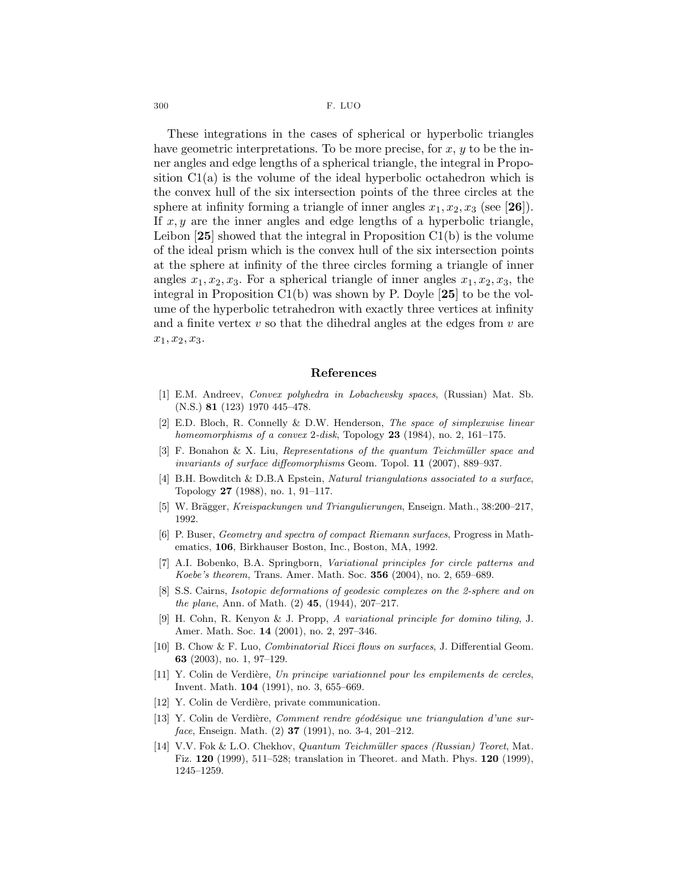These integrations in the cases of spherical or hyperbolic triangles have geometric interpretations. To be more precise, for $x$, $y$ to be the inner angles and edge lengths of a spherical triangle, the integral in Proposition C1(a) is the volume of the ideal hyperbolic octahedron which is the convex hull of the six intersection points of the three circles at the sphere at infinity forming a triangle of inner angles $x_1, x_2, x_3$ (see [**26**]). If $x, y$ are the inner angles and edge lengths of a hyperbolic triangle, Leibon [**25**] showed that the integral in Proposition C1(b) is the volume of the ideal prism which is the convex hull of the six intersection points at the sphere at infinity of the three circles forming a triangle of inner angles $x_1, x_2, x_3$. For a spherical triangle of inner angles $x_1, x_2, x_3$, the integral in Proposition C1(b) was shown by P. Doyle [**25**] to be the volume of the hyperbolic tetrahedron with exactly three vertices at infinity and a finite vertex $v$ so that the dihedral angles at the edges from $v$ are $x_1, x_2, x_3$.

## References

[1] E.M. Andreev, *Convex polyhedra in Lobachevsky spaces*, (Russian) Mat. Sb. (N.S.) **81** (123) 1970 445–478.

[2] E.D. Bloch, R. Connelly & D.W. Henderson, *The space of simplexwise linear homeomorphisms of a convex 2-disk*, Topology **23** (1984), no. 2, 161–175.

[3] F. Bonahon & X. Liu, *Representations of the quantum Teichmüller space and invariants of surface diffeomorphisms* Geom. Topol. **11** (2007), 889–937.

[4] B.H. Bowditch & D.B.A Epstein, *Natural triangulations associated to a surface*, Topology **27** (1988), no. 1, 91–117.

[5] W. Brägger, *Kreispackungen und Triangulierungen*, Enseign. Math., 38:200–217, 1992.

[6] P. Buser, *Geometry and spectra of compact Riemann surfaces*, Progress in Mathematics, **106**, Birkhauser Boston, Inc., Boston, MA, 1992.

[7] A.I. Bobenko, B.A. Springborn, *Variational principles for circle patterns and Koebe's theorem*, Trans. Amer. Math. Soc. **356** (2004), no. 2, 659–689.

[8] S.S. Cairns, *Isotopic deformations of geodesic complexes on the 2-sphere and on the plane*, Ann. of Math. (2) **45**, (1944), 207–217.

[9] H. Cohn, R. Kenyon & J. Propp, *A variational principle for domino tiling*, J. Amer. Math. Soc. **14** (2001), no. 2, 297–346.

[10] B. Chow & F. Luo, *Combinatorial Ricci flows on surfaces*, J. Differential Geom. **63** (2003), no. 1, 97–129.

[11] Y. Colin de Verdière, *Un principe variationnel pour les empilements de cercles*, Invent. Math. **104** (1991), no. 3, 655–669.

[12] Y. Colin de Verdière, private communication.

[13] Y. Colin de Verdière, *Comment rendre géodésique une triangulation d'une surface*, Enseign. Math. (2) **37** (1991), no. 3-4, 201–212.

[14] V.V. Fok & L.O. Chekhov, *Quantum Teichmüller spaces (Russian) Teoret*, Mat. Fiz. **120** (1999), 511–528; translation in Theoret. and Math. Phys. **120** (1999), 1245–1259.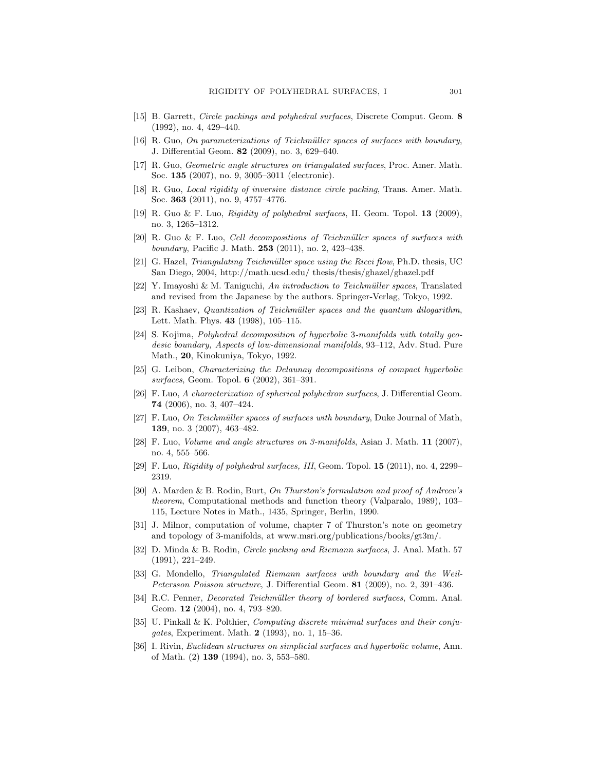[15] B. Garrett, *Circle packings and polyhedral surfaces*, Discrete Comput. Geom. **8** (1992), no. 4, 429–440.

[16] R. Guo, *On parameterizations of Teichmüller spaces of surfaces with boundary*, J. Differential Geom. **82** (2009), no. 3, 629–640.

[17] R. Guo, *Geometric angle structures on triangulated surfaces*, Proc. Amer. Math. Soc. **135** (2007), no. 9, 3005–3011 (electronic).

[18] R. Guo, *Local rigidity of inversive distance circle packing*, Trans. Amer. Math. Soc. **363** (2011), no. 9, 4757–4776.

[19] R. Guo & F. Luo, *Rigidity of polyhedral surfaces*, II. Geom. Topol. **13** (2009), no. 3, 1265–1312.

[20] R. Guo & F. Luo, *Cell decompositions of Teichmüller spaces of surfaces with boundary*, Pacific J. Math. **253** (2011), no. 2, 423–438.

[21] G. Hazel, *Triangulating Teichmüller space using the Ricci flow*, Ph.D. thesis, UC San Diego, 2004, http://math.ucsd.edu/ thesis/thesis/ghazel/ghazel.pdf

[22] Y. Imayoshi & M. Taniguchi, *An introduction to Teichmüller spaces*, Translated and revised from the Japanese by the authors. Springer-Verlag, Tokyo, 1992.

[23] R. Kashaev, *Quantization of Teichmüller spaces and the quantum dilogarithm*, Lett. Math. Phys. **43** (1998), 105–115.

[24] S. Kojima, *Polyhedral decomposition of hyperbolic 3-manifolds with totally geodesic boundary, Aspects of low-dimensional manifolds*, 93–112, Adv. Stud. Pure Math., **20**, Kinokuniya, Tokyo, 1992.

[25] G. Leibon, *Characterizing the Delaunay decompositions of compact hyperbolic surfaces*, Geom. Topol. **6** (2002), 361–391.

[26] F. Luo, *A characterization of spherical polyhedron surfaces*, J. Differential Geom. **74** (2006), no. 3, 407–424.

[27] F. Luo, *On Teichmüller spaces of surfaces with boundary*, Duke Journal of Math, **139**, no. 3 (2007), 463–482.

[28] F. Luo, *Volume and angle structures on 3-manifolds*, Asian J. Math. **11** (2007), no. 4, 555–566.

[29] F. Luo, *Rigidity of polyhedral surfaces, III*, Geom. Topol. **15** (2011), no. 4, 2299–2319.

[30] A. Marden & B. Rodin, Burt, *On Thurston's formulation and proof of Andreev's theorem*, Computational methods and function theory (Valparalo, 1989), 103–115, Lecture Notes in Math., 1435, Springer, Berlin, 1990.

[31] J. Milnor, computation of volume, chapter 7 of Thurston's note on geometry and topology of 3-manifolds, at www.msri.org/publications/books/gt3m/.

[32] D. Minda & B. Rodin, *Circle packing and Riemann surfaces*, J. Anal. Math. 57 (1991), 221–249.

[33] G. Mondello, *Triangulated Riemann surfaces with boundary and the Weil-Petersson Poisson structure*, J. Differential Geom. **81** (2009), no. 2, 391–436.

[34] R.C. Penner, *Decorated Teichmüller theory of bordered surfaces*, Comm. Anal. Geom. **12** (2004), no. 4, 793–820.

[35] U. Pinkall & K. Polthier, *Computing discrete minimal surfaces and their conjugates*, Experiment. Math. **2** (1993), no. 1, 15–36.

[36] I. Rivin, *Euclidean structures on simplicial surfaces and hyperbolic volume*, Ann. of Math. (2) **139** (1994), no. 3, 553–580.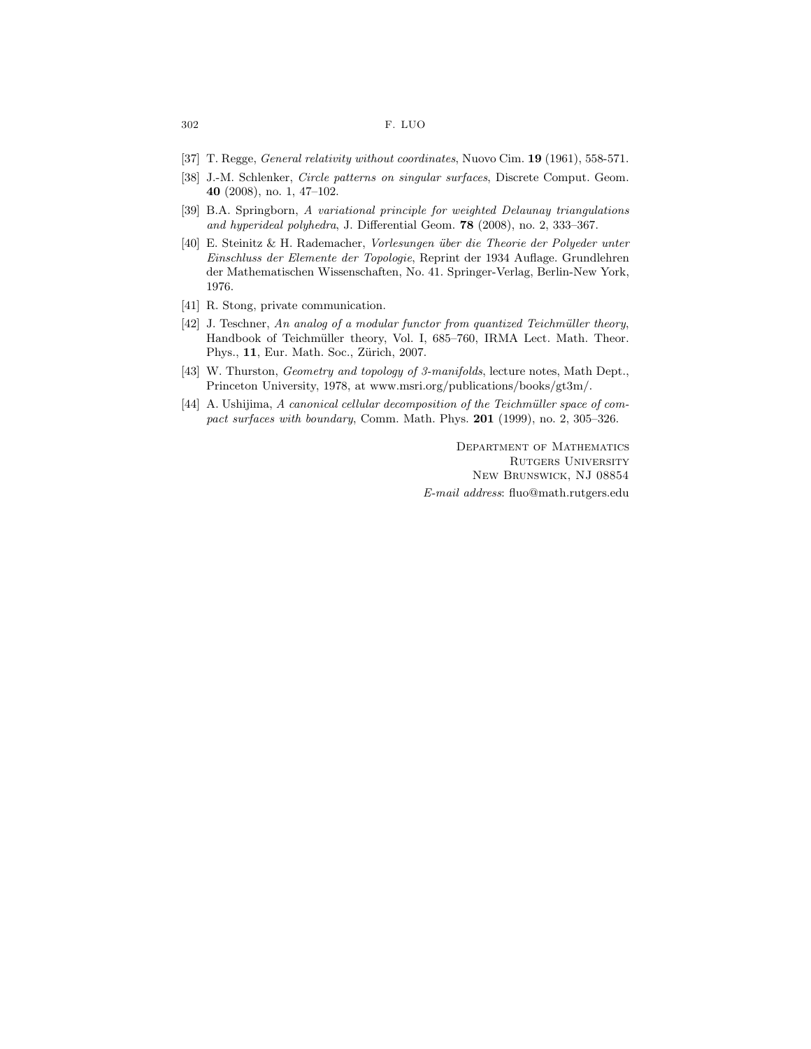[37] T. Regge, *General relativity without coordinates*, Nuovo Cim. **19** (1961), 558-571.

[38] J.-M. Schlenker, *Circle patterns on singular surfaces*, Discrete Comput. Geom. **40** (2008), no. 1, 47–102.

[39] B.A. Springborn, *A variational principle for weighted Delaunay triangulations and hyperideal polyhedra*, J. Differential Geom. **78** (2008), no. 2, 333–367.

[40] E. Steinitz & H. Rademacher, *Vorlesungen über die Theorie der Polyeder unter Einschluss der Elemente der Topologie*, Reprint der 1934 Auflage. Grundlehren der Mathematischen Wissenschaften, No. 41. Springer-Verlag, Berlin-New York, 1976.

[41] R. Stong, private communication.

[42] J. Teschner, *An analog of a modular functor from quantized Teichmüller theory*, Handbook of Teichmüller theory, Vol. I, 685–760, IRMA Lect. Math. Theor. Phys., **11**, Eur. Math. Soc., Zürich, 2007.

[43] W. Thurston, *Geometry and topology of 3-manifolds*, lecture notes, Math Dept., Princeton University, 1978, at www.msri.org/publications/books/gt3m/.

[44] A. Ushijima, *A canonical cellular decomposition of the Teichmüller space of compact surfaces with boundary*, Comm. Math. Phys. **201** (1999), no. 2, 305–326.

Department of Mathematics
Rutgers University
New Brunswick, NJ 08854
*E-mail address*: fluo@math.rutgers.edu